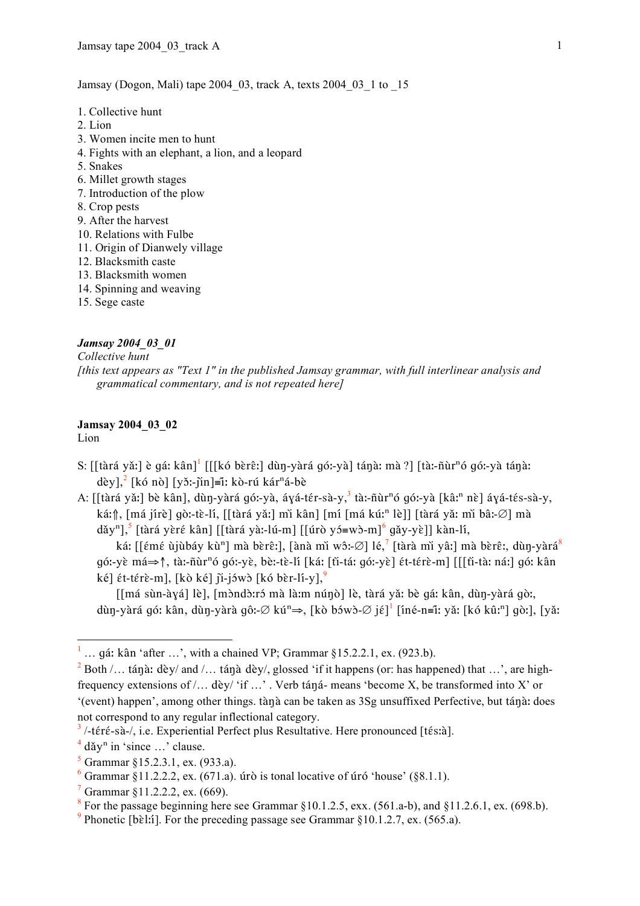Jamsay (Dogon, Mali) tape 2004_03, track A, texts 2004_03_1 to _15

1. Collective hunt
2. Lion
3. Women incite men to hunt
4. Fights with an elephant, a lion, and a leopard
5. Snakes
6. Millet growth stages
7. Introduction of the plow
8. Crop pests
9. After the harvest
10. Relations with Fulbe
11. Origin of Dianwely village
12. Blacksmith caste
13. Blacksmith women
14. Spinning and weaving
15. Sege caste

***Jamsay 2004_03_01***

*Collective hunt*

*[this text appears as "Text 1" in the published Jamsay grammar, with full interlinear analysis and grammatical commentary, and is not repeated here]*

**Jamsay 2004_03_02**

Lion

S: [[tàrá yǎː] è gáː kân][1] [[[kó bèrêː] dùŋ-yàrá góː-yà] táŋàː mà ?] [tàː-ñùrⁿó góː-yà táŋàː dèy],[2] [kó nò] [yɔ̌ː-jǐn]≡ǐː kò-rú kárⁿá-bè

A: [[tàrá yǎː] bè kân], dùŋ-yàrá góː-yà, áɣá-tér-sà-y,[3] tàː-ñùrⁿó góː-yà [kâːⁿ nè] áɣá-tés-sà-y, káː⇑, [má jírè] gòː-tè-lí, [[tàrá yǎː] mì kân] [mí [má kúːⁿ lè]] [tàrá yǎː mì bâː-∅] mà dǎyⁿ],[5] [tàrá yèrɛ́ kân] [[tàrá yàː-lú-m] [[úrò yɔ́≡wɔ̀-m][6] gǎy-yɛ̀]] kàn-lí,

káː [[ɛ́mɛ́ ùjùbáy kùⁿ] mà bèrêː], [ànà mì wɔ̂ː-∅] lé,[7] [tàrà mì yâː] mà bèrêː, dùŋ-yàrá[8] góː-yɛ̀ má⇒↑, tàː-ñùrⁿó góː-yɛ̀, bèː-tè-lí [káː [tǐ-táː góː-yɛ̀] ɛ́t-térɛ̀-m] [[[tǐ-tàː náː] góː kân ké] ɛ́t-térɛ̀-m], [kò ké] jǐ-jɔ́wɔ̀ [kó bɛ̀r-lí-y],[9]

[[má sùn-àɣá] lè], [mɔ̀ndɔ̀ːrɔ́ mà làːm núŋò] lè, tàrá yǎː bè gáː kân, dùŋ-yàrá gòː, dùŋ-yàrá góː kân, dùŋ-yàrà gôː-∅ kúⁿ⇒, [kò bɔ́wɔ̀-∅ jɛ́][1] [íné-n≡ǐː yǎː [kó kûːⁿ] gòː], [yǎː

---

[1] … gáː kân 'after …', with a chained VP; Grammar §15.2.2.1, ex. (923.b).

[2] Both /… táŋàː dèy/ and /… táŋà dèy/, glossed 'if it happens (or: has happened) that …', are high-frequency extensions of /… dèy/ 'if …' . Verb táŋá- means 'become X, be transformed into X' or '(event) happen', among other things. tàŋà can be taken as 3Sg unsuffixed Perfective, but táŋàː does not correspond to any regular inflectional category.

[3] /-téré-sà-/, i.e. Experiential Perfect plus Resultative. Here pronounced [tésːà].

[4] dǎyⁿ in 'since …' clause.

[5] Grammar §15.2.3.1, ex. (933.a).

[6] Grammar §11.2.2.2, ex. (671.a). úrò is tonal locative of úró 'house' (§8.1.1).

[7] Grammar §11.2.2.2, ex. (669).

[8] For the passage beginning here see Grammar §10.1.2.5, exx. (561.a-b), and §11.2.6.1, ex. (698.b).

[9] Phonetic [bɛ̀lːí]. For the preceding passage see Grammar §10.1.2.7, ex. (565.a).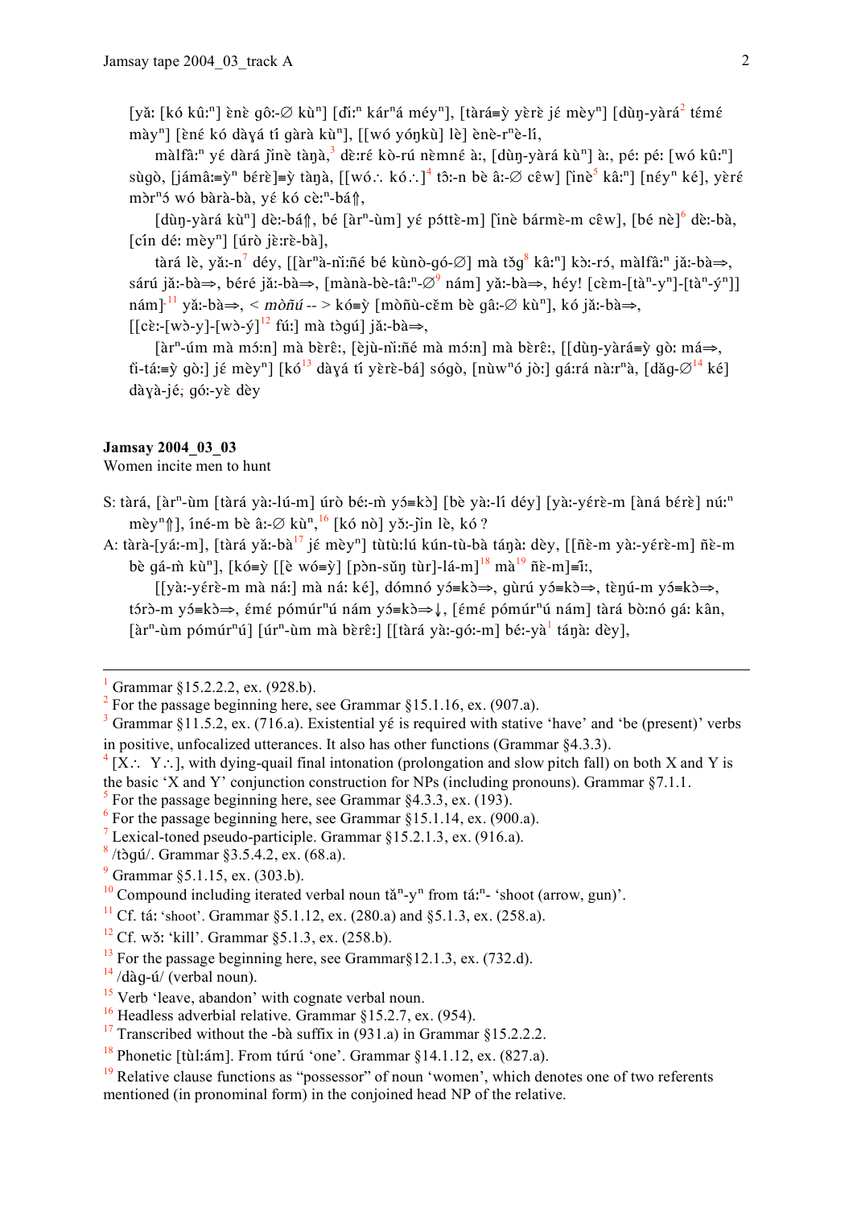[yǎ: [kó kû:ⁿ] ɛ̀nɛ̀ gô:-∅ kùⁿ] [đì:ⁿ kárⁿá méyⁿ], [tàrá≡ỳ yɛ̀rɛ̀ jɛ́ mèyⁿ] [dùŋ-yàrá[2] témɛ́ màyⁿ] [ɛ̀nɛ́ kó dàyá tí gàrà kùⁿ], [[wó yóŋkù] lè] ɛ̀nè-rⁿè-lí,

màlfâ:ⁿ yɛ́ dàrá ǐnè tàŋà,[3] dè:ré kò-rú nèmné à:, [dùŋ-yàrá kùⁿ] à:, pé: pé: [wó kû:ⁿ] sùgò, [jámâ:≡ỳⁿ bérɛ̀]≡ỳ tàŋà, [[wó∴ kó∴][4] tô:-n bè â:-∅ cêw] [ìnè[5] kâ:ⁿ] [néyⁿ ké], yèré mɔ̀rⁿɔ́ wó bàrà-bà, yɛ́ kó cè:ⁿ-bá⇑,

[dùŋ-yàrá kùⁿ] dè:-bá⇑, bé [àrⁿ-ùm] yɛ́ pɔ́ttè-m] [ìnè bármɛ̀-m cêw], [bé nè][6] dè:-bà, [cín dé: mèyⁿ] [úrò jè:rè-bà],

tàrá lè, yǎ:-n[7] déy, [[àrⁿà-nì:ñé bé kùnò-gó-∅] mà tɔ̌g[8] kâ:ⁿ] kɔ̀:-rɔ́, màlfâ:ⁿ jǎ:-bà⇒, sárú jǎ:-bà⇒, béré jǎ:-bà⇒, [mànà-bè-tâ:ⁿ-∅[9] nám] yǎ:-bà⇒, héy! [cèm-[tàⁿ-yⁿ]-[tàⁿ-ýⁿ]] nám][11] yǎ:-bà⇒, < *mɔ̀ñú* -- > kó≡ỳ [mɔ̀ñù-cěm bè gâ:-∅ kùⁿ], kó jǎ:-bà⇒, [[cɛ̀:-[wɔ̀-y]-[wɔ̀-ý][12] fú:] mà tɔ̀gú] jǎ:-bà⇒,

[àrⁿ-úm mà mɔ́:n] mà bèrê:, [èjù-nì:ñé mà mɔ́:n] mà bèrê:, [[dùŋ-yàrá≡ỳ gò: má⇒, tì-tá:≡ỳ gò:] jɛ́ mèyⁿ] [kó[13] dàyá tí yèrè-bá] sógò, [nùwⁿó jò:] gá:rá nà:rⁿà, [dǎg-∅[14] ké] dàyà-jé, gó:-yè dèy

**Jamsay 2004_03_03**
Women incite men to hunt

S: tàrá, [àrⁿ-ùm [tàrá yà:-lú-m] úrò bé:-m̀ yɔ́≡kɔ̀] [bè yà:-lí déy] [yà:-yérè-m [àná bérè] nú:ⁿ mèyⁿ⇑], íné-m bè â:-∅ kùⁿ,[16] [kó nò] yɔ̌:-jìn lè, kó ?

A: tàrà-[yá:-m], [tàrá yǎ:-bà[17] jɛ́ mèyⁿ] tùtù:lú kún-tù-bà táŋà: dèy, [[ñè-m yà:-yérè-m] ñè-m bè gá-m̀ kùⁿ], [kó≡ỳ [[è wó≡ỳ] [pɔ̀n-sǔŋ tùr]-lá-m][18] mà[19] ñè-m]≡î:,

[[yà:-yérè-m mà ná:] mà ná: ké], dómnó yɔ́≡kɔ̀⇒, gùrú yɔ́≡kɔ̀⇒, tèŋú-m yɔ́≡kɔ̀⇒, tórò-m yɔ́≡kɔ̀⇒, émé pómúrⁿú nám yɔ́≡kɔ̀⇒↓, [émé pómúrⁿú nám] tàrá bò:nó gá: kân, [àrⁿ-ùm pómúrⁿú] [úrⁿ-ùm mà bèrê:] [[tàrá yà:-gó:-m] bé:-yà[1] táŋà: dèy],

---

[1] Grammar §15.2.2.2, ex. (928.b).
[2] For the passage beginning here, see Grammar §15.1.16, ex. (907.a).
[3] Grammar §11.5.2, ex. (716.a). Existential yɛ́ is required with stative 'have' and 'be (present)' verbs in positive, unfocalized utterances. It also has other functions (Grammar §4.3.3).
[4] [X∴ Y∴], with dying-quail final intonation (prolongation and slow pitch fall) on both X and Y is the basic 'X and Y' conjunction construction for NPs (including pronouns). Grammar §7.1.1.
[5] For the passage beginning here, see Grammar §4.3.3, ex. (193).
[6] For the passage beginning here, see Grammar §15.1.14, ex. (900.a).
[7] Lexical-toned pseudo-participle. Grammar §15.2.1.3, ex. (916.a).
[8] /tɔ̀gú/. Grammar §3.5.4.2, ex. (68.a).
[9] Grammar §5.1.15, ex. (303.b).
[10] Compound including iterated verbal noun tǎⁿ-yⁿ from tá:ⁿ- 'shoot (arrow, gun)'.
[11] Cf. tá: 'shoot'. Grammar §5.1.12, ex. (280.a) and §5.1.3, ex. (258.a).
[12] Cf. wɔ̌: 'kill'. Grammar §5.1.3, ex. (258.b).
[13] For the passage beginning here, see Grammar§12.1.3, ex. (732.d).
[14] /dàg-ú/ (verbal noun).
[15] Verb 'leave, abandon' with cognate verbal noun.
[16] Headless adverbial relative. Grammar §15.2.7, ex. (954).
[17] Transcribed without the -bà suffix in (931.a) in Grammar §15.2.2.2.
[18] Phonetic [tùl:ám]. From túrú 'one'. Grammar §14.1.12, ex. (827.a).
[19] Relative clause functions as "possessor" of noun 'women', which denotes one of two referents mentioned (in pronominal form) in the conjoined head NP of the relative.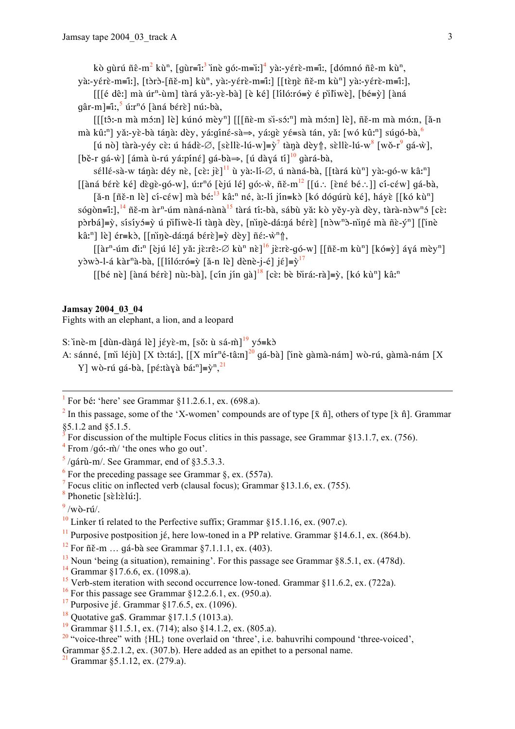kò gùrú ñɛ̂-m[2] kùⁿ, [gùr≡ì:[3] ìnè gó:-m≡ì:][4] yà:-yérè-m≡ì:, [dómnó ñɛ̂-m kùⁿ, yà:-yérè-m≡ì:], [tɔ̀rɔ̀-[ñɛ̌-m] kùⁿ, yà:-yérè-m≡ì:] [[tèŋè ñɛ̌-m kùⁿ] yà:-yérè-m≡ì:],

[[[é dɛ̂:] mà úrⁿ-ùm] tàrá yǎ:-yè-bà] [è ké] [[líló:ró≡ỳ é pìlìwè], [bé≡ỳ] [àná gâr-m]≡ì:,[5] ú:rⁿó [àná bérè] nú:-bà,

[[[tɔ̂:-n mà mɔ́:n] lè] kúnó mèyⁿ] [[[ñè-m sì-sɔ́:ⁿ] mà mɔ́:n] lè], ñɛ̌-m mà mɔ́:n, [ǎ-n mà kû:ⁿ] yǎ:-yè-bà táŋà: dèy, yá:gíné-sà⇒, yá:gè yé≡sà tán, yǎ: [wó kû:ⁿ] súgó-bà,[6]

[ú nò] tàrà-yéy cè: ú hádè-∅, [sɛ̀llɛ̀-lú-w]≡ỳ[7] tàŋà dèy⇑, sɛ̀llɛ̀-lú-w[8] [wǒ-r[9] gá-ẁ], [bě-r gá-ẁ] [ámà ù-rú yá:píné] gá-bà⇒, [ú dàɣá tí][10] gàrá-bà,

séllé-sà-w táŋà: déy nè, [cè: jè][11] ù yà:-lí-∅, ú nàná-bà, [[tàrá kùⁿ] yà:-gó-w kâ:ⁿ] [[àná bérè ké] dègè-gó-w], ú:rⁿó [èjú lé] gó:-w, ñɛ̌-m[12] [[ú∴ [èné bé∴]] cí-céw] gá-bà,

[ǎ-n [ñɛ̌-n lè] cí-céw] mà bé:[13] kâ:ⁿ né, à:-lí jín≡kɔ̀ [kó dógúrù ké], háyè [[kó kùⁿ] sógòn≡ì:],[14] ñɛ̌-m àrⁿ-úm nàná-nànà[15] tàrá tí:-bà, sábù yǎ: kò yěy-yà dèy, tàrà-nɔ̀wⁿɔ́ [cè: pɔ̀rbá]≡ỳ, sísíyɔ́≡ỳ ú pìlìwè-lí tàŋà dèy, [nìŋè-dá:ŋá bérè] [nɔ̀wⁿɔ̀-nìŋé mà ñè-ýⁿ] [[ìnè kâ:ⁿ] lè] ér≡kɔ̀, [[nìŋè-dá:ŋá bérè]≡ỳ dèy] ñé:-ẁⁿ⇑,

[[àrⁿ-úm đì:ⁿ [èjú lé] yǎ: jè:rê:-∅ kùⁿ nè][16] jè:rè-gó-w] [[ñɛ̌-m kùⁿ] [kó≡ỳ] áɣá mèyⁿ] yɔ̀wɔ̀-l-á kàrⁿà-bà, [[líló:ró≡ỳ [ǎ-n lè] dènè-j-é] jé]≡ỳ[17]

[[bé nè] [àná bérè] nù:-bà], [cín jín gà][18] [cè: bè bìrá:-rà]≡ỳ, [kó kùⁿ] kâ:ⁿ

**Jamsay 2004_03_04**
Fights with an elephant, a lion, and a leopard

S: ìnè-m [dùn-dàŋá lè] jéyè-m, [sɔ̌: ù sá-m̀][19] yɔ́≡kɔ̀
A: sánné, [mì léjù] [X tɔ̀:tá:], [[X mírⁿé-tâ:n][20] gá-bà] [ìnè gàmà-nám] wò-rú, gàmà-nám [X Y] wò-rú gá-bà, [pé:tàɣà bá:ⁿ]≡ỳⁿ,[21]

---

[1] For bé: 'here' see Grammar §11.2.6.1, ex. (698.a).
[2] In this passage, some of the 'X-women' compounds are of type [x̄ n̂], others of type [x̀ n̂]. Grammar §5.1.2 and §5.1.5.
[3] For discussion of the multiple Focus clitics in this passage, see Grammar §13.1.7, ex. (756).
[4] From /gó:-m̀/ 'the ones who go out'.
[5] /gárù-m/. See Grammar, end of §3.5.3.3.
[6] For the preceding passage see Grammar §, ex. (557a).
[7] Focus clitic on inflected verb (clausal focus); Grammar §13.1.6, ex. (755).
[8] Phonetic [sɛ̀l:ɛ̀lú:].
[9] /wò-rú/.
[10] Linker tí related to the Perfective suffix; Grammar §15.1.16, ex. (907.c).
[11] Purposive postposition jé, here low-toned in a PP relative. Grammar §14.6.1, ex. (864.b).
[12] For ñɛ̌-m … gá-bà see Grammar §7.1.1.1, ex. (403).
[13] Noun 'being (a situation), remaining'. For this passage see Grammar §8.5.1, ex. (478d).
[14] Grammar §17.6.6, ex. (1098.a).
[15] Verb-stem iteration with second occurrence low-toned. Grammar §11.6.2, ex. (722a).
[16] For this passage see Grammar §12.2.6.1, ex. (950.a).
[17] Purposive jé. Grammar §17.6.5, ex. (1096).
[18] Quotative ga$. Grammar §17.1.5 (1013.a).
[19] Grammar §11.5.1, ex. (714); also §14.1.2, ex. (805.a).
[20] "voice-three" with {HL} tone overlaid on 'three', i.e. bahuvrihi compound 'three-voiced', Grammar §5.2.1.2, ex. (307.b). Here added as an epithet to a personal name.
[21] Grammar §5.1.12, ex. (279.a).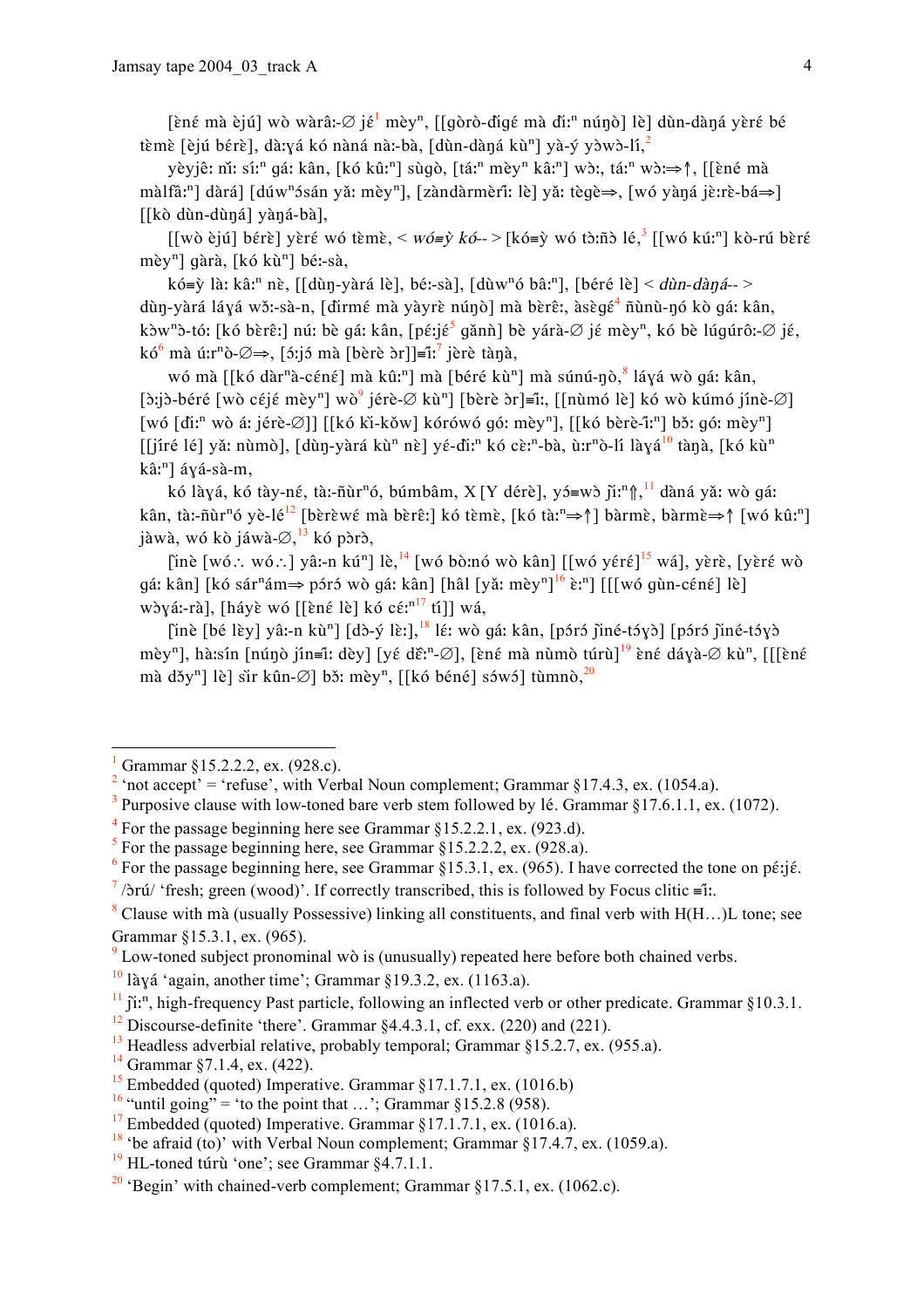[ɛ̀nɛ́ mà ɛ̀jú] wò wàrâ:-∅ jɛ́[1] mɛ̀yⁿ, [[gòrò-ɗìgɛ́ mà ɗì:ⁿ núŋò] lè] dùn-dàŋá yèrɛ́ bé tèmɛ̀ [ɛ̀jú bɛ́rɛ̀], dà:ɣá kó nàná nà:-bà, [dùn-dàŋá kùⁿ] yà-ý yɔ̀wɔ̀-lí,[2]

yèyjê: ní: sí:ⁿ gá: kân, [kó kû:ⁿ] sùgò, [tá:ⁿ mɛ̀yⁿ kâ:ⁿ] wɔ̀:, tá:ⁿ wɔ̀:⇒↑, [[ɛ̀nɛ́ mà màlfâ:ⁿ] dàrá] [dúwⁿɔ́sán yǎ: mɛ̀yⁿ], [zàndàrmɛ̀rí: lè] yǎ: tègè⇒, [wó yàŋá jɛ̀:rɛ̀-bá⇒] [[kò dùn-dùŋá] yàŋá-bà],

[[wò ɛ̀jú] bɛ́rɛ̀] yèrɛ́ wó tèmɛ̀, < *wó≡ỳ kó--* > [kó≡ỳ wó tɔ̀:ñɔ̀ lé,[3] [[wó kú:ⁿ] kò-rú bɛ̀rɛ́ mɛ̀yⁿ] gàrà, [kó kùⁿ] bé:-sà,

kó≡ỳ là: kâ:ⁿ nɛ̀, [[dùŋ-yàrá lè], bé:-sà], [dùwⁿó bâ:ⁿ], [béré lè] < *dùn-dàŋá--* > dùŋ-yàrá láɣá wɔ̌:-sà-n, [ɗìrmɛ́ mà yàyrɛ̀ núŋò] mà bɛ̀rɛ̂:, àsɛ̀gɛ́[4] ñùnù-ŋó kò gá: kân, kɔ̀wⁿɔ̀-tó: [kó bɛ̀rɛ̂:] nú: bè gá: kân, [pɛ́:jɛ́[5] gǎnǹ] bè yárà-∅ jɛ́ mɛ̀yⁿ, kó bè lúgúrô:-∅ jɛ́, kó[6] mà ú:rⁿò-∅⇒, [ɔ́:jɔ́ mà [bɛ̀rɛ̀ ɔr]]≡î:,[7] jɛ̀rɛ̀ tàŋà,

wó mà [[kó dàrⁿà-cénɛ́] mà kû:ⁿ] mà [béré kùⁿ] mà súnú-ŋò,[8] láɣá wò gá: kân, [ɔ̀:jɔ̀-béré [wò céjɛ́ mɛ̀yⁿ] wò[9] jérɛ̀-∅ kùⁿ] [bɛ̀rɛ̀ ɔr]≡î:, [[nùmó lè] kó wò kúmó jínè-∅] [wó [ɗì:ⁿ wò á: jérɛ̀-∅]] [[kó kì-kǒw] kórówó gó: mɛ̀yⁿ], [[kó bɛ̀rɛ̀-î:ⁿ] bɔ̌: gó: mɛ̀yⁿ] [[jíré lé] yǎ: nùmò], [dùŋ-yàrá kùⁿ nɛ̀] yé-ɗì:ⁿ kó cɛ̀:ⁿ-bà, ù:rⁿò-lí làɣá[10] tàŋà, [kó kùⁿ kâ:ⁿ] áɣá-sà-m,

kó làɣá, kó tày-nɛ́, tà:-ñùrⁿó, búmbâm, X [Y dérɛ̀], yɔ́≡wɔ̀ jì:ⁿ⇑,[11] dàná yǎ: wò gá: kân, tà:-ñùrⁿó yè-lé[12] [bɛ̀rɛ̀wɛ́ mà bɛ̀rɛ̂:] kó tèmɛ̀, [kó tà:ⁿ⇒↑] bàrmɛ̀, bàrmɛ̀⇒↑ [wó kû:ⁿ] jàwà, wó kò jáwà-∅,[13] kó pɔ̀rɔ̀,

[ìnè [wó∴ wó∴] yâ:-n kúⁿ] lɛ̀,[14] [wó bɔ̀:nó wò kân] [[wó yéréɛ́][15] wá], yèrɛ̀, [yèrɛ́ wò gá: kân] [kó sárⁿám⇒ pɔ́rɔ́ wò gá: kân] [hâl [yǎ: mɛ̀yⁿ][16] ɛ̀:ⁿ] [[[wó gùn-cénɛ́] lè] wɔ̀ɣá:-rà], [háyɛ̀ wó [[ɛ̀nɛ́ lè] kó cɛ́:ⁿ[17] tí]] wá,

[ìnè [bé lɛ̀y] yâ:-n kùⁿ] [dɔ̀-ý lɛ̀:],[18] lɛ́: wò gá: kân, [pɔ́rɔ́ jìné-tóɣɔ̀] [pɔ́rɔ́ jìné-tóɣɔ̀ mɛ̀yⁿ], hà:sín [núŋò jín≡î: dɛ̀y] [yé dɛ̌:ⁿ-∅], [ɛ̀nɛ́ mà nùmò túrù][19] ɛ̀nɛ́ dáɣà-∅ kùⁿ, [[[ɛ̀nɛ́ mà dɔ̌yⁿ] lè] sìr kûn-∅] bɔ̌: mɛ̀yⁿ, [[kó béné] sɔ́wɔ́] tùmnò,[20]

---

[1] Grammar §15.2.2.2, ex. (928.c).

[2] 'not accept' = 'refuse', with Verbal Noun complement; Grammar §17.4.3, ex. (1054.a).

[3] Purposive clause with low-toned bare verb stem followed by lé. Grammar §17.6.1.1, ex. (1072).

[4] For the passage beginning here see Grammar §15.2.2.1, ex. (923.d).

[5] For the passage beginning here, see Grammar §15.2.2.2, ex. (928.a).

[6] For the passage beginning here, see Grammar §15.3.1, ex. (965). I have corrected the tone on pɛ́:jɛ́.

[7] /ɔrú/ 'fresh; green (wood)'. If correctly transcribed, this is followed by Focus clitic ≡î:.

[8] Clause with mà (usually Possessive) linking all constituents, and final verb with H(H…)L tone; see Grammar §15.3.1, ex. (965).

[9] Low-toned subject pronominal wò is (unusually) repeated here before both chained verbs.

[10] làɣá 'again, another time'; Grammar §19.3.2, ex. (1163.a).

[11] jì:ⁿ, high-frequency Past particle, following an inflected verb or other predicate. Grammar §10.3.1.

[12] Discourse-definite 'there'. Grammar §4.4.3.1, cf. exx. (220) and (221).

[13] Headless adverbial relative, probably temporal; Grammar §15.2.7, ex. (955.a).

[14] Grammar §7.1.4, ex. (422).

[15] Embedded (quoted) Imperative. Grammar §17.1.7.1, ex. (1016.b)

[16] "until going" = 'to the point that …'; Grammar §15.2.8 (958).

[17] Embedded (quoted) Imperative. Grammar §17.1.7.1, ex. (1016.a).

[18] 'be afraid (to)' with Verbal Noun complement; Grammar §17.4.7, ex. (1059.a).

[19] HL-toned túrù 'one'; see Grammar §4.7.1.1.

[20] 'Begin' with chained-verb complement; Grammar §17.5.1, ex. (1062.c).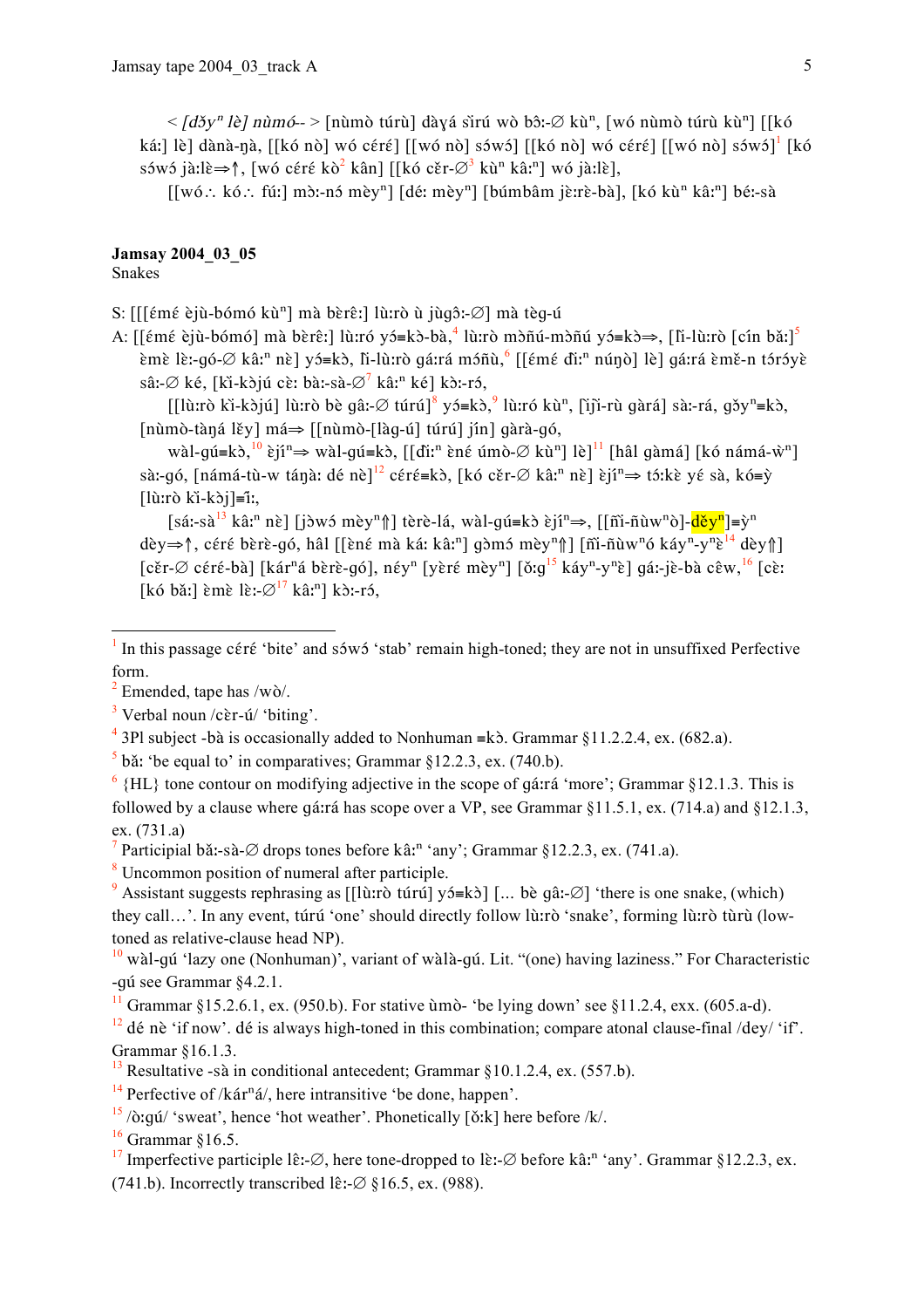< *[dǒyⁿ lè] nùmó--* > [nùmò túrù] dàɣá sĭrú wò bɔ̂:-∅ kùⁿ, [wó nùmò túrù kùⁿ] [[kó ká:] lè] dànà-ŋà, [[kó nò] wó cɛ́rɛ́] [[wó nò] sɔ́wɔ́] [[kó nò] wó cɛ́rɛ́] [[wó nò] sɔ́wɔ́][1] [kó sɔ́wɔ́ jà:lɛ̀⇒↑, [wó cɛ́rɛ́ kɔ̀[2] kân] [[kó cɛ̌r-∅[3] kùⁿ kâ:ⁿ] wó jà:lɛ̀],

[[wó∴ kó∴ fú:] mɔ̀:-nɔ́ mèyⁿ] [dé: mèyⁿ] [búmbâm jɛ̀:rɛ̀-bà], [kó kùⁿ kâ:ⁿ] bé:-sà

**Jamsay 2004_03_05**
Snakes

S: [[[ɛ́mɛ́ ɛ̀jù-bómó kùⁿ] mà bɛ̀rɛ̂:] lù:rò ù jùgɔ̂:-∅] mà tɛ̀g-ú

A: [[ɛ́mɛ́ ɛ̀jù-bómó] mà bɛ̀rɛ̂:] lù:ró yɔ́≡kɔ̀-bà,[4] lù:rò mɔ̀ñú-mɔ̀ñú yɔ́≡kɔ̀⇒, [ĭ-lù:rò [cín bǎ:][5] ɛ̀mɛ̀ lɛ̀:-gó-∅ kâ:ⁿ nɛ̀] yɔ́≡kɔ̀, ĭ-lù:rò gá:rá mɔ́ñù,[6] [[ɛ́mɛ́ ɗì:ⁿ núŋɔ̀] lè] gá:rá ɛ̀mɛ̌-n tɔ́rɔ́yɛ̀ sâ:-∅ ké, [kĭ-kɔ̀jú cɛ̀: bà:-sà-∅[7] kâ:ⁿ ké] kɔ̀:-rɔ́,

[[lù:rò kĭ-kɔ̀jú] lù:rò bè gâ:-∅ túrú][8] yɔ́≡kɔ̀,[9] lù:rò kùⁿ, [ĭɲ̀ĭ-rù gàrá] sà:-rá, gɔ̌yⁿ≡kɔ̀, [nùmò-tàŋá lɛ̌y] má⇒ [[nùmò-[làg-ú] túrú] jín] gàrà-gó,

wàl-gú≡kɔ̀,[10] ɛ̀jíⁿ⇒ wàl-gú≡kɔ̀, [[ɗì:ⁿ ɛ̀nɛ́ úmɔ̀-∅ kùⁿ] lè][11] [hâl gàmá] [kó námá-ẁⁿ] sà:-gó, [námá-tù-w táŋà: dé nɛ̀][12] cɛ́rɛ́≡kɔ̀, [kó cɛ̌r-∅ kâ:ⁿ nɛ̀] ɛ̀jíⁿ⇒ tɔ́:kɛ̀ yɛ́ sà, kó≡ỳ [lù:rò kĭ-kɔ̀j]≡ĭ:,

[sá:-sà[13] kâ:ⁿ nɛ̀] [jɔ̀wɔ́ mèyⁿ⇑] tɛ̀rɛ̀-lá, wàl-gú≡kɔ̀ ɛ̀jíⁿ⇒, [[ñĭ-ñùwⁿɔ̀]-dɛ̌yⁿ]≡ỳⁿ dɛ̀y⇒↑, cɛ́rɛ́ bɛ̀rɛ̀-gó, hâl [[ɛ̀nɛ́ mà ká: kâ:ⁿ] gɔ̀mɔ́ mèyⁿ⇑] [ñĭ-ñùwⁿó káyⁿ-yⁿɛ̀[14] dɛ̀y⇑] [cɛ̌r-∅ cɛ́rɛ́-bà] [kárⁿá bɛ̀rɛ̀-gó], néyⁿ [yɛ̀rɛ́ mèyⁿ] [ɔ̌:g[15] káyⁿ-yⁿɛ̀] gá:-jɛ̀-bà cɛ̂w,[16] [cɛ̀: [kó bǎ:] ɛ̀mɛ̀ lɛ̀:-∅[17] kâ:ⁿ] kɔ̀:-rɔ́,

---

[1] In this passage cɛ́rɛ́ 'bite' and sɔ́wɔ́ 'stab' remain high-toned; they are not in unsuffixed Perfective form.

[2] Emended, tape has /wɔ̀/.

[3] Verbal noun /cɛ̀r-ú/ 'biting'.

[4] 3Pl subject -bà is occasionally added to Nonhuman ≡kɔ̀. Grammar §11.2.2.4, ex. (682.a).

[5] bǎ: 'be equal to' in comparatives; Grammar §12.2.3, ex. (740.b).

[6] {HL} tone contour on modifying adjective in the scope of gá:rá 'more'; Grammar §12.1.3. This is followed by a clause where gá:rá has scope over a VP, see Grammar §11.5.1, ex. (714.a) and §12.1.3, ex. (731.a)

[7] Participial bǎ:-sà-∅ drops tones before kâ:ⁿ 'any'; Grammar §12.2.3, ex. (741.a).

[8] Uncommon position of numeral after participle.

[9] Assistant suggests rephrasing as [[lù:rò túrú] yɔ́≡kɔ̀] [... bè gâ:-∅] 'there is one snake, (which) they call…'. In any event, túrú 'one' should directly follow lù:rò 'snake', forming lù:rò tùrù (low-toned as relative-clause head NP).

[10] wàl-gú 'lazy one (Nonhuman)', variant of wàlà-gú. Lit. "(one) having laziness." For Characteristic -gú see Grammar §4.2.1.

[11] Grammar §15.2.6.1, ex. (950.b). For stative ùmɔ̀- 'be lying down' see §11.2.4, exx. (605.a-d).

[12] dé nɛ̀ 'if now'. dé is always high-toned in this combination; compare atonal clause-final /dey/ 'if'. Grammar §16.1.3.

[13] Resultative -sà in conditional antecedent; Grammar §10.1.2.4, ex. (557.b).

[14] Perfective of /kárⁿá/, here intransitive 'be done, happen'.

[15] /ɔ̀:gú/ 'sweat', hence 'hot weather'. Phonetically [ɔ̌:k] here before /k/.

[16] Grammar §16.5.

[17] Imperfective participle lɛ̂:-∅, here tone-dropped to lɛ̀:-∅ before kâ:ⁿ 'any'. Grammar §12.2.3, ex. (741.b). Incorrectly transcribed lɛ̂:-∅ §16.5, ex. (988).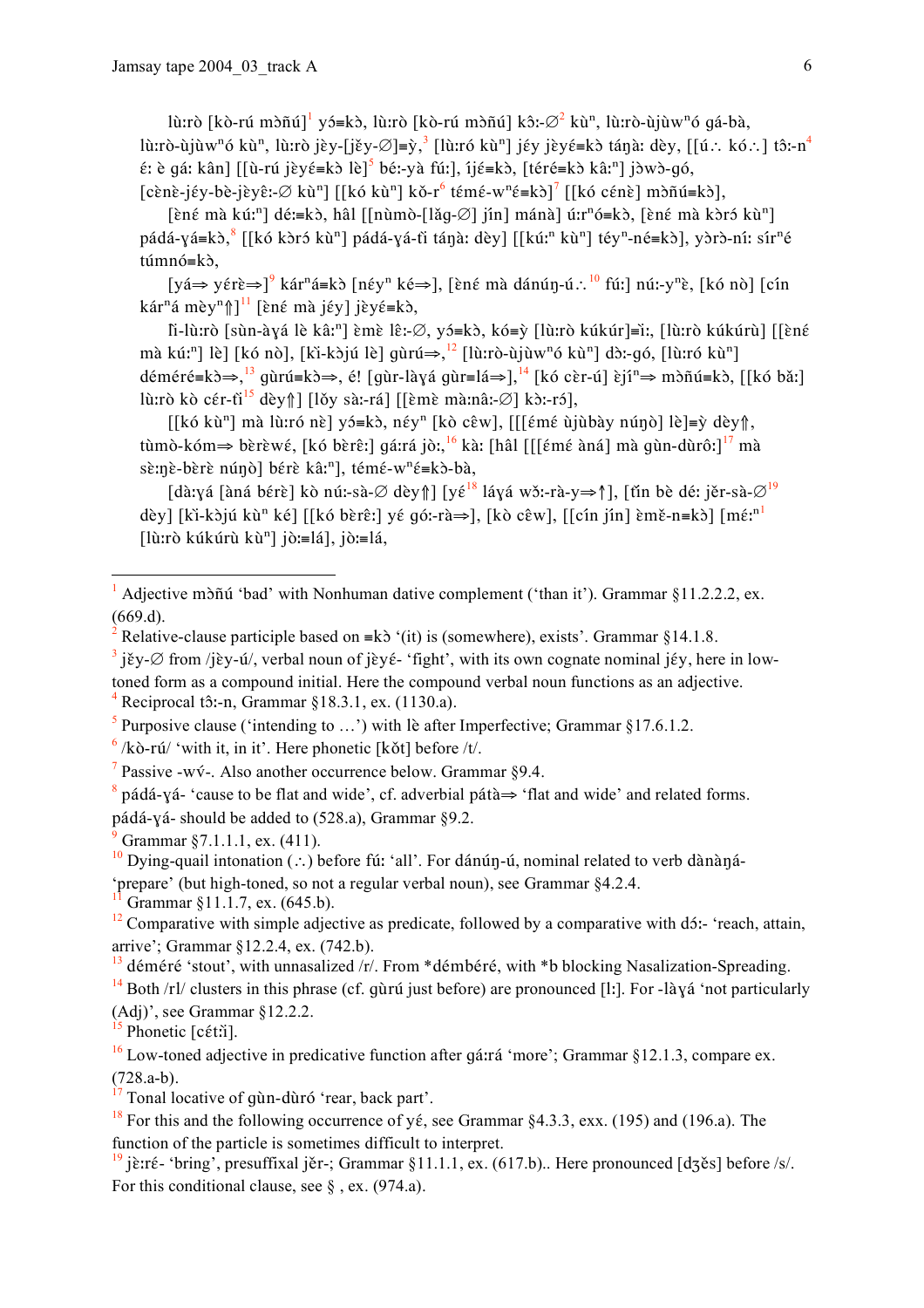lù:rò [kò-rú mɔ̀ñú][1] yɔ́≡kɔ̀, lù:rò [kò-rú mɔ̀ñú] kɔ̂:-∅[2] kùⁿ, lù:rò-ùjùwⁿó gá-bà, lù:rò-ùjùwⁿó kùⁿ, lù:rò jɛ̀y-[jɛ̌y-∅]≡ỳ,[3] [lù:ró kùⁿ] jɛ́y jɛ̀yɛ́≡kɔ̀ táŋà: dèy, [[ú∴ kó∴] tɔ̂:-n[4] ɛ́: è gá: kân] [[ù-rú jɛ̀yɛ́≡kɔ̀ lè][5] bé:-yà fú:], íjɛ́≡kɔ̀, [téré≡kɔ̀ kâ:ⁿ] jɔ̀wɔ̀-gó, [cɛ̀nɛ̀-jéy-bè-jɛ̀yɛ̂:-∅ kùⁿ] [[kó kùⁿ] kǒ-r[6] témɛ́-wⁿɛ́≡kɔ̀][7] [[kó cɛ́nɛ̀] mɔ̀ñú≡kɔ̀],

[ɛ̀nɛ́ mà kú:ⁿ] dé:≡kɔ̀, hâl [[nùmò-[lǎɣ-∅] jín] mánà] ú:rⁿó≡kɔ̀, [ɛ̀nɛ́ mà kɔ̀rɔ́ kùⁿ] pádá-ɣá≡kɔ̀,[8] [[kó kɔ̀rɔ́ kùⁿ] pádá-ɣá-tì táŋà: dèy] [[kú:ⁿ kùⁿ] téyⁿ-né≡kɔ̀], yɔ̀rɔ̀-ní: sírⁿé túmnó≡kɔ̀,

[yá⇒ yérɛ̀⇒][9] kárⁿá≡kɔ̀ [néyⁿ ké⇒], [ɛ̀nɛ́ mà dánúŋ-ú∴[10] fú:] nú:-yⁿɛ̀, [kó nò] [cín kárⁿá mèyⁿ⇑]][11] [ɛ̀nɛ́ mà jéy] jɛ̀yɛ́≡kɔ̀,

ì-lù:rò [sùn-àɣá lè kâ:ⁿ] ɛ̀mɛ̀ lê:-∅, yɔ́≡kɔ̀, kó≡ỳ [lù:rò kúkúr]≡ì:, [lù:rò kúkúrù] [[ɛ̀nɛ́ mà kú:ⁿ] lè] [kó nò], [kì-kɔ̀jú lè] gùrú⇒,[12] [lù:rò-ùjùwⁿó kùⁿ] dɔ̀:-gó, [lù:ró kùⁿ] déméré≡kɔ̀⇒,[13] gùrú≡kɔ̀⇒, é! [gùr-làɣá gùr≡lá⇒],[14] [kó cɛ̀r-ú] ɛ̀jíⁿ⇒ mɔ̀ñú≡kɔ̀, [[kó bǎ:] lù:rò kò cér-tì[15] dèy⇑] [lǒy sà:-rá] [[ɛ̀mɛ̀ mà:nâ:-∅] kɔ̀:-rɔ́],

[[kó kùⁿ] mà lù:ró nɛ̀] yɔ́≡kɔ̀, néyⁿ [kò cêw], [[[émɛ́ ùjùbày núŋò] lè]≡ỳ dèy⇑, tùmò-kóm⇒ bèrèwɛ́, [kó bèrê:] gá:rá jò:,[16] kà: [hâl [[[émɛ́ àná] mà gùn-dùrô:][17] mà sɛ̀:ŋɛ̀-bèrɛ̀ núŋò] béré kâ:ⁿ], témɛ́-wⁿɛ́≡kɔ̀-bà,

[dà:ɣá [àná bérɛ̀] kò nú:-sà-∅ dèy⇑] [yé[18] láɣá wɔ̌:-rà-y⇒↑], [tǐn bè dé: jěr-sà-∅[19] dèy] [kì-kɔ̀jú kùⁿ ké] [[kó bèrê:] yé gó:-rà⇒], [kò cêw], [[cín jín] ɛ̀mě-n≡kɔ̀] [mɛ́:ⁿ[1] [lù:rò kúkúrù kùⁿ] jò:≡lá], jò:≡lá,

---

[1] Adjective mɔ̀ñú 'bad' with Nonhuman dative complement ('than it'). Grammar §11.2.2.2, ex. (669.d).

[2] Relative-clause participle based on ≡kɔ̀ '(it) is (somewhere), exists'. Grammar §14.1.8.

[3] jɛ̌y-∅ from /jɛ̀y-ú/, verbal noun of jɛ̀yɛ́- 'fight', with its own cognate nominal jɛ́y, here in low-toned form as a compound initial. Here the compound verbal noun functions as an adjective.

[4] Reciprocal tɔ̂:-n, Grammar §18.3.1, ex. (1130.a).

[5] Purposive clause ('intending to …') with lè after Imperfective; Grammar §17.6.1.2.

[6] /kò-rú/ 'with it, in it'. Here phonetic [kǒt] before /t/.

[7] Passive -wv́-. Also another occurrence below. Grammar §9.4.

[8] pádá-ɣá- 'cause to be flat and wide', cf. adverbial pátà⇒ 'flat and wide' and related forms. pádá-ɣá- should be added to (528.a), Grammar §9.2.

[9] Grammar §7.1.1.1, ex. (411).

[10] Dying-quail intonation (∴) before fú: 'all'. For dánúŋ-ú, nominal related to verb dànàŋá- 'prepare' (but high-toned, so not a regular verbal noun), see Grammar §4.2.4.

[11] Grammar §11.1.7, ex. (645.b).

[12] Comparative with simple adjective as predicate, followed by a comparative with dɔ́:- 'reach, attain, arrive'; Grammar §12.2.4, ex. (742.b).

[13] déméré 'stout', with unnasalized /r/. From *démbéré, with *b blocking Nasalization-Spreading.

[14] Both /rl/ clusters in this phrase (cf. gùrú just before) are pronounced [l:]. For -làɣá 'not particularly (Adj)', see Grammar §12.2.2.

[15] Phonetic [cét:ì].

[16] Low-toned adjective in predicative function after gá:rá 'more'; Grammar §12.1.3, compare ex. (728.a-b).

[17] Tonal locative of gùn-dùró 'rear, back part'.

[18] For this and the following occurrence of yé, see Grammar §4.3.3, exx. (195) and (196.a). The function of the particle is sometimes difficult to interpret.

[19] jɛ̀:ré- 'bring', presuffixal jɛ̌r-; Grammar §11.1.1, ex. (617.b).. Here pronounced [dʒɛ̌s] before /s/. For this conditional clause, see § , ex. (974.a).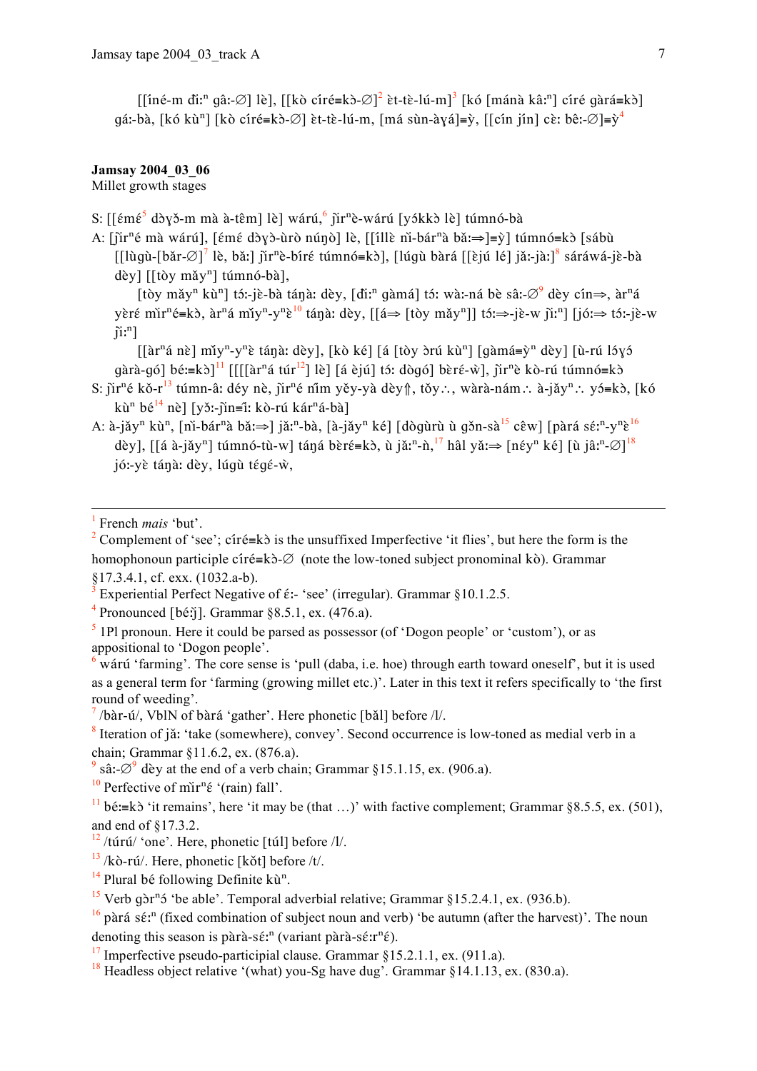[[íné-m ďìːⁿ gâː-∅] lè], [[kò círé≡kɔ̀-∅][2] ɛ̀t-tɛ̀-lú-m][3] [kó [mánà kâːⁿ] círé gàrá≡kɔ̀] gáː-bà, [kó kùⁿ] [kò círé≡kɔ̀-∅] ɛ̀t-tɛ̀-lú-m, [má sùn-àɣá]≡ỳ, [[cín jín] cɛ̀ː bêː-∅]≡ỳ[4]

**Jamsay 2004_03_06**
Millet growth stages

S: [[ɛ́mɛ́[5] dɔ̀ɣɔ̌-m mà à-têm] lè] wárú,[6] ǰìrⁿè-wárú [yɔ́kkɔ̀ lè] túmnó-bà

A: [ǰìrⁿé mà wárú], [ɛ́mɛ́ dɔ̀ɣɔ̀-ùrò núŋò] lè, [[íllè nì-bárⁿà bǎː⇒]≡ỳ] túmnó≡kɔ̀ [sábù [[lùgù-[bǎr-∅][7] lè, bǎː] ǰìrⁿè-bíré túmnó≡kɔ̀], [lúgù bàrá [[ɛ̀jú lé] jǎː-jàː][8] sáráwá-jɛ̀-bà dèy] [[tòy mǎyⁿ] túmnó-bà],

[tòy mǎyⁿ kùⁿ] tɔ́ː-jɛ̀-bà táŋàː dèy, [ďìːⁿ gàmá] tɔ́ː wàː-ná bè sâː-∅[9] dèy cín⇒, àrⁿá yɛ̀ré mìrⁿé≡kɔ̀, àrⁿá mǐyⁿ-yⁿɛ̀[10] táŋàː dèy, [[á⇒ [tòy mǎyⁿ]] tɔ́ː⇒-jɛ̀-w ǰìːⁿ] [jóː⇒ tɔ́ː-jɛ̀-w ǰìːⁿ]

[[àrⁿá nɛ̀] mǐyⁿ-yⁿɛ̀ táŋàː dèy], [kò ké] [á [tòy ɔ̀rú kùⁿ] [gàmá≡ỳⁿ dèy] [ù-rú lɔ́ɣɔ́ gàrà-gó] béː≡kɔ̀][11] [[[[àrⁿá túr[12]] lè] [á ɛ̀jú] tɔ́ː dògó] bɛ̀ré-ẁ], ǰìrⁿè kò-rú túmnó≡kɔ̀

S: ǰìrⁿé kǒ-r[13] túmn-â: déy nè, ǰìrⁿé nǐm yěy-yà dèy⇑, tǒy∴, wàrà-nám∴ à-jǎyⁿ∴ yɔ́≡kɔ̀, [kó kùⁿ bé[14] nè] [yɔ̌ː-ǰìn≡ì: kò-rú kárⁿá-bà]

A: à-jǎyⁿ kùⁿ, [nì-bárⁿà bǎː⇒] jǎːⁿ-bà, [à-jǎyⁿ ké] [dògùrù ù gɔ̌n-sà[15] cêw] [pàrá sɛ́ːⁿ-yⁿɛ̀[16] dèy], [[á à-jǎyⁿ] túmnó-tù-w] táŋá bɛ̀ré≡kɔ̀, ù jǎːⁿ-ǹ,[17] hâl yǎː⇒ [néyⁿ ké] [ù jâːⁿ-∅][18] jóː-yɛ̀ táŋàː dèy, lúgù tégé-ẁ,

---

[1] French *mais* 'but'.

[2] Complement of 'see'; círé≡kɔ̀ is the unsuffixed Imperfective 'it flies', but here the form is the homophonous participle círé≡kɔ̀-∅ (note the low-toned subject pronominal kò). Grammar §17.3.4.1, cf. exx. (1032.a-b).

[3] Experiential Perfect Negative of ɛ́ː- 'see' (irregular). Grammar §10.1.2.5.

[4] Pronounced [bɛ́ːỳ]. Grammar §8.5.1, ex. (476.a).

[5] 1Pl pronoun. Here it could be parsed as possessor (of 'Dogon people' or 'custom'), or as appositional to 'Dogon people'.

[6] wárú 'farming'. The core sense is 'pull (daba, i.e. hoe) through earth toward oneself', but it is used as a general term for 'farming (growing millet etc.)'. Later in this text it refers specifically to 'the first round of weeding'.

[7] /bàr-ú/, VblN of bàrá 'gather'. Here phonetic [bǎl] before /l/.

[8] Iteration of jǎː 'take (somewhere), convey'. Second occurrence is low-toned as medial verb in a chain; Grammar §11.6.2, ex. (876.a).

[9] sâː-∅[9] dèy at the end of a verb chain; Grammar §15.1.15, ex. (906.a).

[10] Perfective of mìrⁿɛ́ '(rain) fall'.

[11] béː≡kɔ̀ 'it remains', here 'it may be (that …)' with factive complement; Grammar §8.5.5, ex. (501), and end of §17.3.2.

[12] /túrú/ 'one'. Here, phonetic [túl] before /l/.

[13] /kò-rú/. Here, phonetic [kǒt] before /t/.

[14] Plural bé following Definite kùⁿ.

[15] Verb gɔ̀rⁿɔ́ 'be able'. Temporal adverbial relative; Grammar §15.2.4.1, ex. (936.b).

[16] pàrá sɛ́ːⁿ (fixed combination of subject noun and verb) 'be autumn (after the harvest)'. The noun denoting this season is pàrà-sɛ́ːⁿ (variant pàrà-sɛ́ːrⁿɛ́).

[17] Imperfective pseudo-participial clause. Grammar §15.2.1.1, ex. (911.a).

[18] Headless object relative '(what) you-Sg have dug'. Grammar §14.1.13, ex. (830.a).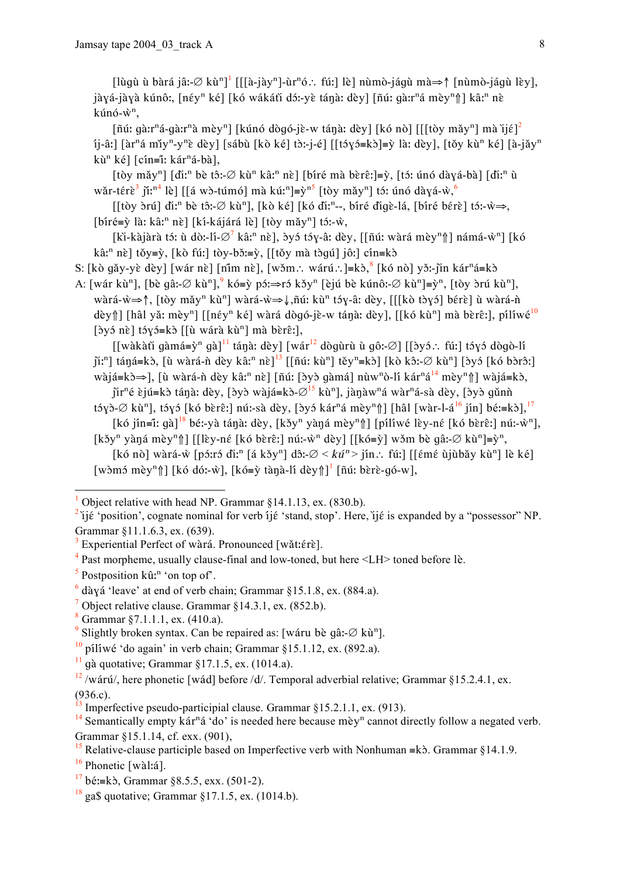[lùgù ù bàrá jâ:-∅ kùⁿ][1] [[[à-jàyⁿ]-ùrⁿó∴ fú:] lè] nùmò-jágù mà⇒↑ [nùmò-jágù lèy], jàɣá-jàɣà kúnô:, [néyⁿ ké] [kó wákátì dɔ́:-yè táŋà: dèy] [ñú: gà:rⁿá mèyⁿ⇑] kâ:ⁿ nè kúnó-ẁⁿ,

[ñú: gà:rⁿá-gà:rⁿà mèyⁿ] [kúnó dògó-jè-w táŋà: dèy] [kó nò] [[[tòy mǎyⁿ] mà ìjé][2] íj-â:] [àrⁿá mǐyⁿ-yⁿè dèy] [sábù [kò ké] tɔ̀:-j-é] [[tɔ́yɔ́≡kɔ̀]≡ỳ là: dèy], [tǒy kùⁿ ké] [à-jǎyⁿ kùⁿ ké] [cín≡î: kárⁿá-bà],

[tòy mǎyⁿ] [ɗì:ⁿ bè tɔ̂:-∅ kùⁿ kâ:ⁿ nè] [bíré mà bèrê:]≡ỳ, [tɔ́: únó dàɣá-bà] [ɗì:ⁿ ù wǎr-téré][3] ǰì:ⁿ[4] lè] [[á wɔ̀-túmó] mà kú:ⁿ]≡ỳⁿ[5] [tòy mǎyⁿ] tɔ́: únó dàɣá-ẁ,[6]

[[tòy ɔ̀rú] ɗì:ⁿ bè tɔ̂:-∅ kùⁿ], [kò ké] [kó ɗì:ⁿ--, bíré ɗìgè-lá, [bíré bérè] tɔ́:-ẁ⇒, [bíré≡ỳ là: kâ:ⁿ nè] [kí-kájárá lè] [tòy mǎyⁿ] tɔ́:-ẁ,

[kì-kàjàrà tɔ́: ù dɔ̀:-lí-∅[7] kâ:ⁿ nè], ɔ̀yɔ́ tɔ́ɣ-â: dèy, [[ñú: wàrá mèyⁿ⇑] námá-ẁⁿ] [kó kâ:ⁿ nè] tǒy≡ỳ, [kò fú:] tòy-bɔ̌:≡ỳ, [[tǒy mà tɔ̀gú] jɔ̂:] cín≡kɔ̀

S: [kò gǎy-yè dèy] [wár nè] [ñím nè], [wǒm∴ wárú∴]≡kɔ̀,[8] [kó nò] yɔ̌:-ǰìn kárⁿá≡kɔ̀

A: [wár kùⁿ], [bè gâ:-∅ kùⁿ],[9] kó≡ỳ pɔ́:⇒rɔ́ kǒyⁿ [èjú bè kúnô:-∅ kùⁿ]≡ỳⁿ, [tòy ɔ̀rú kùⁿ], wàrá-ẁ⇒↑, [tòy mǎyⁿ kùⁿ] wàrá-ẁ⇒↓,ñú: kùⁿ tɔ́ɣ-â: dèy, [[[kò tɔ̀yɔ́] bérè] ù wàrá-ǹ dèy⇑] [hâl yǎ: mèyⁿ] [[néyⁿ ké] wàrá dògó-jè-w táŋà: dèy], [[kó kùⁿ] mà bèrê:], pílíwé[10] [ɔ̀yɔ́ nè] tɔ́yɔ́≡kɔ̀ [[ù wàrá kùⁿ] mà bèrê:],

[[wàkàtì gàmá≡ỳⁿ gà][11] táŋà: dèy] [wár[12] dògùrù ù gô:-∅] [[ɔ̀yɔ́∴ fú:] tɔ́yɔ́ dògò-lí ǰì:ⁿ] táŋá≡kɔ̀, [ù wàrá-ǹ dèy kâ:ⁿ nè][13] [[ñú: kùⁿ] těyⁿ≡kɔ̀] [kò kɔ̂:-∅ kùⁿ] [ɔ̀yɔ̀ [kó bɔ̀rɔ̂:] wàjá≡kɔ̀⇒], [ù wàrá-ǹ dèy kâ:ⁿ nè] [ñú: [ɔ̀yɔ̀ gàmá] nùwⁿɔ̀-lí kárⁿá[14] mèyⁿ⇑] wàjá≡kɔ̀,

ǰìrⁿé èjú≡kɔ̀ táŋà: dèy, [ɔ̀yɔ̀ wàjá≡kɔ̀-∅[15] kùⁿ], jàŋàwⁿá wàrⁿá-sà dèy, [ɔ̀yɔ̀ gǔnǹ tɔ́ɣɔ̀-∅ kùⁿ], tɔ́yɔ́ [kó bèrê:] nú:-sà dèy, [ɔ̀yɔ́ kárⁿá mèyⁿ⇑] [hâl [wàr-l-á[16] jín] bé:≡kɔ̀],[17]

[kó jín≡î: gà][18] bé:-yà táŋà: dèy, [kǒyⁿ yàŋá mèyⁿ⇑] [pílíwé lèy-né [kó bèrê:] nú:-ẁⁿ], [kǒyⁿ yàŋá mèyⁿ⇑] [[lèy-né [kó bèrê:] nú:-ẁⁿ dèy] [[kó≡ỳ] wǒm bè gâ:-∅ kùⁿ]≡ỳⁿ,

[kó nò] wàrá-ẁ [pɔ́:rɔ́ ɗì:ⁿ [á kǒyⁿ] dɔ̂:-∅ < *kúⁿ* > jín∴ fú:] [[émé ùjùbǎy kùⁿ] lè ké] [wɔ̀mɔ́ mèyⁿ⇑] [kó dɔ́:-ẁ], [kó≡ỳ tàŋà-lí dèy⇑][1] [ñú: bèrè-gó-w],

---

[1] Object relative with head NP. Grammar §14.1.13, ex. (830.b).

[2] ìjé 'position', cognate nominal for verb íjé 'stand, stop'. Here, ìjé is expanded by a "possessor" NP. Grammar §11.1.6.3, ex. (639).

[3] Experiential Perfect of wàrá. Pronounced [wǎt:érè].

[4] Past morpheme, usually clause-final and low-toned, but here <LH> toned before lè.

[5] Postposition kû:ⁿ 'on top of'.

[6] dàɣá 'leave' at end of verb chain; Grammar §15.1.8, ex. (884.a).

[7] Object relative clause. Grammar §14.3.1, ex. (852.b).

[8] Grammar §7.1.1.1, ex. (410.a).

[9] Slightly broken syntax. Can be repaired as: [wáru bè gâ:-∅ kùⁿ].

[10] pílíwé 'do again' in verb chain; Grammar §15.1.12, ex. (892.a).

[11] gà quotative; Grammar §17.1.5, ex. (1014.a).

[12] /wárú/, here phonetic [wád] before /d/. Temporal adverbial relative; Grammar §15.2.4.1, ex. (936.c).

[13] Imperfective pseudo-participial clause. Grammar §15.2.1.1, ex. (913).

[14] Semantically empty kárⁿá 'do' is needed here because mèyⁿ cannot directly follow a negated verb. Grammar §15.1.14, cf. exx. (901),

[15] Relative-clause participle based on Imperfective verb with Nonhuman ≡kɔ̀. Grammar §14.1.9.

[16] Phonetic [wàl:á].

[17] bé:≡kɔ̀, Grammar §8.5.5, exx. (501-2).

[18] ga$ quotative; Grammar §17.1.5, ex. (1014.b).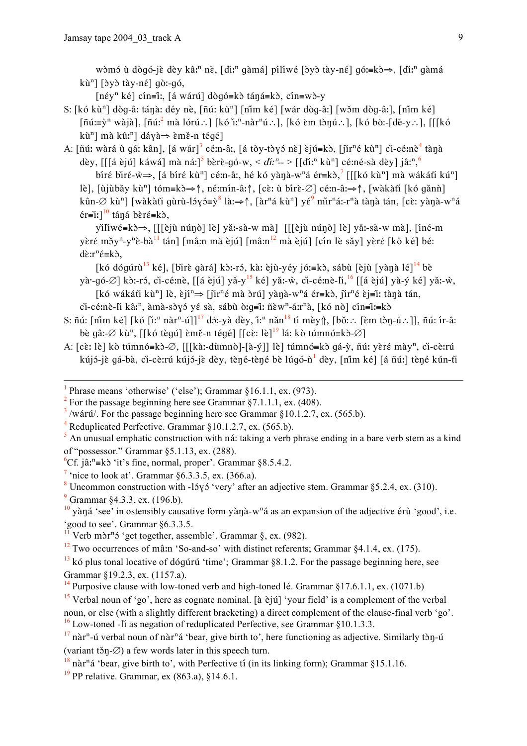wɔ̀mɔ́ ù dɔ̀gó-jɛ̀ dɛ̀y kâ:ⁿ nɛ̀, [ɗì:ⁿ gàmá] pílíwé [ɔ̀yɔ̀ tày-nɛ́] gó:≡kɔ̀⇒, [ɗì:ⁿ gàmá kùⁿ] [ɔ̀yɔ̀ tày-nɛ́] gò:-gó,

[néyⁿ ké] cín≡ì:, [á wárú] dɔ̀gó≡kɔ̀ táŋá≡kɔ̀, cín≡wɔ̀-y

S: [kó kùⁿ] dɔ̀g-â: táŋà: déy nè, [ñú: kùⁿ] [nǐm ké] [wár dɔ̀g-â:] [wɔ̌m dɔ̀g-â:], [nǐm ké] [ñú:≡ỳⁿ wàjà], [ñú:[2] mà lórú∴] [kó ì:ⁿ-nàrⁿú∴], [kó ɛ̀m tɔ̀ŋú∴], [kó bò:-[dě-y∴], [[[kó kùⁿ] mà kû:ⁿ] dáɣà⇒ ɛ̀mɛ̌-n tégé]

A: [ñú: wàrá ù gá: kân], [á wár][3] cé:n-â:, [á tòy-tɔ̀ɣɔ́ nè] ɛ̀jú≡kɔ̀, [ǰìrⁿé kùⁿ] cì-cé:nè[4] tàŋà dɛ̀y, [[[á ɛ̀jú] káwá] mà ná:][5] bɛ̀rɛ̀-gó-w, < ɗì:ⁿ-- > [[ɗì:ⁿ kùⁿ] cé:né-sà dɛ̀y] jâ:ⁿ,[6]

bíré bìré-ẁ⇒, [á bíré kùⁿ] cé:n-â:, hé kó yàŋà-wⁿá ér≡kɔ̀,[7] [[[kó kùⁿ] mà wákáɗì kúⁿ] lè], [ùjùbǎy kùⁿ] tóm≡kɔ̀⇒↑, né:mín-â:↑, [cɛ̀: ù bírè-∅] cé:n-â:⇒↑, [wàkàɗì [kó gǎnǹ] kûn-∅ kùⁿ] [wàkàɗì gùrù-lɔ́ɣɔ́≡ỳ[8] là:⇒↑, [àrⁿá kùⁿ] yɛ́[9] mìrⁿá:-rⁿà tàŋà tán, [cɛ̀: yàŋà-wⁿá ér≡ì:][10] táŋá bɛ̀rɛ́≡kɔ̀,

yìlìwé≡kɔ̀⇒, [[[ɛ̀jù núŋɔ̀] lè] yǎ:-sà-w mà] [[[ɛ̀jù núŋɔ̀] lè] yǎ:-sà-w mà], [íné-m yɛ̀ré mɔ̌yⁿ-yⁿɛ̀-bà[11] tán] [mâ:n mà ɛ̀jú] [mâ:n[12] mà ɛ̀jú] [cín lè sǎy] yɛ̀ré [kò ké] bé: dɛ̀:rⁿé≡kɔ̀,

[kó dógúrù[13] ké], [bìrè gàrá] kɔ̀:-rɔ́, kà: ɛ̀jù-yéy jó:≡kɔ̀, sábù [ɛ̀jù [yàŋà lé][14] bɛ̀ yà·-gó-∅] kɔ̀:-rɔ́, cì-cé:nè, [[á ɛ̀jú] yǎ-y[15] ké] yǎ:-ẁ, cì-cé:nè-lì,[16] [[á ɛ̀jú] yà-ý ké] yǎ:-ẁ,

[kó wákáɗì kùⁿ] lè, ɛ̀jíⁿ⇒ [ǰìrⁿé mà ɔ̀rú] yàŋà-wⁿá ér≡kɔ̀, ǰìrⁿé ɛ̀j≡ì: tàŋà tán, cì-cé:nè-lì kâ:ⁿ, àmà-sɔ̀ɣɔ́ yɛ́ sà, sábù ɔ̀:g≡ì: ñɛ̀wⁿ-á:rⁿà, [kó nɔ̀] cín≡ì:≡kɔ̀

S: ñú: [nǐm ké] [kó [ì:ⁿ nàrⁿ-ú]][17] dɔ́:-yà dɛ̀y, ì:ⁿ nǎn[18] tí mɛ̀y⇑, [bǒ:∴ [ɛ̀m tɔ̀ŋ-ú∴]], ñú: ír-â: bɛ̀ gâ:-∅ kùⁿ, [[kó tɛ̀gú] ɛ̀mɛ̌-n tégé] [[cɛ̀: lè]][19] lá: kɔ̀ túmnó≡kɔ̀-∅]

A: [cɛ̀: lè] kɔ̀ túmnó≡kɔ̀-∅, [[[kà:-dùmnɔ̀]-[à-ý]] lè] túmnó≡kɔ̀ gá-ỳ, ñú: yɛ̀ré màyⁿ, cì-cɛ̀:rú kújɔ́-jɛ̀ gá-bà, cì-cɛ̀:rú kújɔ́-jɛ̀ dɛ̀y, tɛ̀ŋé-tɛ̀ŋé bɛ̀ lúgó-ǹ[1] dɛ̀y, [nǐm ké] [á ñú:] tɛ̀ŋé kún-lì

---

[1] Phrase means 'otherwise' ('else'); Grammar §16.1.1, ex. (973).

[2] For the passage beginning here see Grammar §7.1.1.1, ex. (408).

[3] /wárú/. For the passage beginning here see Grammar §10.1.2.7, ex. (565.b).

[4] Reduplicated Perfective. Grammar §10.1.2.7, ex. (565.b).

[5] An unusual emphatic construction with ná: taking a verb phrase ending in a bare verb stem as a kind of "possessor." Grammar §5.1.13, ex. (288).

[6] Cf. jâ:ⁿ≡kɔ̀ 'it's fine, normal, proper'. Grammar §8.5.4.2.

[7] 'nice to look at'. Grammar §6.3.3.5, ex. (366.a).

[8] Uncommon construction with -lɔ́ɣɔ́ 'very' after an adjective stem. Grammar §5.2.4, ex. (310).

[9] Grammar §4.3.3, ex. (196.b).

[10] yàŋá 'see' in ostensibly causative form yàŋà-wⁿá as an expansion of the adjective érù 'good', i.e. 'good to see'. Grammar §6.3.3.5.

[11] Verb mɔ̀rⁿɔ́ 'get together, assemble'. Grammar §, ex. (982).

[12] Two occurrences of mâ:n 'So-and-so' with distinct referents; Grammar §4.1.4, ex. (175).

[13] kó plus tonal locative of dógúrú 'time'; Grammar §8.1.2. For the passage beginning here, see Grammar §19.2.3, ex. (1157.a).

[14] Purposive clause with low-toned verb and high-toned lé. Grammar §17.6.1.1, ex. (1071.b)

[15] Verbal noun of 'go', here as cognate nominal. [à ɛ̀jú] 'your field' is a complement of the verbal noun, or else (with a slightly different bracketing) a direct complement of the clause-final verb 'go'.

[16] Low-toned -lì as negation of reduplicated Perfective, see Grammar §10.1.3.3.

[17] nàrⁿ-ú verbal noun of nàrⁿá 'bear, give birth to', here functioning as adjective. Similarly tɔ̀ŋ-ú (variant tɔ̌ŋ-∅) a few words later in this speech turn.

[18] nàrⁿá 'bear, give birth to', with Perfective tí (in its linking form); Grammar §15.1.16.

[19] PP relative. Grammar, ex (863.a), §14.6.1.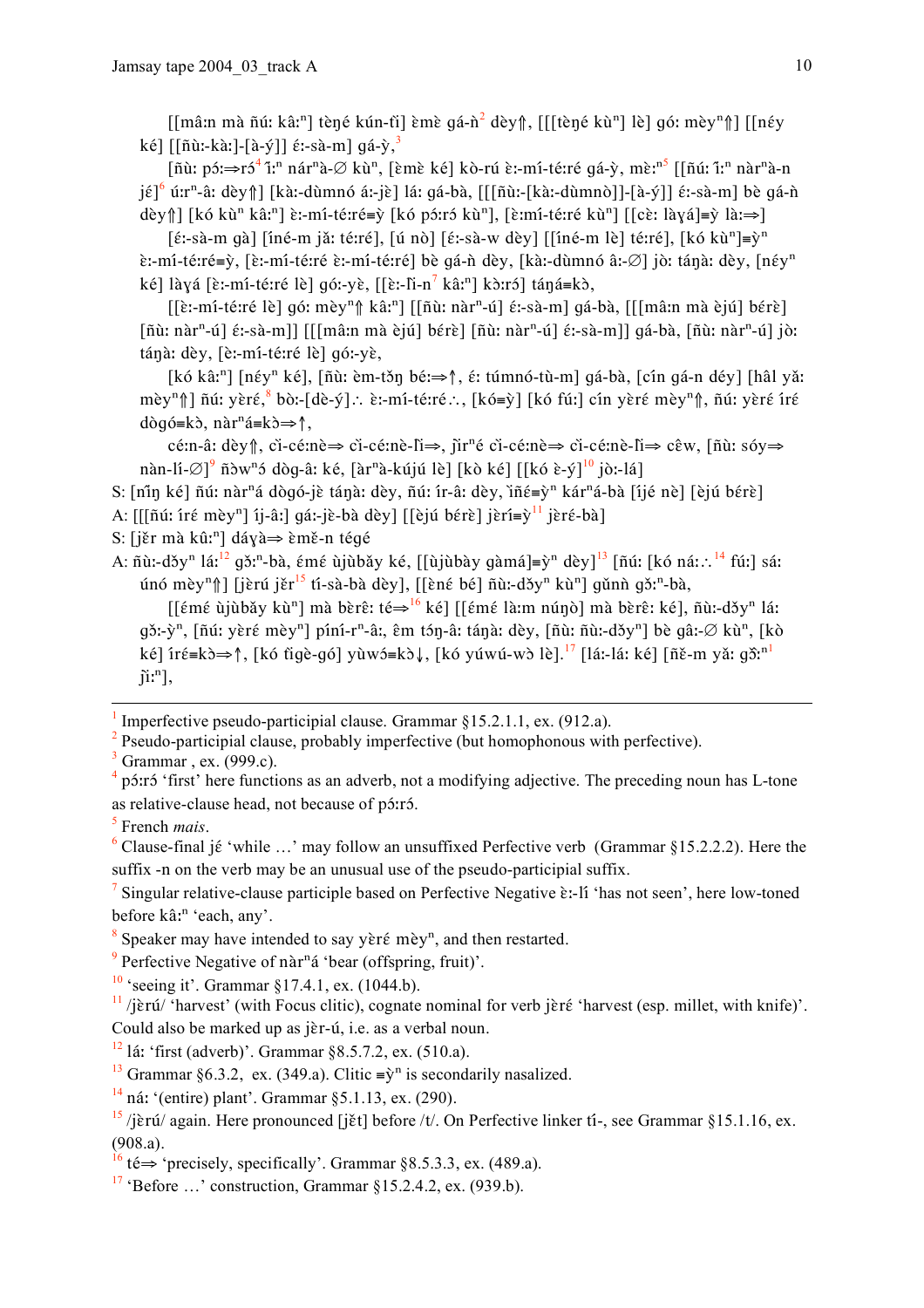[[mâ:n mà ñú: kâ:ⁿ] tɛ̀ŋɛ́ kún-ti] ɛ̀mɛ̀ gá-ǹ[2] dèy⇑, [[[tɛ̀ŋɛ́ kùⁿ] lè] gó: mèyⁿ⇑] [[nɛ́y ké] [[ñù:-kà:]-[à-ý]] ɛ́:-sà-m] gá-ỳ,[3]

[ñù: pɔ́:⇒rɔ́[4] ĩ:ⁿ nárⁿà-∅ kùⁿ, [ɛ̀mɛ̀ ké] kò-rú ɛ̀:-mí-té:ré gá-ỳ, mɛ̀:ⁿ[5] [[ñú: ĩ:ⁿ nàrⁿà-n jé][6] ú:rⁿ-â: dèy⇑] [kà:-dùmnó á:-jè] lá: gá-bà, [[[ñù:-[kà:-dùmnò]]-[à-ý]] ɛ́:-sà-m] bè gá-ǹ dèy⇑] [kó kùⁿ kâ:ⁿ] ɛ̀:-mí-té:ré≡ỳ [kó pɔ́:rɔ́ kùⁿ], [ɛ̀:mí-té:ré kùⁿ] [[cɛ̀: làɣá]≡ỳ là:⇒]

[ɛ́:-sà-m gà] [íné-m jǎ: té:ré], [ú nò] [ɛ́:-sà-w dèy] [[íné-m lè] té:ré], [kó kùⁿ]≡ỳⁿ ɛ̀:-mí-té:ré≡ỳ, [ɛ̀:-mí-té:ré ɛ̀:-mí-té:ré] bè gá-ǹ dèy, [kà:-dùmnó â:-∅] jò: táŋà: dèy, [nɛ́yⁿ ké] làɣá [ɛ̀:-mí-té:ré lè] gó:-yɛ̀, [[ɛ̀:-lì-n[7] kâ:ⁿ] kɔ̀:rɔ́] táŋá≡kɔ̀,

[[ɛ̀:-mí-té:ré lè] gó: mèyⁿ⇑ kâ:ⁿ] [[ñù: nàrⁿ-ú] ɛ́:-sà-m] gá-bà, [[[mâ:n mà ɛ̀jú] bɛ́rɛ̀] [ñù: nàrⁿ-ú] ɛ́:-sà-m]] [[[mâ:n mà ɛ̀jú] bɛ́rɛ̀] [ñù: nàrⁿ-ú] ɛ́:-sà-m]] gá-bà, [ñù: nàrⁿ-ú] jò: táŋà: dèy, [ɛ̀:-mí-té:ré lè] gó:-yɛ̀,

[kó kâ:ⁿ] [nɛ́yⁿ ké], [ñù: ɛ̀m-tɔ̌ŋ bé:⇒↑, ɛ́: túmnó-tù-m] gá-bà, [cín gá-n déy] [hâl yǎ: mèyⁿ⇑] ñú: yɛ̀ré,[8] bò:-[dè-ý]∴ ɛ̀:-mí-té:ré∴, [kó≡ỳ] [kó fú:] cín yɛ̀ré mèyⁿ⇑, ñú: yɛ̀ré íré dògó≡kɔ̀, nàrⁿá≡kɔ̀⇒↑,

cé:n-â: dèy⇑, cì-cé:nè⇒ cì-cé:nè-lì⇒, jìrⁿé cì-cé:nè⇒ cì-cé:nè-lì⇒ cɛ̂w, [ñù: sóy⇒ nàn-lí-∅][9] ñɔ̀wⁿɔ́ dòg-â: ké, [àrⁿà-kújú lè] [kò ké] [[kó ɛ̀-ý][10] jò:-lá]

S: [ñĩŋ ké] ñú: nàrⁿá dògó-jè táŋà: dèy, ñú: ír-â: dèy, ìñɛ́≡ỳⁿ kárⁿá-bà [íjé nè] [ɛ̀jú bɛ́rɛ̀]

A: [[[ñú: íré mèyⁿ] íj-â:] gá:-jè-bà dèy] [[ɛ̀jú bɛ́rɛ̀] jɛ̀rí≡ỳ[11] jɛ̀ré-bà]

S: [jɛ̌r mà kû:ⁿ] dáɣà⇒ ɛ̀mɛ̌-n tégé

A: ñù:-dɔ̌yⁿ lá:[12] gɔ̌:ⁿ-bà, ɛ́mɛ́ ùjùbǎy ké, [[ùjùbày gàmá]≡ỳⁿ dèy][13] [ñú: [kó ná:∴[14] fú:] sá: únó mèyⁿ⇑] [jɛ̀rú jɛ̌r[15] tí-sà-bà dèy], [[ɛ̀né bé] ñù:-dɔ̌yⁿ kùⁿ] gǔnǹ gɔ̌:ⁿ-bà,

[[ɛ́mɛ́ ùjùbǎy kùⁿ] mà bɛ̀rɛ̂: té⇒[16] ké] [[ɛ́mɛ́ là:m núŋò] mà bɛ̀rɛ̂: ké], ñù:-dɔ̌yⁿ lá: gɔ̌:-ỳⁿ, [ñú: yɛ̀ré mèyⁿ] píní-rⁿ-â:, ɛ̂m tɔ́ŋ-â: táŋà: dèy, [ñù: ñù:-dɔ̌yⁿ] bè gâ:-∅ kùⁿ, [kò ké] íré≡kɔ̀⇒↑, [kó tìgè-gó] yùwɔ́≡kɔ̀↓, [kó yúwú-wɔ̀ lè].[17] [lá:-lá: ké] [ñɛ̌-m yǎ: gɔ̌:ⁿ[1] jì:ⁿ],

---

[1] Imperfective pseudo-participial clause. Grammar §15.2.1.1, ex. (912.a).

[2] Pseudo-participial clause, probably imperfective (but homophonous with perfective).

[3] Grammar , ex. (999.c).

[4] pɔ́:rɔ́ 'first' here functions as an adverb, not a modifying adjective. The preceding noun has L-tone as relative-clause head, not because of pɔ́:rɔ́.

[5] French *mais*.

[6] Clause-final jé 'while …' may follow an unsuffixed Perfective verb (Grammar §15.2.2.2). Here the suffix -n on the verb may be an unusual use of the pseudo-participial suffix.

[7] Singular relative-clause participle based on Perfective Negative ɛ̀:-lí 'has not seen', here low-toned before kâ:ⁿ 'each, any'.

[8] Speaker may have intended to say yɛ̀ré mèyⁿ, and then restarted.

[9] Perfective Negative of nàrⁿá 'bear (offspring, fruit)'.

[10] 'seeing it'. Grammar §17.4.1, ex. (1044.b).

[11] /jɛ̀rú/ 'harvest' (with Focus clitic), cognate nominal for verb jɛ̀ré 'harvest (esp. millet, with knife)'. Could also be marked up as jɛ̀r-ú, i.e. as a verbal noun.

[12] lá: 'first (adverb)'. Grammar §8.5.7.2, ex. (510.a).

[13] Grammar §6.3.2, ex. (349.a). Clitic ≡ỳⁿ is secondarily nasalized.

[14] ná: '(entire) plant'. Grammar §5.1.13, ex. (290).

[15] /jɛ̀rú/ again. Here pronounced [jɛ̌t] before /t/. On Perfective linker tí-, see Grammar §15.1.16, ex. (908.a).

[16] té⇒ 'precisely, specifically'. Grammar §8.5.3.3, ex. (489.a).

[17] 'Before …' construction, Grammar §15.2.4.2, ex. (939.b).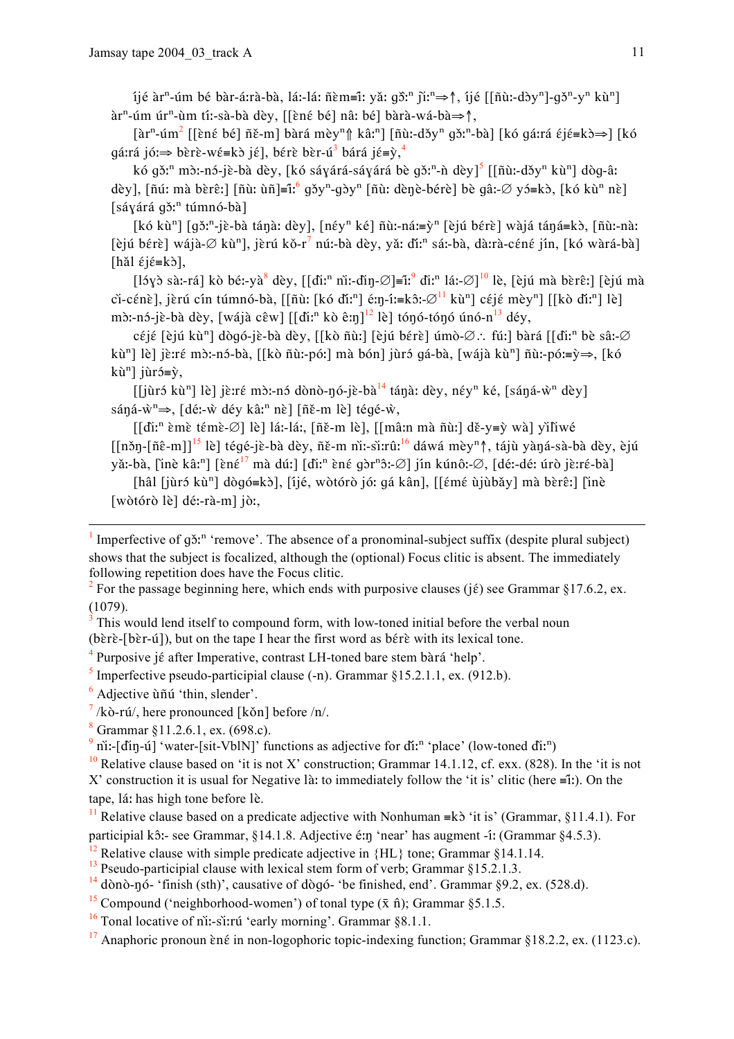íjé àrⁿ-úm bé bàr-á:rà-bà, lá:-lá: ñɛ̀m≡ì:̀ yǎ: gɔ̌:ⁿ jì:ⁿ⇒↑, íjé [[ñù:-dɔ̀yⁿ]-gɔ̌ⁿ-yⁿ kùⁿ] àrⁿ-úm úrⁿ-ùm tí:-sà-bà dèy, [[ɛ̀nɛ́ bé] nâ: bé] bàrà-wá-bà⇒↑,

[àrⁿ-úm[2] [[ɛ̀nɛ́ bé] ñɛ̌-m] bárá mèyⁿ⇑ kâ:ⁿ] [ñù:-dɔ̌yⁿ gɔ̀:ⁿ-bà] [kó gá:rá ɛ́jɛ́≡kɔ̀⇒] [kó gá:rá jó:⇒ bɛ̀rɛ̀-wɛ́≡kɔ̀ jɛ́], bɛ́rɛ̀ bɛ̀r-ú[3] bárá jɛ́≡ỳ,[4]

kó gɔ̌:ⁿ mɔ̀:-nɔ́-jɛ̀-bà dèy, [kó sáɣárá-sáɣárá bè gɔ̀:ⁿ-ǹ dèy][5] [[ñù:-dɔ̌yⁿ kùⁿ] dɔ̀g-â: dèy], [ñú: mà bɛ̀rɛ̂:] [ñù: ùñ]≡ì:[6] gɔ̌yⁿ-gɔ̀yⁿ [ñù: dɛ̀ŋɛ̀-bɛ́rɛ̀] bè gâ:-∅ yɔ́≡kɔ̀, [kó kùⁿ nɛ̀] [sáɣárá gɔ̌:ⁿ túmnó-bà]

[kó kùⁿ] [gɔ̌:ⁿ-jɛ̀-bà táŋà: dèy], [néyⁿ ké] ñù:-ná:≡ỳⁿ [ɛ̀jú bɛ́rɛ̀] wàjá táŋá≡kɔ̀, [ñù:-nà: [ɛ̀jú bɛ́rɛ̀] wájà-∅ kùⁿ], jɛ̀rú kǒ-r[7] nú:-bà dèy, yǎ: ɗì:ⁿ sá:-bà, dà:rà-cɛ́nɛ́ jín, [kó wàrá-bà] [hǎl ɛ́jɛ́≡kɔ̀],

[lɔ́ɣɔ̀ sà:-rá] kò bé:-yà[8] dèy, [[ɗì:ⁿ nì:-ɗìŋ-∅]≡ì:[9] ɗì:ⁿ lá:-∅][10] lè, [ɛ̀jú mà bɛ̀rɛ̂:] [ɛ̀jú mà cì-cɛ́nɛ̀], jɛ̀rú cín túmnó-bà, [[ñù: [kó ɗì:ⁿ] é:ŋ-í:≡kɔ̂:-∅[11] kùⁿ] céjɛ́ mèyⁿ] [[kò ɗì:ⁿ] lè] mɔ̀:-nɔ́-jɛ̀-bà dèy, [wájà cɛ̂w] [[ɗì:ⁿ kò ê:ŋ][12] lè] tóŋó-tóŋó únó-n[13] déy,

céjɛ́ [ɛ̀jú kùⁿ] dɔ̀gó-jɛ̀-bà dèy, [[kò ñù:] [ɛ̀jú bɛ́rɛ̀] úmò-∅∴ fú:] bárá [[ɗì:ⁿ bè sâ:-∅ kùⁿ] lè] jɛ̀:rɛ́ mɔ̀:-nɔ́-bà, [[kò ñù:-pó:] mà bón] jùrɔ́ gá-bà, [wájà kùⁿ] ñù:-pó:≡ỳ⇒, [kó kùⁿ] jùrɔ́≡ỳ,

[[jùrɔ́ kùⁿ] lè] jɛ̀:rɛ́ mɔ̀:-nɔ́ dɔ̀nɔ̀-ŋó-jɛ̀-bà[14] táŋà: dèy, néyⁿ ké, [sáŋá-ẁⁿ dèy] sáŋá-ẁⁿ⇒, [dé:-ẁ déy kâ:ⁿ nɛ̀] [ñɛ̌-m lè] tégé-ẁ,

[[ɗì:ⁿ ɛ̀mɛ̀ témɛ̀-∅] lè] lá:-lá:, [ñɛ̌-m lè], [[mâ:n mà ñù:] dɛ̌-y≡ỳ wà] yǐŕíwé [[nɔ̌ŋ-[ñɛ̂-m]][15] lè] tégé-jɛ̀-bà dèy, ñɛ̌-m nì:-sì:rû:[16] dáwá mèyⁿ↑, tájù yàŋá-sà-bà dèy, ɛ̀jú yǎ:-bà, [ìnɛ̀ kâ:ⁿ] [ɛ̀nɛ́[17] mà dú:] [ɗì:ⁿ ɛ̀nɛ́ gɔ̀rⁿɔ̂:-∅] jín kúnô:-∅, [dé:-dé: úrò jɛ̀:rɛ́-bà]

[hâl [jùrɔ́ kùⁿ] dɔ̀gó≡kɔ̀], [íjé, wɔ̀tórɔ̀ jó: gá kân], [[ɛ́mɛ́ ùjùbǎy] mà bɛ̀rɛ̂:] [ìnɛ̀ [wɔ̀tórɔ̀ lè] dé:-rà-m] jɔ̀:,

---

[1] Imperfective of gɔ̌:ⁿ 'remove'. The absence of a pronominal-subject suffix (despite plural subject) shows that the subject is focalized, although the (optional) Focus clitic is absent. The immediately following repetition does have the Focus clitic.

[2] For the passage beginning here, which ends with purposive clauses (jɛ́) see Grammar §17.6.2, ex. (1079).

[3] This would lend itself to compound form, with low-toned initial before the verbal noun (bɛ̀rɛ̀-[bɛ̀r-ú]), but on the tape I hear the first word as bɛ́rɛ̀ with its lexical tone.

[4] Purposive jɛ́ after Imperative, contrast LH-toned bare stem bàrá 'help'.

[5] Imperfective pseudo-participial clause (-n). Grammar §15.2.1.1, ex. (912.b).

[6] Adjective ùñú 'thin, slender'.

[7] /kò-rú/, here pronounced [kǒn] before /n/.

[8] Grammar §11.2.6.1, ex. (698.c).

[9] nì:-[ɗìŋ-ú] 'water-[sit-VblN]' functions as adjective for ɗí:ⁿ 'place' (low-toned ɗì:ⁿ)

[10] Relative clause based on 'it is not X' construction; Grammar 14.1.12, cf. exx. (828). In the 'it is not X' construction it is usual for Negative là: to immediately follow the 'it is' clitic (here ≡ì:). On the tape, lá: has high tone before lè.

[11] Relative clause based on a predicate adjective with Nonhuman ≡kɔ̀ 'it is' (Grammar, §11.4.1). For participial kɔ̂:- see Grammar, §14.1.8. Adjective é:ŋ 'near' has augment -í: (Grammar §4.5.3).

[12] Relative clause with simple predicate adjective in {HL} tone; Grammar §14.1.14.

[13] Pseudo-participial clause with lexical stem form of verb; Grammar §15.2.1.3.

[14] dɔ̀nɔ̀-ŋó- 'finish (sth)', causative of dɔ̀gó- 'be finished, end'. Grammar §9.2, ex. (528.d).

[15] Compound ('neighborhood-women') of tonal type (x̄ n̂); Grammar §5.1.5.

[16] Tonal locative of nì:-sì:rú 'early morning'. Grammar §8.1.1.

[17] Anaphoric pronoun ɛ̀nɛ́ in non-logophoric topic-indexing function; Grammar §18.2.2, ex. (1123.c).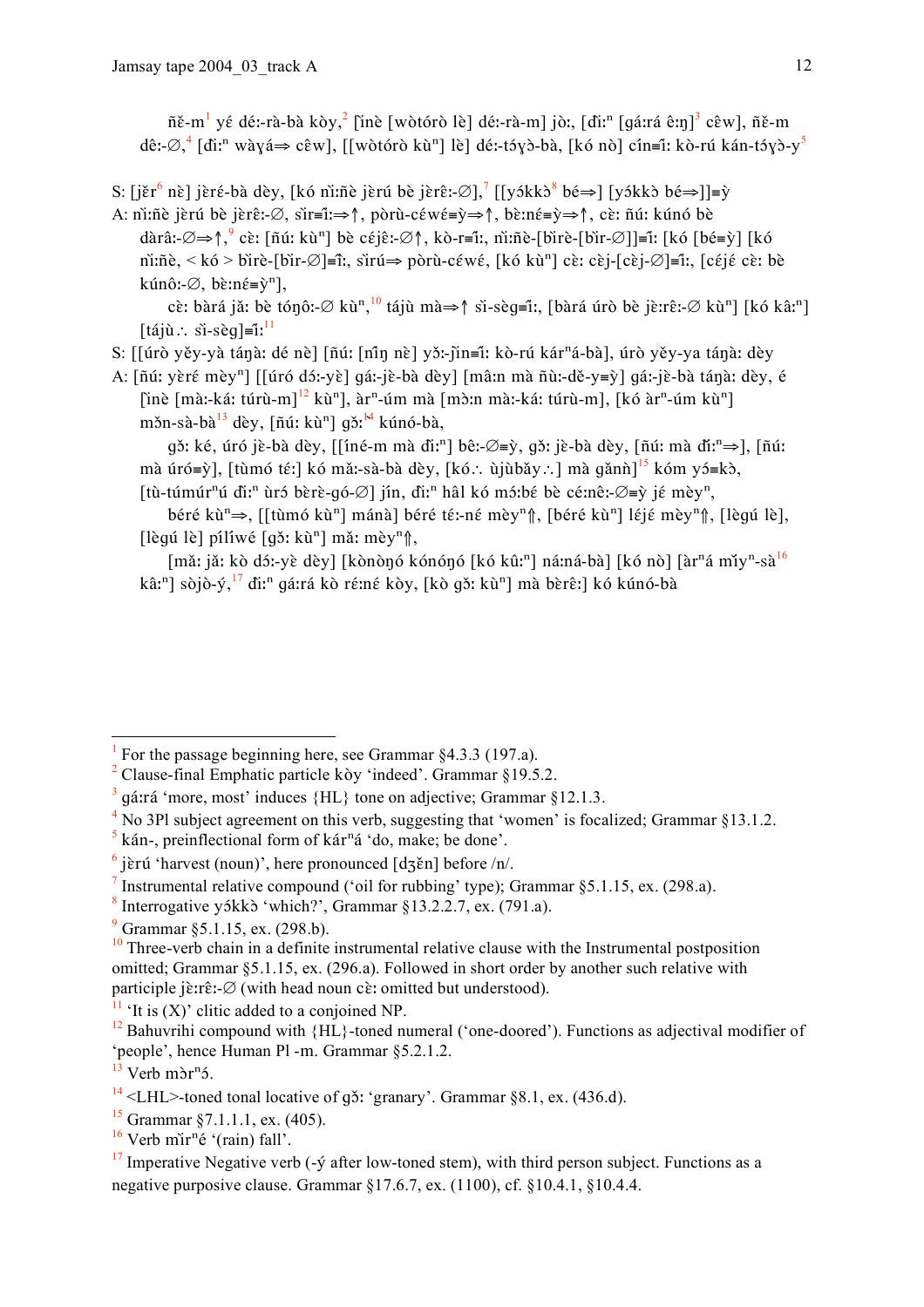ñɛ̌-m[1] yɛ́ dɛ́:-rà-bà kòy,[2] [ìnè [wòtórò lè] dɛ́:-rà-m] jò:, [ɗì:ⁿ [gá:rá ê:ŋ][3] cɛ̂w], ñɛ̌-m dê:-∅,[4] [ɗì:ⁿ wàɣá⇒ cɛ̂w], [[wòtórò kùⁿ] lè] dɛ́:-tɔ́ɣɔ̀-bà, [kó nò] cín≡î: kò-rú kán-tɔ́ɣɔ̀-y[5]

S: [jɛ̌r[6] nè] jɛ̀rɛ́-bà dèy, [kó nì:ñè jɛ̀rú bè jɛ̀rɛ̂:-∅],[7] [[yɔ́kkɔ̀[8] bé⇒] [yɔ́kkɔ̀ bé⇒]]≡ỳ

A: nì:ñè jɛ̀rú bè jɛ̀rɛ̂:-∅, sìr≡î:⇒↑, pòrù-céwé≡ỳ⇒↑, bè:nɛ́≡ỳ⇒↑, cè: ñú: kúnó bè dàrâ:-∅⇒↑,[9] cè: [ñú: kùⁿ] bè céjê:-∅↑, kò-r≡î:, nì:ñè-[bìrè-[bìr-∅]]≡î: [kó [bé≡ỳ] [kó nì:ñè, < kó > bìrè-[bìr-∅]≡î:, sìrú⇒ pòrù-céwé, [kó kùⁿ] cè: cèj-[cèj-∅]≡î:, [céjé cè: bè kúnô:-∅, bè:nɛ́≡ỳⁿ],

cè: bàrá jǎ: bè tóŋô:-∅ kùⁿ,[10] tájù mà⇒↑ sì-sèg≡î:, [bàrá úrò bè jɛ̀:rɛ̂:-∅ kùⁿ] [kó kâ:ⁿ] [tájù∴ sì-sèg]≡î:[11]

S: [[úrò yěy-yà táŋà: dé nè] [ñú: [nîŋ nè] yɔ̌:-ǰìn≡î: kò-rú kárⁿá-bà], úrò yěy-ya táŋà: dèy

A: [ñú: yèré mèyⁿ] [[úró dɔ́:-yè] gá:-jè-bà dèy] [mâ:n mà ñù:-dě-y≡ỳ] gá:-jè-bà táŋà: dèy, é [ìnè [mà:-ká: túrù-m][12] kùⁿ], àrⁿ-úm mà [mɔ̀:n mà:-ká: túrù-m], [kó àrⁿ-úm kùⁿ] mɔ̌n-sà-bà[13] dèy, [ñú: kùⁿ] gɔ̌:[14] kúnó-bà,

gɔ̌: ké, úró jè-bà dèy, [[ìné-m mà ɗì:ⁿ] bê:-∅≡ỳ, gɔ̌: jè-bà dèy, [ñú: mà ɗì:ⁿ⇒], [ñú: mà úró≡ỳ], [tùmó tɛ́:] kó mǎ:-sà-bà dèy, [kó∴ ùjùbǎy∴] mà gǎnǹ][15] kóm yɔ́≡kɔ̀, [tù-túmúrⁿú ɗì:ⁿ ùrɔ́ bèrè-gó-∅] jín, ɗì:ⁿ hâl kó mɔ́:bɛ́ bè cé:nê:-∅≡ỳ jɛ́ mèyⁿ,

béré kùⁿ⇒, [[tùmó kùⁿ] mánà] béré tɛ́:-nɛ́ mèyⁿ⇑, [béré kùⁿ] lɛ́jɛ́ mèyⁿ⇑, [lègú lè], [lègú lè] pílíwé [gɔ̌: kùⁿ] mǎ: mèyⁿ⇑,

[mǎ: jǎ: kò dɔ́:-yè dèy] [kònòŋó kónóŋó [kó kû:ⁿ] ná:ná-bà] [kó nò] [àrⁿá mǐyⁿ-sà[16] kâ:ⁿ] sòjò-ý,[17] ɗì:ⁿ gá:rá kò ré:nɛ́ kòy, [kò gɔ̌: kùⁿ] mà bèrê:] kó kúnó-bà

---

[1] For the passage beginning here, see Grammar §4.3.3 (197.a).

[2] Clause-final Emphatic particle kòy 'indeed'. Grammar §19.5.2.

[3] gá:rá 'more, most' induces {HL} tone on adjective; Grammar §12.1.3.

[4] No 3Pl subject agreement on this verb, suggesting that 'women' is focalized; Grammar §13.1.2.

[5] kán-, preinflectional form of kárⁿá 'do, make; be done'.

[6] jɛ̀rú 'harvest (noun)', here pronounced [dʒɛ̌n] before /n/.

[7] Instrumental relative compound ('oil for rubbing' type); Grammar §5.1.15, ex. (298.a).

[8] Interrogative yɔ́kkɔ̀ 'which?', Grammar §13.2.2.7, ex. (791.a).

[9] Grammar §5.1.15, ex. (298.b).

[10] Three-verb chain in a definite instrumental relative clause with the Instrumental postposition omitted; Grammar §5.1.15, ex. (296.a). Followed in short order by another such relative with participle jɛ̀:rɛ̂:-∅ (with head noun cè: omitted but understood).

[11] 'It is (X)' clitic added to a conjoined NP.

[12] Bahuvrihi compound with {HL}-toned numeral ('one-doored'). Functions as adjectival modifier of 'people', hence Human Pl -m. Grammar §5.2.1.2.

[13] Verb mɔ̀rⁿɔ́.

[14] <LHL>-toned tonal locative of gɔ̀: 'granary'. Grammar §8.1, ex. (436.d).

[15] Grammar §7.1.1.1, ex. (405).

[16] Verb mìrⁿé '(rain) fall'.

[17] Imperative Negative verb (-ý after low-toned stem), with third person subject. Functions as a negative purposive clause. Grammar §17.6.7, ex. (1100), cf. §10.4.1, §10.4.4.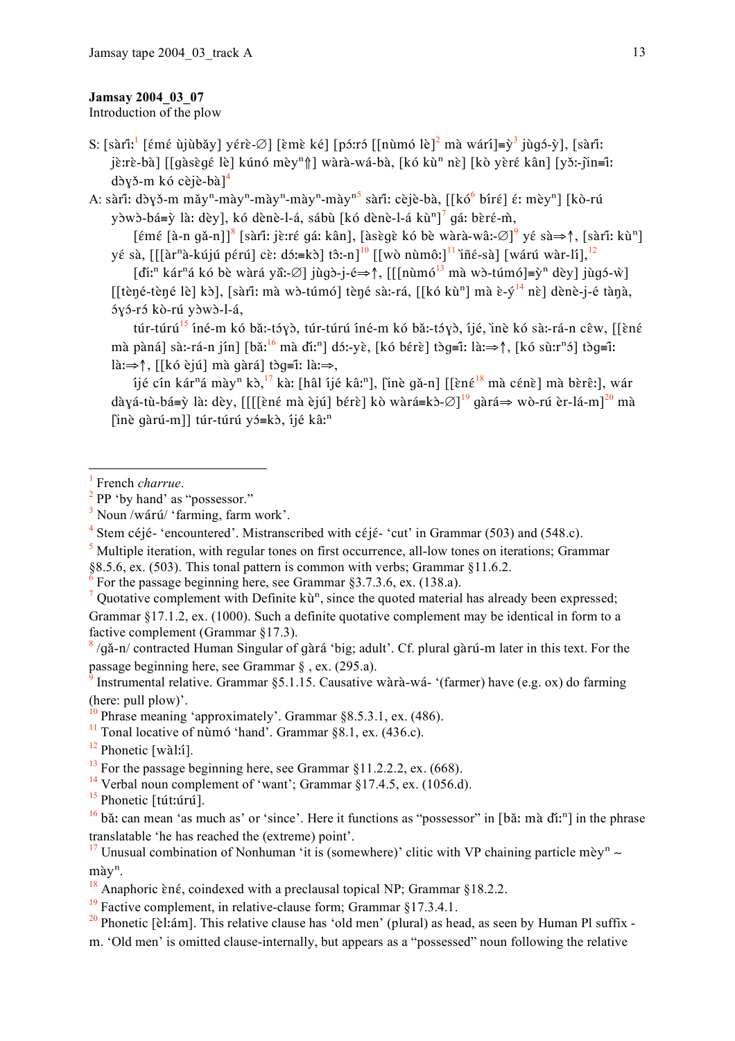**Jamsay 2004_03_07**
Introduction of the plow

S: [sàrḭ́:[1] [ɛ́mɛ́ ùjùbǎy] yérè-∅] [ɛ̀mɛ̀ ké] [pɔ́:rɔ́ [[nùmó lè][2] mà wárí]≡ỳ[3] jùgɔ́-ỳ], [sàrḭ́: jè:rè-bà] [[gàsɛ̀gɛ́ lè] kúnó mèyⁿ⇑] wàrà-wá-bà, [kó kùⁿ nè] [kò yèré kân] [yɔ̌:-j̀ìn≡ḭ́: dɔ̀ɣɔ̌-m kó cèjè-bà][4]

A: sàrḭ́: dɔ̀ɣɔ̌-m mǎyⁿ-màyⁿ-màyⁿ-màyⁿ-màyⁿ[5] sàrḭ́: cèjè-bà, [[kó[6] bíré] ɛ́: mèyⁿ] [kò-rú yɔ̀wɔ̀-bá≡ỳ là: dèy], kó dènè-l-á, sábù [kó dènè-l-á kùⁿ][7] gá: bèré-m̀,

[ɛ́mɛ́ [à-n gǎ-n]][8] [sàrḭ́: jè:ré gá: kân], [àsɛ̀gɛ̀ kó bè wàrà-wâ:-∅][9] yé sà⇒↑, [sàrḭ́: kùⁿ] yé sà, [[[àrⁿà-kújú pérú] cè: dɔ́:≡kɔ̀] tɔ̂:-n][10] [[wò nùmô:][11] ı̀ñɛ́-sà] [wárú wàr-lí],[12]

[đì:ⁿ kárⁿá kó bè wàrá yǎ:-∅] jùgɔ̀-j-é⇒↑, [[[nùmó[13] mà wɔ̀-túmó]≡ỳⁿ dèy] jùgɔ́-ẁ] [[tèŋé-tèŋé lè] kɔ̀], [sàrḭ́: mà wɔ̀-túmó] tèŋé sà:-rá, [[kó kùⁿ] mà ɛ̀-ý[14] nɛ̀] dènè-j-é tàŋà, ɔ́ɣɔ́-rɔ́ kò-rú yɔ̀wɔ̀-l-á,

túr-túrú[15] íné-m kó bǎ:-tɔ́ɣɔ̀, túr-túrú íné-m kó bǎ:-tɔ́ɣɔ̀, íjé, ı̀nè kó sà:-rá-n cɛ̂w, [[ɛ̀nɛ́ mà pàná] sà:-rá-n jín] [bǎ:[16] mà đì:ⁿ] dɔ́:-yɛ̀, [kó bérɛ̀] tɔ̀g≡ḭ́: là:⇒↑, [kó sù:rⁿɔ́] tɔ̀g≡ḭ́: là:⇒↑, [[kó èjú] mà gàrá] tɔ̀g≡ḭ́: là:⇒,

íjé cín kárⁿá màyⁿ kɔ̀,[17] kà: [hâl íjé kâ:ⁿ], [ı̀nè gǎ-n] [[ɛ̀nɛ́[18] mà cénɛ̀] mà bèrɛ̂:], wár dàɣá-tù-bá≡ỳ là: dèy, [[[[ɛ̀nɛ́ mà èjú] bérɛ̀] kò wàrá≡kɔ̀-∅][19] gàrá⇒ wò-rú èr-lá-m][20] mà [ı̀nè gàrú-m]] túr-túrú yɔ́≡kɔ̀, íjé kâ:ⁿ

---

[1] French *charrue*.

[2] PP 'by hand' as "possessor."

[3] Noun /wárú/ 'farming, farm work'.

[4] Stem cèjé- 'encountered'. Mistranscribed with céjé- 'cut' in Grammar (503) and (548.c).

[5] Multiple iteration, with regular tones on first occurrence, all-low tones on iterations; Grammar §8.5.6, ex. (503). This tonal pattern is common with verbs; Grammar §11.6.2.

[6] For the passage beginning here, see Grammar §3.7.3.6, ex. (138.a).

[7] Quotative complement with Definite kùⁿ, since the quoted material has already been expressed; Grammar §17.1.2, ex. (1000). Such a definite quotative complement may be identical in form to a factive complement (Grammar §17.3).

[8] /gǎ-n/ contracted Human Singular of gàrá 'big; adult'. Cf. plural gàrú-m later in this text. For the passage beginning here, see Grammar § , ex. (295.a).

[9] Instrumental relative. Grammar §5.1.15. Causative wàrà-wá- '(farmer) have (e.g. ox) do farming (here: pull plow)'.

[10] Phrase meaning 'approximately'. Grammar §8.5.3.1, ex. (486).

[11] Tonal locative of nùmó 'hand'. Grammar §8.1, ex. (436.c).

[12] Phonetic [wàl:í].

[13] For the passage beginning here, see Grammar §11.2.2.2, ex. (668).

[14] Verbal noun complement of 'want'; Grammar §17.4.5, ex. (1056.d).

[15] Phonetic [tút:úrú].

[16] bǎ: can mean 'as much as' or 'since'. Here it functions as "possessor" in [bǎ: mà đì:ⁿ] in the phrase translatable 'he has reached the (extreme) point'.

[17] Unusual combination of Nonhuman 'it is (somewhere)' clitic with VP chaining particle mèyⁿ ~ màyⁿ.

[18] Anaphoric ɛ̀nɛ́, coindexed with a preclausal topical NP; Grammar §18.2.2.

[19] Factive complement, in relative-clause form; Grammar §17.3.4.1.

[20] Phonetic [èl:ám]. This relative clause has 'old men' (plural) as head, as seen by Human Pl suffix -m. 'Old men' is omitted clause-internally, but appears as a "possessed" noun following the relative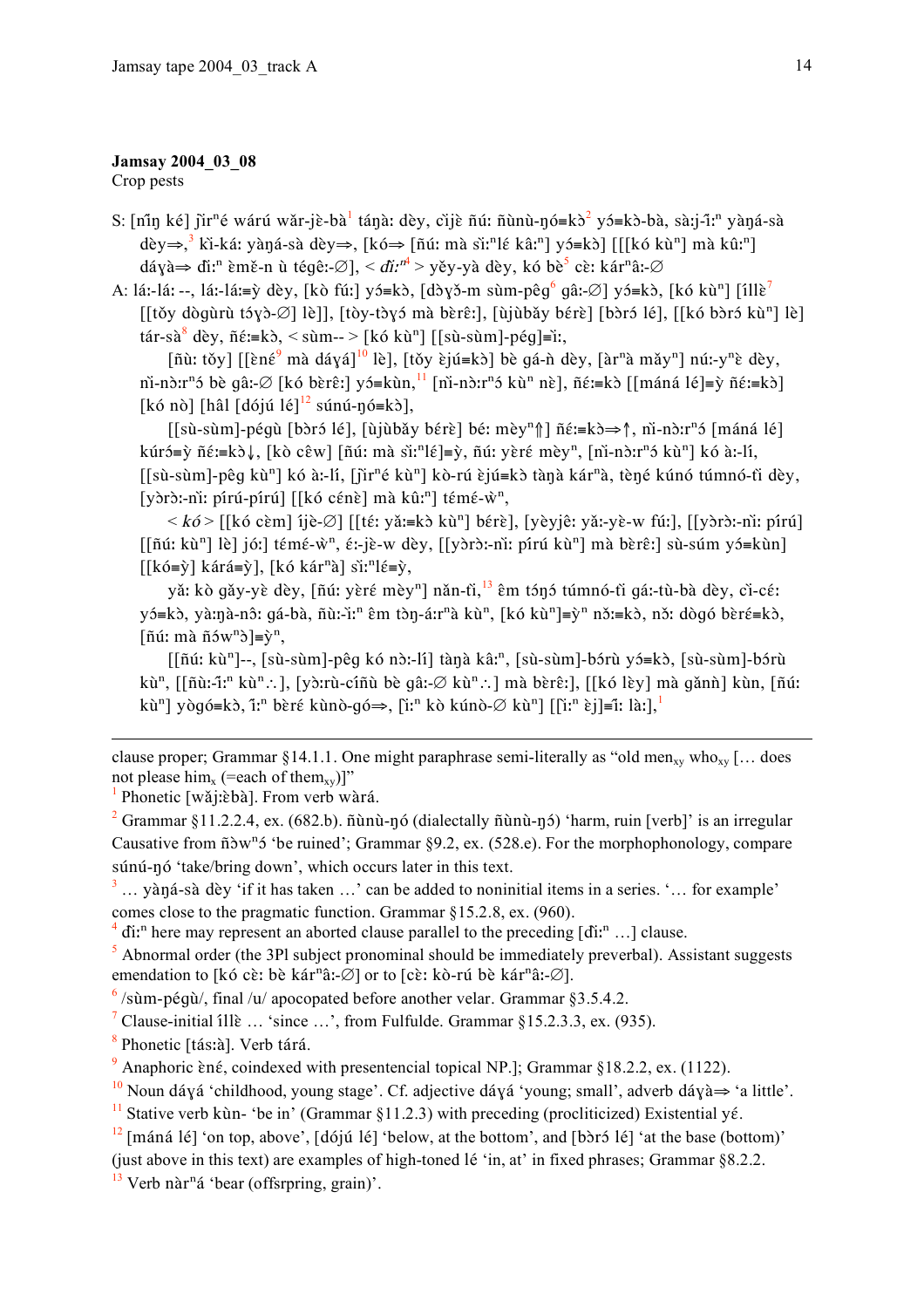**Jamsay 2004_03_08**
Crop pests

S: [ñĩŋ ké] j̃ìrⁿé wárú wǎr-jè-bà[1] táŋà: dèy, cìjè ñú: ñùnù-ŋó≡kɔ̀[2] yɔ́≡kɔ̀-bà, sà:j-ĩ:ⁿ yàŋá-sà dèy⇒,[3] kì-ká: yàŋá-sà dèy⇒, [kó⇒ [ñú: mà sì:ⁿlɛ́ kâ:ⁿ] yɔ́≡kɔ̀] [[[kó kùⁿ] mà kû:ⁿ] dáɣà⇒ đì:ⁿ ɛ̀mɛ̌-n ù tégê:-∅], < *đì:ⁿ*[4] > yěy-yà dèy, kó bè[5] cè: kárⁿâ:-∅

A: lá:-lá: --, lá:-lá:≡ỳ dèy, [kò fú:] yɔ́≡kɔ̀, [dɔ̀ɣɔ̌-m sùm-pêg[6] gâ:-∅] yɔ́≡kɔ̀, [kó kùⁿ] [íllɛ̀[7] [[tǒy dògùrù tɔ́ɣɔ̀-∅] lè]], [tòy-tòɣɔ́ mà bèrɛ̂:], [ùjùbǎy bérɛ̀] [bɔ̀rɔ́ lé], [[kó bɔ̀rɔ́ kùⁿ] lè] tár-sà[8] dèy, ñɛ́:≡kɔ̀, < sùm-- > [kó kùⁿ] [[sù-sùm]-pég]≡ì:,

[ñù: tǒy] [[ɛ̀nɛ́[9] mà dáɣá][10] lè], [tǒy ɛ̀jú≡kɔ̀] bè gá-ǹ dèy, [àrⁿà mǎyⁿ] nú:-yⁿɛ̀ dèy, nì-nɔ̀:rⁿɔ́ bè gâ:-∅ [kó bèrɛ̂:] yɔ́≡kùn,[11] [nì-nɔ̀:rⁿɔ́ kùⁿ nɛ̀], ñɛ́:≡kɔ̀ [[máná lé]≡ỳ ñɛ́:≡kɔ̀] [kó nò] [hâl [dójú lé][12] súnú-ŋó≡kɔ̀],

[[sù-sùm]-pégù [bɔ̀rɔ́ lé], [ùjùbǎy bérɛ̀] bé: mèyⁿ⇑] ñɛ́:≡kɔ̀⇒↑, nì-nɔ̀:rⁿɔ́ [máná lé] kúrɔ́≡ỳ ñɛ́:≡kɔ̀↓, [kò cêw] [ñú: mà sì:ⁿlɛ́]≡ỳ, ñú: yèrɛ́ mèyⁿ, [nì-nɔ̀:rⁿɔ́ kùⁿ] kó à:-lí, [[sù-sùm]-pêg kùⁿ] kó à:-lí, [j̃ìrⁿé kùⁿ] kò-rú ɛ̀jú≡kɔ̀ tàŋà kárⁿà, tèŋé kúnó túmnó-tì dèy, [yɔ̀rɔ̀:-nì: pírú-pírú] [[kó cénɛ̀] mà kû:ⁿ] témɛ́-ẁⁿ,

< *kó* > [[kó cèm] íjè-∅] [[tɛ́: yǎ:≡kɔ̀ kùⁿ] bérɛ̀], [yèyjê: yǎ:-yè-w fú:], [[yɔ̀rɔ̀:-nì: pírú] [[ñú: kùⁿ] lè] jó:] témɛ́-ẁⁿ, ɛ́:-jè-w dèy, [[yɔ̀rɔ̀:-nì: pírú kùⁿ] mà bèrɛ̂:] sù-súm yɔ́≡kùn] [[kó≡ỳ] kárá≡ỳ], [kó kárⁿà] sì:ⁿlɛ́≡ỳ,

yǎ: kò gǎy-yè dèy, [ñú: yèré mèyⁿ] nǎn-tì,[13] ɛ̂m tɔ́ŋɔ́ túmnó-tì gá:-tù-bà dèy, cì-cɛ́: yɔ́≡kɔ̀, yà:ŋà-nɔ̂: gá-bà, ñù:-ĩ:ⁿ ɛ̂m tɔ̀ŋ-á:rⁿà kùⁿ, [kó kùⁿ]≡ỳⁿ nɔ̌:≡kɔ̀, nɔ̌: dògó bèrɛ́≡kɔ̀, [ñú: mà ñɔ́wⁿɔ̀]≡ỳⁿ,

[[ñú: kùⁿ]--, [sù-sùm]-pêg kó nɔ̀:-lí] tàŋà kâ:ⁿ, [sù-sùm]-bɔ́rù yɔ́≡kɔ̀, [sù-sùm]-bɔ́rù kùⁿ, [[ñù:-ĩ:ⁿ kùⁿ∴], [yɔ̀:rù-cíñù bè gâ:-∅ kùⁿ∴] mà bèrɛ̂:], [[kó lèy] mà gǎnǹ] kùn, [ñú: kùⁿ] yògó≡kɔ̀, ĩ:ⁿ bèré kùnò-gó⇒, [ì:ⁿ kò kúnò-∅ kùⁿ] [[ì:ⁿ ɛ̀j]≡ĩ: là:],[1]

---

clause proper; Grammar §14.1.1. One might paraphrase semi-literally as "old men$_{xy}$ who$_{xy}$ [… does not please him$_x$ (=each of them$_{xy}$)]"

[1] Phonetic [wǎj:ɛ̀bà]. From verb wàrá.

[2] Grammar §11.2.2.4, ex. (682.b). ñùnù-ŋó (dialectally ñùnù-ŋɔ́) 'harm, ruin [verb]' is an irregular Causative from ñɔ̀wⁿɔ́ 'be ruined'; Grammar §9.2, ex. (528.e). For the morphophonology, compare súnú-ŋó 'take/bring down', which occurs later in this text.

[3] … yàŋá-sà dèy 'if it has taken …' can be added to noninitial items in a series. '… for example' comes close to the pragmatic function. Grammar §15.2.8, ex. (960).

[4] đì:ⁿ here may represent an aborted clause parallel to the preceding [đì:ⁿ …] clause.

[5] Abnormal order (the 3Pl subject pronominal should be immediately preverbal). Assistant suggests emendation to [kó cè: bè kárⁿâ:-∅] or to [cè: kò-rú bè kárⁿâ:-∅].

[6] /sùm-pégù/, final /u/ apocopated before another velar. Grammar §3.5.4.2.

[7] Clause-initial íllɛ̀ … 'since …', from Fulfulde. Grammar §15.2.3.3, ex. (935).

[8] Phonetic [tás:à]. Verb tárá.

[9] Anaphoric ɛ̀nɛ́, coindexed with presentencial topical NP.]; Grammar §18.2.2, ex. (1122).

[10] Noun dáɣá 'childhood, young stage'. Cf. adjective dáɣá 'young; small', adverb dáɣà⇒ 'a little'.

[11] Stative verb kùn- 'be in' (Grammar §11.2.3) with preceding (procliticized) Existential yɛ́.

[12] [máná lé] 'on top, above', [dójú lé] 'below, at the bottom', and [bɔ̀rɔ́ lé] 'at the base (bottom)' (just above in this text) are examples of high-toned lé 'in, at' in fixed phrases; Grammar §8.2.2.

[13] Verb nàrⁿá 'bear (offsrpring, grain)'.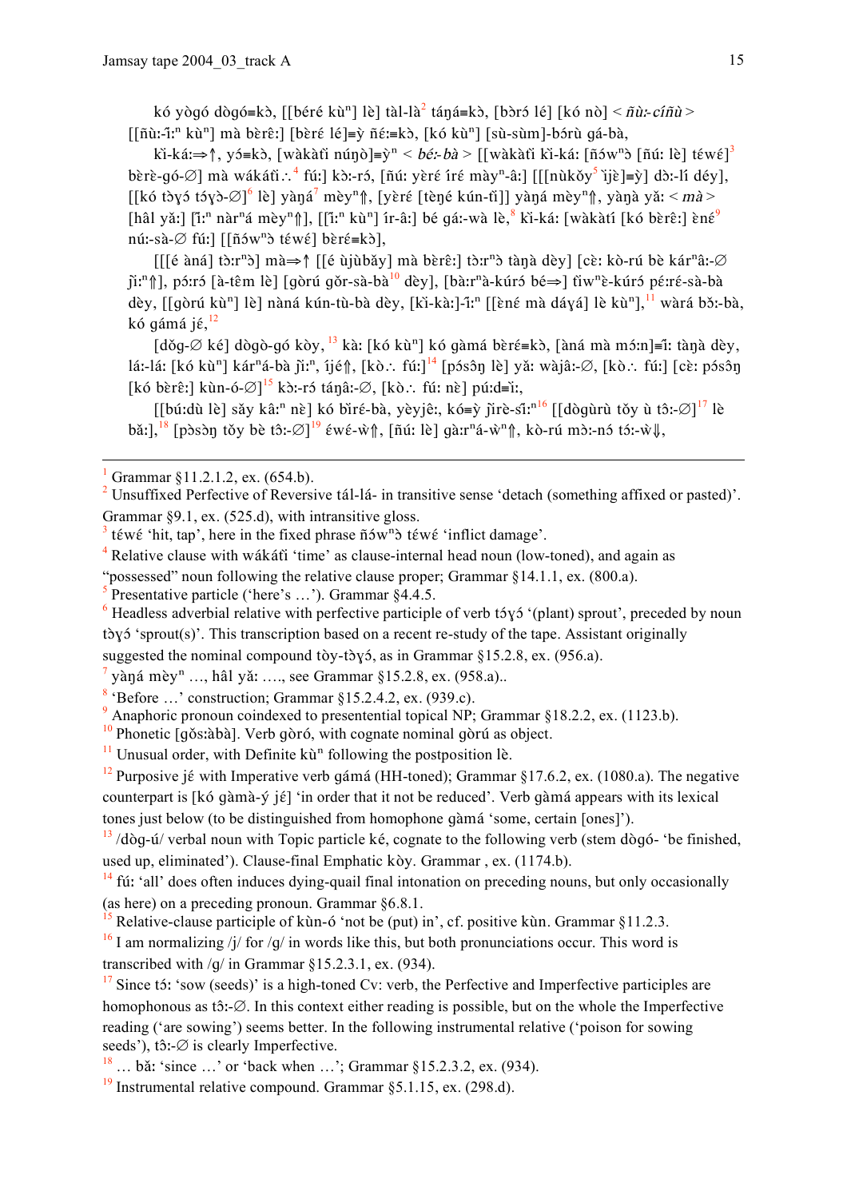kó yògó dògó≡kɔ̀, [[béré kù$^{n}$] lɛ̀] tàl-là[2] táŋá≡kɔ̀, [bɔ̀rɔ́ lé] [kó nò] < *ñù:-cíñù* > [[ñù:-î:$^{n}$ kù$^{n}$] mà bèrê:] [bèré lé]≡ỳ ñɛ́:≡kɔ̀, [kó kù$^{n}$] [sù-sùm]-bɔ́rù gá-bà,

kì-ká:⇒↑, yɔ́≡kɔ̀, [wàkàtì núŋɔ̀]≡ỳ$^{n}$ < *bé:-bà* > [[wàkàtì kì-ká: [ñɔ́w$^{n}$ɔ̀ [ñú: lè] téwé][3] bèrè-gó-∅] mà wákátì∴[4] fú:] kɔ̀:-rɔ́, [ñú: yèré íré mày$^{n}$-â:] [[[nùkǒy[5] ìjè]≡ỳ] dɔ̀:-lí déy], [[kó tɔ̀ɣɔ́ tɔ́ɣɔ̀-∅][6] lɛ̀] yàŋá[7] mèy$^{n}$⇑, [yèré [tèŋé kún-tì]] yàŋá mèy$^{n}$⇑, yàŋà yǎ: < *mà* > [hâl yǎ:] [î:$^{n}$ nàr$^{n}$á mèy$^{n}$⇑], [[î:$^{n}$ kù$^{n}$] ír-â:] bé gá:-wà lè,[8] kì-ká: [wàkàtí [kó bèrê:] ɛ̀né[9] nú:-sà-∅ fú:] [[ñɔ́w$^{n}$ɔ̀ téwé] bèré≡kɔ̀],

[[[é àná] tɔ̀:r$^{n}$ɔ̀] mà⇒↑ [[é ùjùbǎy] mà bèrê:] tɔ̀:r$^{n}$ɔ̀ tàŋà dèy] [cè: kò-rú bè kár$^{n}$â:-∅ jì:$^{n}$⇑], pɔ́:rɔ́ [à-têm lè] [gòrú gǒr-sà-bà[10] dèy], [bà:r$^{n}$à-kúrɔ́ bé⇒] tìw$^{n}$è-kúrɔ́ pɛ́:ré-sà-bà dèy, [[gòrú kù$^{n}$] lè] nàná kún-tù-bà dèy, [kì-kà:]-î:$^{n}$ [[ɛ̀né mà dáɣá] lè kù$^{n}$],[11] wàrá bɔ̌:-bà, kó gámá jɛ́,[12]

[dǒg-∅ ké] dògò-gó kòy,[13] kà: [kó kù$^{n}$] kó gàmá bèré≡kɔ̀, [àná mà mɔ́:n]≡î: tàŋà dèy, lá:-lá: [kó kù$^{n}$] kár$^{n}$á-bà jì:$^{n}$, íjé⇑, [kò∴ fú:][14] [pɔ́sɔ̂ŋ lè] yǎ: wàjâ:-∅, [kò∴ fú:] [cè: pɔ́sɔ̂ŋ [kó bèrê:] kùn-ó-∅][15] kɔ̀:-rɔ́ táŋâ:-∅, [kò∴ fú: nè] pú:d≡ì:,

[[bú:dù lè] sǎy kâ:$^{n}$ nè] kó bìré-bà, yèyjê:, kó≡ỳ jìrè-sî:$^{n}$[16] [[dògùrù tǒy ù tɔ̂:-∅][17] lè bǎ:],[18] [pɔ̀sɔ̀ŋ tǒy bè tɔ̂:-∅][19] ɛ́wɛ́-ẁ⇑, [ñú: lè] gà:r$^{n}$á-ẁ$^{n}$⇑, kò-rú mɔ̀:-nɔ́ tɔ́:-ẁ⇓,

---

[1] Grammar §11.2.1.2, ex. (654.b).

[2] Unsuffixed Perfective of Reversive tál-lá- in transitive sense 'detach (something affixed or pasted)'. Grammar §9.1, ex. (525.d), with intransitive gloss.

[3] téwé 'hit, tap', here in the fixed phrase ñɔ́w$^{n}$ɔ̀ téwé 'inflict damage'.

[4] Relative clause with wákátì 'time' as clause-internal head noun (low-toned), and again as "possessed" noun following the relative clause proper; Grammar §14.1.1, ex. (800.a).

[5] Presentative particle ('here's …'). Grammar §4.4.5.

[6] Headless adverbial relative with perfective participle of verb tɔ́ɣɔ́ '(plant) sprout', preceded by noun tɔ̀ɣɔ́ 'sprout(s)'. This transcription based on a recent re-study of the tape. Assistant originally suggested the nominal compound tòy-tɔ̀ɣɔ́, as in Grammar §15.2.8, ex. (956.a).

[7] yàŋá mèy$^{n}$ …, hâl yǎ: …., see Grammar §15.2.8, ex. (958.a)..

[8] 'Before …' construction; Grammar §15.2.4.2, ex. (939.c).

[9] Anaphoric pronoun coindexed to presentential topical NP; Grammar §18.2.2, ex. (1123.b).

[10] Phonetic [gǒs:àbà]. Verb gòró, with cognate nominal gòrú as object.

[11] Unusual order, with Definite kù$^{n}$ following the postposition lè.

[12] Purposive jɛ́ with Imperative verb gámá (HH-toned); Grammar §17.6.2, ex. (1080.a). The negative counterpart is [kó gàmà-ý jɛ́] 'in order that it not be reduced'. Verb gàmá appears with its lexical tones just below (to be distinguished from homophone gàmá 'some, certain [ones]').

[13] /dòg-ú/ verbal noun with Topic particle ké, cognate to the following verb (stem dògó- 'be finished, used up, eliminated'). Clause-final Emphatic kòy. Grammar , ex. (1174.b).

[14] fú: 'all' does often induces dying-quail final intonation on preceding nouns, but only occasionally (as here) on a preceding pronoun. Grammar §6.8.1.

[15] Relative-clause participle of kùn-ó 'not be (put) in', cf. positive kùn. Grammar §11.2.3.

[16] I am normalizing /j/ for /g/ in words like this, but both pronunciations occur. This word is transcribed with /g/ in Grammar §15.2.3.1, ex. (934).

[17] Since tɔ́: 'sow (seeds)' is a high-toned Cv: verb, the Perfective and Imperfective participles are homophonous as tɔ̂:-∅. In this context either reading is possible, but on the whole the Imperfective reading ('are sowing') seems better. In the following instrumental relative ('poison for sowing seeds'), tɔ̂:-∅ is clearly Imperfective.

[18] … bǎ: 'since …' or 'back when …'; Grammar §15.2.3.2, ex. (934).

[19] Instrumental relative compound. Grammar §5.1.15, ex. (298.d).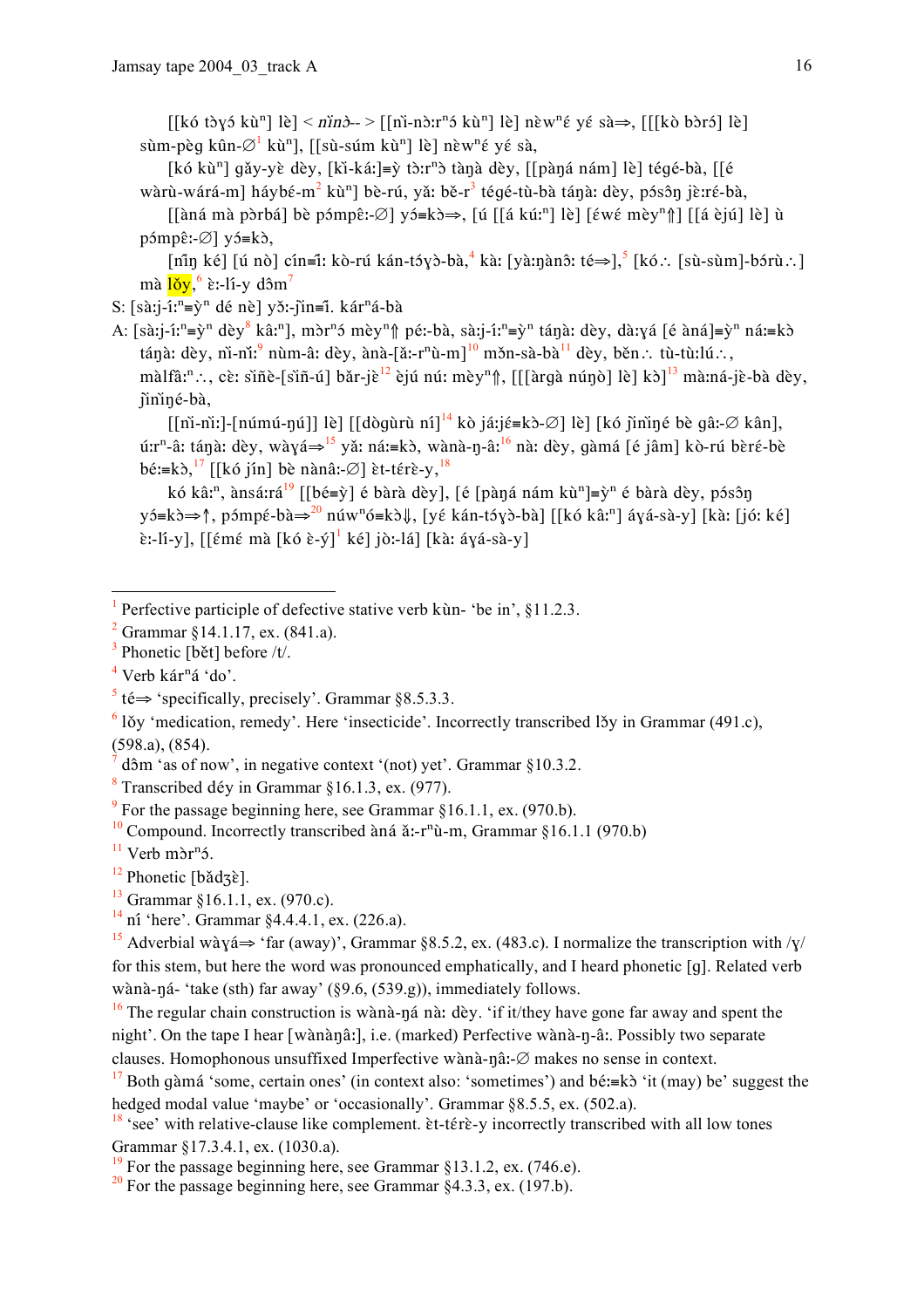[[kó tɔ̀ɣɔ́ kùⁿ] lè] < *ǹ̀nɔ̀*-- > [[nì-nɔ̀:rⁿɔ́ kùⁿ] lè] nɛ̀wⁿɛ́ yɛ́ sà⇒, [[[kò bɔ̀rɔ́] lè] sùm-pèg kûn-∅[1] kùⁿ], [[sù-súm kùⁿ] lè] nɛ̀wⁿɛ́ yɛ́ sà,

[kó kùⁿ] gǎy-yè dèy, [kì-ká:]≡ỳ tɔ̀:rⁿɔ̀ tàŋà dèy, [[pàŋá nám] lè] tégé-bà, [[é wàrù-wárá-m] háybé-m[2] kùⁿ] bè-rú, yǎ: bě-r[3] tégé-tù-bà táŋà: dèy, pɔ́sɔ̂ŋ jɛ̀:rɛ́-bà,

[[àná mà pɔ̀rbá] bè pɔ́mpɛ̂:-∅] yɔ́≡kɔ̀⇒, [ú [[á kú:ⁿ] lè] [ɛ́wɛ́ mèyⁿ⇑] [[á ɛ̀jú] lè] ù pɔ́mpɛ̂:-∅] yɔ́≡kɔ̀,

[ñ̀ĩŋ ké] [ú nò] cín≡ĩ: kò-rú kán-tɔ́ɣɔ̀-bà,[4] kà: [yà:ŋànɔ̂: té⇒],[5] [kó∴ [sù-sùm]-bɔ́rù∴] mà ==lǒy==,[6] ɛ̀:-lí-y dɔ̂m[7]

S: [sà:j-í:ⁿ≡ỳⁿ dé nè] yɔ̌:-j̃ìn≡ĩ. kárⁿá-bà

A: [sà:j-í:ⁿ≡ỳⁿ dèy[8] kâ:ⁿ], mɔ̀rⁿɔ́ mèyⁿ⇑ pé:-bà, sà:j-í:ⁿ≡ỳⁿ táŋà: dèy, dà:ɣá [é àná]≡ỳⁿ ná:≡kɔ̀ táŋà: dèy, nì-nǐ:[9] nùm-â: dèy, ànà-[ǎ:-rⁿù-m][10] mɔ̌n-sà-bà[11] dèy, běn∴ tù-tù:lú∴, màlfâ:ⁿ∴, cɛ̀: sĩ̀ñè-[sĩ̀ñ-ú] bǎr-jè[12] ɛ̀jú nú: mèyⁿ⇑, [[[àrgà núŋò] lè] kɔ̀][13] mà:ná-jè-bà dèy, j̃ìnìŋé-bà,

[[nì-nǐ:]-[númú-ŋú]] lè] [[dògùrù ní][14] kò já:jɛ́≡kɔ̀-∅] lè] [kó j̃ìnìŋé bè gâ:-∅ kân], ú:rⁿ-â: táŋà: dèy, wàɣá⇒[15] yǎ: ná:≡kɔ̀, wànà-ŋ-â:[16] nà: dèy, gàmá [é jâm] kò-rú bɛ̀rɛ́-bè bé:≡kɔ̀,[17] [[kó jín] bè nànâ:-∅] ɛ̀t-térɛ̀-y,[18]

kó kâ:ⁿ, ànsá:rá[19] [[bé≡ỳ] é bàrà dèy], [é [pàŋá nám kùⁿ]≡ỳⁿ é bàrà dèy, pɔ́sɔ̂ŋ yɔ́≡kɔ̀⇒↑, pɔ́mpɛ́-bà⇒[20] núwⁿɔ́≡kɔ̀⇓, [yɛ́ kán-tɔ́ɣɔ̀-bà] [[kó kâ:ⁿ] áɣá-sà-y] [kà: [jó: ké] ɛ̀:-lí-y], [[ɛ́mɛ́ mà [kó ɛ̀-ý][1] ké] jò:-lá] [kà: áɣá-sà-y]

---

[1] Perfective participle of defective stative verb kùn- 'be in', §11.2.3.

[2] Grammar §14.1.17, ex. (841.a).

[3] Phonetic [bět] before /t/.

[4] Verb kárⁿá 'do'.

[5] té⇒ 'specifically, precisely'. Grammar §8.5.3.3.

[6] lǒy 'medication, remedy'. Here 'insecticide'. Incorrectly transcribed lɔ̌y in Grammar (491.c), (598.a), (854).

[7] dɔ̂m 'as of now', in negative context '(not) yet'. Grammar §10.3.2.

[8] Transcribed déy in Grammar §16.1.3, ex. (977).

[9] For the passage beginning here, see Grammar §16.1.1, ex. (970.b).

[10] Compound. Incorrectly transcribed àná ǎ:-rⁿù-m, Grammar §16.1.1 (970.b)

[11] Verb mɔ̀rⁿɔ́.

[12] Phonetic [bǎdʒɛ̀].

[13] Grammar §16.1.1, ex. (970.c).

[14] ní 'here'. Grammar §4.4.4.1, ex. (226.a).

[15] Adverbial wàɣá⇒ 'far (away)', Grammar §8.5.2, ex. (483.c). I normalize the transcription with /ɣ/ for this stem, but here the word was pronounced emphatically, and I heard phonetic [g]. Related verb wànà-ŋá- 'take (sth) far away' (§9.6, (539.g)), immediately follows.

[16] The regular chain construction is wànà-ŋá nà: dèy. 'if it/they have gone far away and spent the night'. On the tape I hear [wànàŋâ:], i.e. (marked) Perfective wànà-ŋ-â:. Possibly two separate clauses. Homophonous unsuffixed Imperfective wànà-ŋâ:-∅ makes no sense in context.

[17] Both gàmá 'some, certain ones' (in context also: 'sometimes') and bé:≡kɔ̀ 'it (may) be' suggest the hedged modal value 'maybe' or 'occasionally'. Grammar §8.5.5, ex. (502.a).

[18] 'see' with relative-clause like complement. ɛ̀t-térɛ̀-y incorrectly transcribed with all low tones Grammar §17.3.4.1, ex. (1030.a).

[19] For the passage beginning here, see Grammar §13.1.2, ex. (746.e).

[20] For the passage beginning here, see Grammar §4.3.3, ex. (197.b).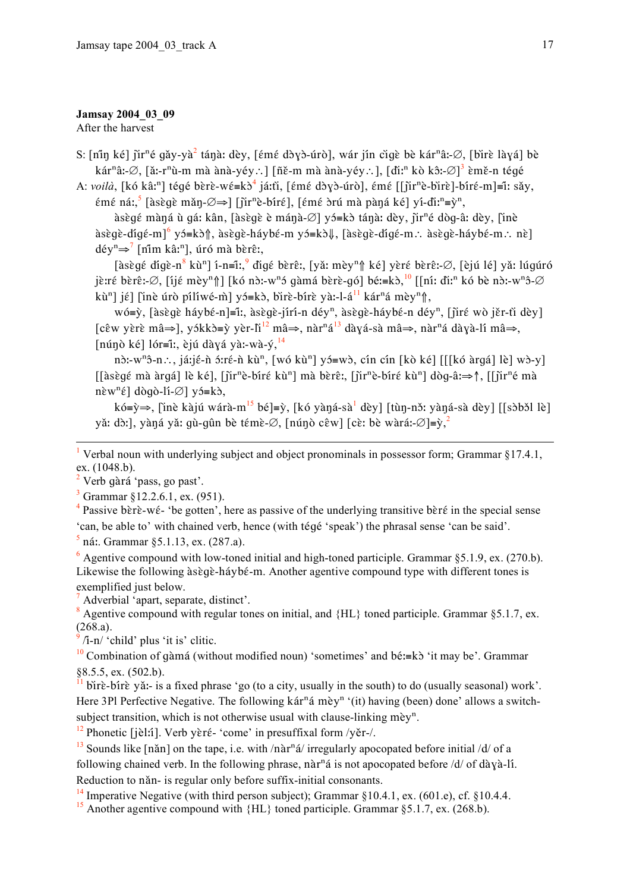**Jamsay 2004_03_09**
After the harvest

S: [ñĩŋ ké] ǰirⁿé gǎy-yà[2] táŋà: dèy, [ɛ́mɛ́ dɔ̀ɣɔ̀-úrò], wár jín cìgè bè kárⁿâ:-∅, [bìrɛ̀ làɣá] bè kárⁿâ:-∅, [ǎ:-rⁿù-m mà ànà-yéy∴] [ñě-m mà ànà-yéy∴], [đì:ⁿ kò kɔ̂:-∅][3] èmě-n tégé

A: *voilà*, [kó kâ:ⁿ] tégé bɛ̀rɛ̀-wɛ́≡kɔ̀[4] já:tì, [ɛ́mɛ́ dɔ̀ɣɔ̀-úrò], ɛ́mɛ́ [[ǰìrⁿè-bìrɛ̀]-bíré-m]≡ĩ: sǎy, ɛ́mɛ́ ná:,[5] [àsɛ̀gɛ̀ mǎŋ-∅⇒] [ǰìrⁿè-bíré], [ɛ́mɛ́ ɔ̀rú mà pàŋá ké] yí-đì:ⁿ≡ỳⁿ,

àsɛ̀gɛ́ màŋá ù gá: kân, [àsɛ̀gɛ̀ è máŋà-∅] yɔ́≡kɔ̀ táŋà: dèy, ǰìrⁿé dòg-â: dèy, [ìnè àsɛ̀gɛ̀-dígé-m][6] yɔ́≡kɔ̀⇑, àsɛ̀gɛ̀-háybé-m yɔ́≡kɔ̀⇓, [àsɛ̀gɛ̀-dígé-m∴ àsɛ̀gɛ̀-háybé-m∴ nè] déyⁿ⇒[7] [nĩ́m kâ:ⁿ], úró mà bɛ̀rɛ̂:,

[àsɛ̀gɛ́ dígè-n[8] kùⁿ] í-n≡ĩ:,[9] đígɛ́ bɛ̀rɛ̂:, [yǎ: mèyⁿ⇑ ké] yɛ̀ré bɛ̀rɛ̂:-∅, [èjú lé] yǎ: lúgúró jɛ̀:ré bɛ̀rɛ̂:-∅, [íjɛ́ mèyⁿ⇑] [kó nɔ̀:-wⁿɔ́ gàmá bɛ̀rɛ̀-gó] bɛ́:≡kɔ̀,[10] [[ní: đì:ⁿ kó bè nɔ̀:-wⁿɔ̂-∅ kùⁿ] jɛ́] [ìnè úrò pílíwé-m̀] yɔ́≡kɔ̀, bìrɛ̀-bírɛ̀ yà:-l-á[11] kárⁿá mèyⁿ⇑,

wó≡ỳ, [àsɛ̀gɛ̀ háybé-n]≡ĩ:, àsɛ̀gɛ̀-jírí-n déyⁿ, àsɛ̀gɛ̀-háybé-n déyⁿ, [ǰìré wò jěr-tì dèy] [cɛ̂w yɛ̀rè mâ⇒], yɔ́kkɔ̀≡ỳ yɛ̀r-lì[12] mâ⇒, nàrⁿá[13] dàɣá-sà mâ⇒, nàrⁿá dàɣà-lí mâ⇒, [núŋò ké] lór≡ĩ:, èjú dàɣá yà:-wà-ý,[14]

nɔ̀:-wⁿɔ̂-n∴, já:jɛ́-ǹ ɔ́:ré-ǹ kùⁿ, [wó kùⁿ] yɔ́≡wɔ̀, cín cín [kò ké] [[[kó àrgá] lè] wɔ̀-y] [[àsɛ̀gɛ́ mà àrgá] lè ké], [ǰìrⁿè-bíré kùⁿ] mà bɛ̀rɛ̂:, [ǰìrⁿè-bíré kùⁿ] dòg-â:⇒↑, [[ǰìrⁿé mà nɛ̀wⁿɛ́] dògò-lí-∅] yɔ́≡kɔ̀,

kó≡ỳ⇒, [ìnè kàjú wárà-m[15] bé]≡ỳ, [kó yàŋá-sà[1] dèy] [tùŋ-nɔ̌: yàŋá-sà dèy] [[sɔ̀bɔ̌l lè] yǎ: dɔ:], yàŋá yǎ: gù-gûn bè tɛ́mɛ̀-∅, [núŋò cɛ̂w] [cè: bè wàrá:-∅]≡ỳ,[2]

---

[1] Verbal noun with underlying subject and object pronominals in possessor form; Grammar §17.4.1, ex. (1048.b).

[2] Verb gàrá 'pass, go past'.

[3] Grammar §12.2.6.1, ex. (951).

[4] Passive bɛ̀rɛ̀-wɛ́- 'be gotten', here as passive of the underlying transitive bɛ̀rɛ́ in the special sense 'can, be able to' with chained verb, hence (with tégé 'speak') the phrasal sense 'can be said'.

[5] ná:. Grammar §5.1.13, ex. (287.a).

[6] Agentive compound with low-toned initial and high-toned participle. Grammar §5.1.9, ex. (270.b). Likewise the following àsɛ̀gɛ̀-háybé-m. Another agentive compound type with different tones is exemplified just below.

[7] Adverbial 'apart, separate, distinct'.

[8] Agentive compound with regular tones on initial, and {HL} toned participle. Grammar §5.1.7, ex. (268.a).

[9] /ì-n/ 'child' plus 'it is' clitic.

[10] Combination of gàmá (without modified noun) 'sometimes' and bɛ́:≡kɔ̀ 'it may be'. Grammar §8.5.5, ex. (502.b).

[11] bìrɛ̀-bírɛ̀ yǎ:- is a fixed phrase 'go (to a city, usually in the south) to do (usually seasonal) work'. Here 3Pl Perfective Negative. The following kárⁿá mèyⁿ '(it) having (been) done' allows a switch-subject transition, which is not otherwise usual with clause-linking mèyⁿ.

[12] Phonetic [jɛ̀l:ĩ]. Verb yɛ̀ré- 'come' in presuffixal form /yɛ̌r-/.

[13] Sounds like [nǎn] on the tape, i.e. with /nàrⁿá/ irregularly apocopated before initial /d/ of a following chained verb. In the following phrase, nàrⁿá is not apocopated before /d/ of dàɣà-lí. Reduction to nǎn- is regular only before suffix-initial consonants.

[14] Imperative Negative (with third person subject); Grammar §10.4.1, ex. (601.e), cf. §10.4.4.

[15] Another agentive compound with {HL} toned participle. Grammar §5.1.7, ex. (268.b).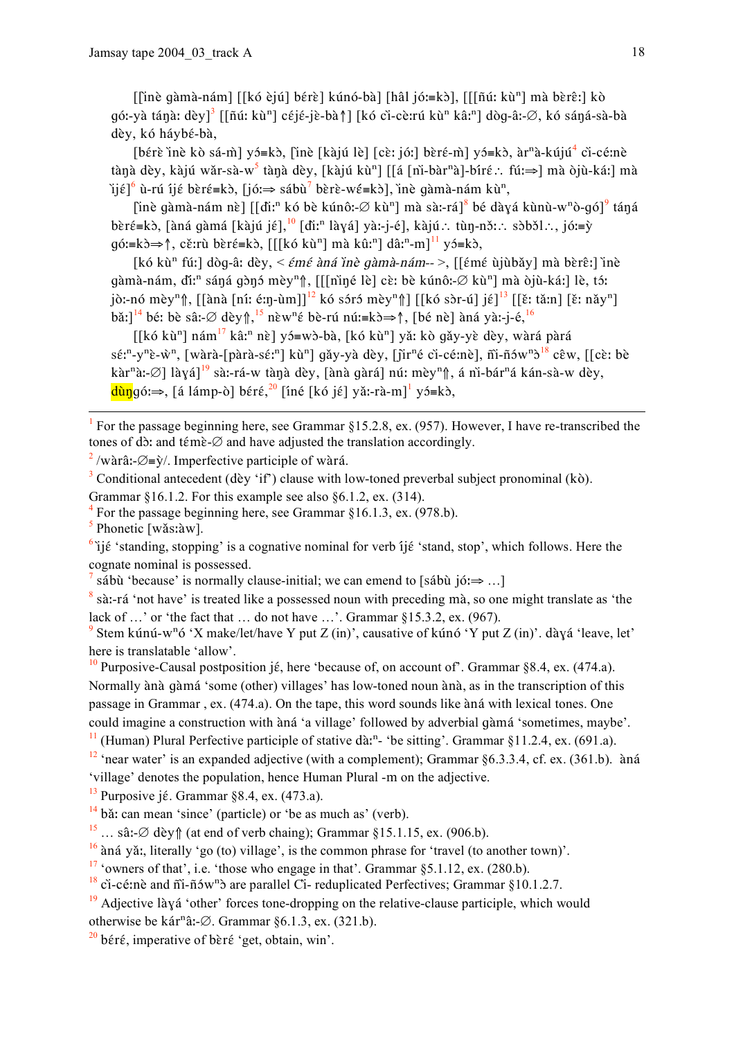[[ìnè gàmà-nám] [[kó èjú] bérɛ̀] kúnó-bà] [hâl jó:≡kɔ̀], [[[ñú: kùⁿ] mà bɛ̀rɛ̂:] kò gó:-yà táŋà: dèy][3] [[ñú: kùⁿ] céjé-jè-bà↑] [kó cì-cè:rú kùⁿ kâ:ⁿ] dòg-â:-∅, kó sáŋá-sà-bà dèy, kó háybɛ́-bà,

[bérɛ̀ ìnè kò sá-m̀] yɔ́≡kɔ̀, [ìnè [kàjú lè] [cè: jó:] bèrɛ́-m̀] yɔ́≡kɔ̀, àrⁿà-kújú[4] cì-cé:nè tàŋà dèy, kàjú wǎr-sà-w[5] tàŋà dèy, [kàjú kùⁿ] [[á [nì-bàrⁿà]-bírɛ́∴ fú:⇒] mà òjù-ká:] mà ìjé][6] ù-rú íjé bèrɛ́≡kɔ̀, [jó:⇒ sábù[7] bèrè-wɛ́≡kɔ̀], ìnè gàmà-nám kùⁿ,

[ìnè gàmà-nám nè] [[dì:ⁿ kó bè kúnô:-∅ kùⁿ] mà sà:-rá][8] bé dàɣá kùnù-wⁿò-gó][9] táŋá bèrɛ́≡kɔ̀, [àná gàmá [kàjú jé],[10] [dì:ⁿ làɣá] yà:-j-é], kàjú∴ tùŋ-nɔ̌:∴ sɔ̀bɔ̌l∴, jó:≡ỳ gó:≡kɔ̀⇒↑, cɛ̌:rù bèrɛ́≡kɔ̀, [[[kó kùⁿ] mà kû:ⁿ] dâ:ⁿ-m][11] yɔ́≡kɔ̀,

[kó kùⁿ fú:] dòg-â: dèy, < *ɛ́mɛ́ àná ìnè gàmà-nám--* >, [[ɛ́mɛ́ ùjùbǎy] mà bèrɛ̂:] ìnè gàmà-nám, dí:ⁿ sáŋá gɔ̀ŋɔ́ mèyⁿ⇑, [[[nìŋé lè] cè: bè kúnô:-∅ kùⁿ] mà òjù-ká:] lè, tɔ́: jò:-nó mèyⁿ⇑, [[àná [ní: é:ŋ-ùm]][12] kó sórɔ́ mèyⁿ⇑] [[kó sɔ̀r-ú] jé][13] [[ɛ̌: tǎ:n] [ɛ̌: nǎyⁿ] bǎ:][14] bé: bè sâ:-∅ dèy⇑,[15] nèwⁿé bè-rú nú:≡kɔ̀⇒↑, [bé nè] àná yà:-j-é,[16]

[[kó kùⁿ] nám[17] kâ:ⁿ nè] yɔ́≡wɔ̀-bà, [kó kùⁿ] yǎ: kò gǎy-yè dèy, wàrá pàrá sɛ́:ⁿ-yⁿɛ̀-ẁⁿ, [wàrà-[pàrà-sɛ́:ⁿ] kùⁿ] gǎy-yà dèy, [jìrⁿé cì-cé:nè], ñì-ñɔ́wⁿɔ̀[18] cêw, [[cè: bè kàrⁿà:-∅] làɣá][19] sà:-rá-w tàŋà dèy, [àná gàrá] nú: mèyⁿ⇑, á nì-bárⁿá kán-sà-w dèy, dùŋgó:⇒, [á lámp-ò] bérɛ́,[20] [íné [kó jé] yǎ:-rà-m][1] yɔ́≡kɔ̀,

---

[1] For the passage beginning here, see Grammar §15.2.8, ex. (957). However, I have re-transcribed the tones of dɔ̀: and témɛ̀-∅ and have adjusted the translation accordingly.

[2] /wàrâ:-∅≡ỳ/. Imperfective participle of wàrá.

[3] Conditional antecedent (dèy 'if') clause with low-toned preverbal subject pronominal (kò). Grammar §16.1.2. For this example see also §6.1.2, ex. (314).

[4] For the passage beginning here, see Grammar §16.1.3, ex. (978.b).

[5] Phonetic [wǎs:àw].

[6] ìjé 'standing, stopping' is a cognative nominal for verb íjé 'stand, stop', which follows. Here the cognate nominal is possessed.

[7] sábù 'because' is normally clause-initial; we can emend to [sábù jó:⇒ …]

[8] sà:-rá 'not have' is treated like a possessed noun with preceding mà, so one might translate as 'the lack of …' or 'the fact that … do not have …'. Grammar §15.3.2, ex. (967).

[9] Stem kúnú-wⁿó 'X make/let/have Y put Z (in)', causative of kúnó 'Y put Z (in)'. dàɣá 'leave, let' here is translatable 'allow'.

[10] Purposive-Causal postposition jé, here 'because of, on account of'. Grammar §8.4, ex. (474.a). Normally ànà gàmá 'some (other) villages' has low-toned noun ànà, as in the transcription of this passage in Grammar , ex. (474.a). On the tape, this word sounds like àná with lexical tones. One could imagine a construction with àná 'a village' followed by adverbial gàmá 'sometimes, maybe'.

[11] (Human) Plural Perfective participle of stative dà:ⁿ- 'be sitting'. Grammar §11.2.4, ex. (691.a).

[12] 'near water' is an expanded adjective (with a complement); Grammar §6.3.3.4, cf. ex. (361.b). àná 'village' denotes the population, hence Human Plural -m on the adjective.

[13] Purposive jé. Grammar §8.4, ex. (473.a).

[14] bǎ: can mean 'since' (particle) or 'be as much as' (verb).

[15] … sâ:-∅ dèy⇑ (at end of verb chaing); Grammar §15.1.15, ex. (906.b).

[16] àná yǎ:, literally 'go (to) village', is the common phrase for 'travel (to another town)'.

[17] 'owners of that', i.e. 'those who engage in that'. Grammar §5.1.12, ex. (280.b).

[18] cì-cé:nè and ñì-ñɔ́wⁿɔ̀ are parallel Cì- reduplicated Perfectives; Grammar §10.1.2.7.

[19] Adjective làɣá 'other' forces tone-dropping on the relative-clause participle, which would otherwise be kárⁿâ:-∅. Grammar §6.1.3, ex. (321.b).

[20] bérɛ́, imperative of bèrɛ́ 'get, obtain, win'.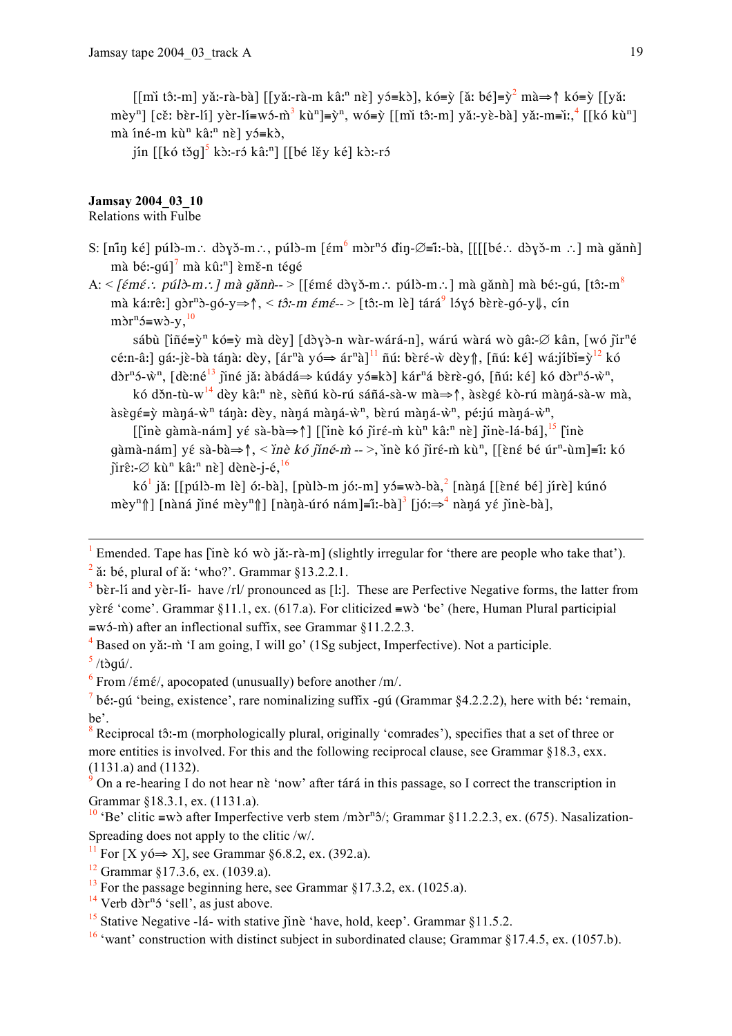[[mì tɔ̂:-m] yǎ:-rà-bà] [[yǎ:-rà-m kâ:ⁿ nɛ̀] yɔ́≡kɔ̀], kó≡ỳ [ǎ: bé]≡ỳ[2] mà⇒↑ kó≡ỳ [[yǎ: mèyⁿ] [cě: bèr-lí] yèr-lí≡wɔ́-m̀[3] kùⁿ]≡ỳⁿ, wó≡ỳ [[mì tɔ̂:-m] yǎ:-yɛ̀-bà] yǎ:-m≡ì:,[4] [[kó kùⁿ] mà íné-m kùⁿ kâ:ⁿ nɛ̀] yɔ́≡kɔ̀,

jín [[kó tɔ̌g][5] kɔ̀:-rɔ́ kâ:ⁿ] [[bé lɛ̌y kɛ́] kɔ̀:-rɔ́

**Jamsay 2004_03_10**
Relations with Fulbe

S: [ñǐŋ kɛ́] púlɔ̀-m∴ dɔ̀ɣɔ̌-m∴, púlɔ̀-m [ɛ́m[6] mɔ̀rⁿɔ́ ďiŋ-∅≡ì:-bà, [[[[bɛ́∴ dɔ̀ɣɔ̌-m ∴] mà gǎnǹ] mà bɛ́:-gú][7] mà kû:ⁿ] ɛ̀mě-n tégé

A: < *[ɛ́mɛ́∴ púlɔ̀-m∴] mà gǎnǹ*-- > [[ɛ́mɛ́ dɔ̀ɣɔ̌-m∴ púlɔ̀-m∴] mà gǎnǹ] mà bɛ́:-gú, [tɔ̂:-m[8] mà ká:rê:] gɔ̀rⁿɔ̀-gó-y⇒↑, < *tɔ̂:-m ɛ́mɛ́*-- > [tɔ̂:-m lɛ̀] tárá[9] lɔ́ɣɔ́ bɛ̀rɛ̀-gó-y⇓, cín mɔ̀rⁿɔ́≡wɔ̀-y,[10]

sábù [ǐñé≡ỳⁿ kó≡ỳ mà dèy] [dɔ̀ɣɔ̀-n wàr-wárá-n], wárú wàrá wò gâ:-∅ kân, [wó ǰìrⁿé cé:n-â:] gá:-jɛ̀-bà táŋà: dèy, [árⁿà yó⇒ árⁿà][11] ñú: bɛ̀ré-ẁ dèy⇑, [ñú: kɛ́] wá:jíbì≡ỳ[12] kó dɔ̀rⁿɔ́-ẁⁿ, [dè:né[13] ǰìné jǎ: àbádá⇒ kúdáy yɔ́≡kɔ̀] kárⁿá bɛ̀rɛ̀-gó, [ñú: kɛ́] kó dɔ̀rⁿɔ́-ẁⁿ,

kó dɔ̌n-tù-w[14] dèy kâ:ⁿ nɛ̀, sɛ̀ñú kò-rú sáñá-sà-w mà⇒↑, àsɛ̀gɛ́ kò-rú màŋá-sà-w mà, àsɛ̀gɛ́≡ỳ màŋá-ẁⁿ táŋà: dèy, nàŋá màŋá-ẁⁿ, bɛ̀rú màŋá-ẁⁿ, pé:jú màŋá-ẁⁿ,

[[ǐnè gàmà-nám] yɛ́ sà-bà⇒↑] [[ǐnè kó ǰìré-m̀ kùⁿ kâ:ⁿ nɛ̀] ǰìnè-lá-bá],[15] [ǐnè gàmà-nám] yɛ́ sà-bà⇒↑, < *ǐnè kó ǰìné-m̀* -- >, ǐnè kó ǰìré-m̀ kùⁿ, [[ɛ̀nɛ́ bé úrⁿ-ùm]≡ì: kó ǰìrê:-∅ kùⁿ kâ:ⁿ nɛ̀] dènè-j-é,[16]

kó[1] jǎ: [[púlɔ̀-m lɛ̀] ó:-bà], [pùlɔ̀-m jó:-m] yɔ́≡wɔ̀-bà,[2] [nàŋá [[ɛ̀nɛ́ bé] jírè] kúnó mèyⁿ⇑] [nàná ǰìné mèyⁿ⇑] [nàŋà-úró nám]≡ì:-bà][3] [jó:⇒[4] nàŋá yɛ́ ǰìnè-bà],

---

[1] Emended. Tape has [ǐnè kó wò jǎ:-rà-m] (slightly irregular for 'there are people who take that').

[2] ǎ: bé, plural of ǎ: 'who?'. Grammar §13.2.2.1.

[3] bɛ̀r-lí and yɛ̀r-lí- have /rl/ pronounced as [l:]. These are Perfective Negative forms, the latter from yɛ̀rɛ́ 'come'. Grammar §11.1, ex. (617.a). For cliticized ≡wɔ̀ 'be' (here, Human Plural participial ≡wɔ́-m̀) after an inflectional suffix, see Grammar §11.2.2.3.

[4] Based on yǎ:-m̀ 'I am going, I will go' (1Sg subject, Imperfective). Not a participle.

[5] /tɔ̀gú/.

[6] From /ɛ́mɛ́/, apocopated (unusually) before another /m/.

[7] bɛ́:-gú 'being, existence', rare nominalizing suffix -gú (Grammar §4.2.2.2), here with bɛ́: 'remain, be'.

[8] Reciprocal tɔ̂:-m (morphologically plural, originally 'comrades'), specifies that a set of three or more entities is involved. For this and the following reciprocal clause, see Grammar §18.3, exx. (1131.a) and (1132).

[9] On a re-hearing I do not hear nɛ̀ 'now' after tárá in this passage, so I correct the transcription in Grammar §18.3.1, ex. (1131.a).

[10] 'Be' clitic ≡wɔ̀ after Imperfective verb stem /mɔ̀rⁿɔ́/; Grammar §11.2.2.3, ex. (675). Nasalization-Spreading does not apply to the clitic /w/.

[11] For [X yó⇒ X], see Grammar §6.8.2, ex. (392.a).

[12] Grammar §17.3.6, ex. (1039.a).

[13] For the passage beginning here, see Grammar §17.3.2, ex. (1025.a).

[14] Verb dɔ̀rⁿɔ́ 'sell', as just above.

[15] Stative Negative -lá- with stative ǰìnè 'have, hold, keep'. Grammar §11.5.2.

[16] 'want' construction with distinct subject in subordinated clause; Grammar §17.4.5, ex. (1057.b).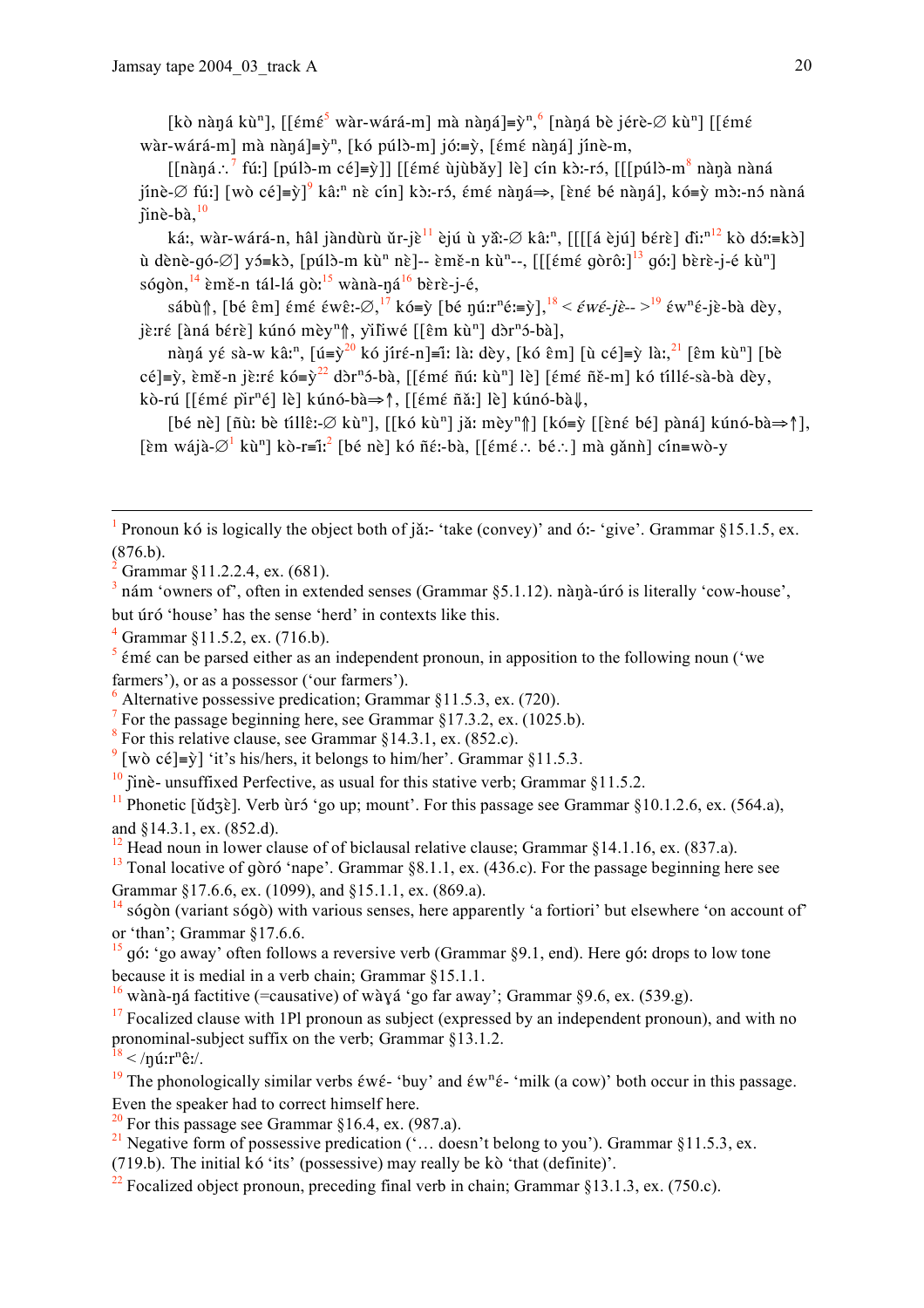[kò nàŋá kùⁿ], [[ɛ́mɛ́[5] wàr-wárá-m] mà nàŋá]≡ỳⁿ,[6] [nàŋá bè jérè-∅ kùⁿ] [[ɛ́mɛ́ wàr-wárá-m] mà nàŋá]≡ỳⁿ, [[kó púlɔ̀-m] jó:≡ỳ, [ɛ́mɛ́ nàŋá] jínè-m,

[[nàŋá∴[7] fú:] [púlɔ̀-m cé]≡ỳ]] [[ɛ́mɛ́ ùjùbǎy] lè] cín kɔ̀:-rɔ́, [[[púlɔ̀-m[8] nàŋà nàná jínè-∅ fú:] [wò cé]≡ỳ][9] kâ:ⁿ nè cín] kɔ̀:-rɔ́, ɛ́mɛ́ nàŋá⇒, [ɛ̀nɛ́ bé nàŋá], kó≡ỳ mɔ̀:-nɔ́ nàná ɟìnè-bà,[10]

ká:, wàr-wárá-n, hâl jàndùrù ǔr-jɛ̀[11] èjú ù yǎ:-∅ kâ:ⁿ, [[[[á èjú] bérè] dì:ⁿ[12] kò dɔ́:≡kɔ̀] ù dènè-gó-∅] yɔ́≡kɔ̀, [púlɔ̀-m kùⁿ nè]-- ɛ̀mɛ̌-n kùⁿ--, [[[ɛ́mɛ́ gòrô:][13] gó:] bɛ̀rɛ̀-j-é kùⁿ] sógòn,[14] ɛ̀mɛ̌-n tál-lá gò:[15] wànà-ŋá[16] bɛ̀rɛ̀-j-é,

sábù⇑, [bé ɛ̂m] ɛ́mɛ́ ɛ́wɛ̂:-∅,[17] kó≡ỳ [bé ŋú:rⁿé:≡ỳ],[18] < ɛ́wɛ́-jɛ̀-- >[19] ɛ́wⁿé-jɛ̀-bà dèy, jɛ̀:ré [àná bérè] kúnó mèyⁿ⇑, yìǐwé [[ɛ̂m kùⁿ] dɔ̀rⁿɔ́-bà],

nàŋá yé sà-w kâ:ⁿ, [ú≡ỳ[20] kó jíré-n]≡ì: là: dèy, [kó ɛ̂m] [ù cé]≡ỳ là:,[21] [ɛ̂m kùⁿ] [bè cé]≡ỳ, ɛ̀mɛ̌-n jɛ̀:ré kó≡ỳ[22] dɔ̀rⁿɔ́-bà, [[ɛ́mɛ́ ñú: kùⁿ] lè] [ɛ́mɛ́ ñɛ̌-m] kó tíllé-sà-bà dèy, kò-rú [[ɛ́mɛ́ pìrⁿé] lè] kúnó-bà⇒↑, [[ɛ́mɛ́ ñǎ:] lè] kúnó-bà⇓,

[bé nè] [ñù: bè tíllɛ̂:-∅ kùⁿ], [[kó kùⁿ] jǎ: mèyⁿ⇑] [kó≡ỳ [[ɛ̀nɛ́ bé] pàná] kúnó-bà⇒↑], [ɛ̀m wájà-∅[1] kùⁿ] kò-r≡ì:[2] [bé nè] kó ñɛ́:-bà, [[ɛ́mɛ́∴ bé∴] mà gǎnǹ] cín≡wò-y

---

[1] Pronoun kó is logically the object both of jǎ:- 'take (convey)' and ó:- 'give'. Grammar §15.1.5, ex. (876.b).

[2] Grammar §11.2.2.4, ex. (681).

[3] nám 'owners of', often in extended senses (Grammar §5.1.12). nàŋà-úró is literally 'cow-house', but úró 'house' has the sense 'herd' in contexts like this.

[4] Grammar §11.5.2, ex. (716.b).

[5] ɛ́mɛ́ can be parsed either as an independent pronoun, in apposition to the following noun ('we farmers'), or as a possessor ('our farmers').

[6] Alternative possessive predication; Grammar §11.5.3, ex. (720).

[7] For the passage beginning here, see Grammar §17.3.2, ex. (1025.b).

[8] For this relative clause, see Grammar §14.3.1, ex. (852.c).

[9] [wò cé]≡ỳ] 'it's his/hers, it belongs to him/her'. Grammar §11.5.3.

[10] ɟìnè- unsuffixed Perfective, as usual for this stative verb; Grammar §11.5.2.

[11] Phonetic [ǔdʒɛ̀]. Verb ùrɔ́ 'go up; mount'. For this passage see Grammar §10.1.2.6, ex. (564.a), and §14.3.1, ex. (852.d).

[12] Head noun in lower clause of of biclausal relative clause; Grammar §14.1.16, ex. (837.a).

[13] Tonal locative of gòró 'nape'. Grammar §8.1.1, ex. (436.c). For the passage beginning here see Grammar §17.6.6, ex. (1099), and §15.1.1, ex. (869.a).

[14] sógòn (variant sógò) with various senses, here apparently 'a fortiori' but elsewhere 'on account of' or 'than'; Grammar §17.6.6.

[15] gó: 'go away' often follows a reversive verb (Grammar §9.1, end). Here gó: drops to low tone because it is medial in a verb chain; Grammar §15.1.1.

[16] wànà-ŋá factitive (=causative) of wàɣá 'go far away'; Grammar §9.6, ex. (539.g).

[17] Focalized clause with 1Pl pronoun as subject (expressed by an independent pronoun), and with no pronominal-subject suffix on the verb; Grammar §13.1.2.

[18] < /ŋú:rⁿê:/.

[19] The phonologically similar verbs ɛ́wɛ́- 'buy' and ɛ́wⁿɛ́- 'milk (a cow)' both occur in this passage. Even the speaker had to correct himself here.

[20] For this passage see Grammar §16.4, ex. (987.a).

[21] Negative form of possessive predication ('… doesn't belong to you'). Grammar §11.5.3, ex. (719.b). The initial kó 'its' (possessive) may really be kò 'that (definite)'.

[22] Focalized object pronoun, preceding final verb in chain; Grammar §13.1.3, ex. (750.c).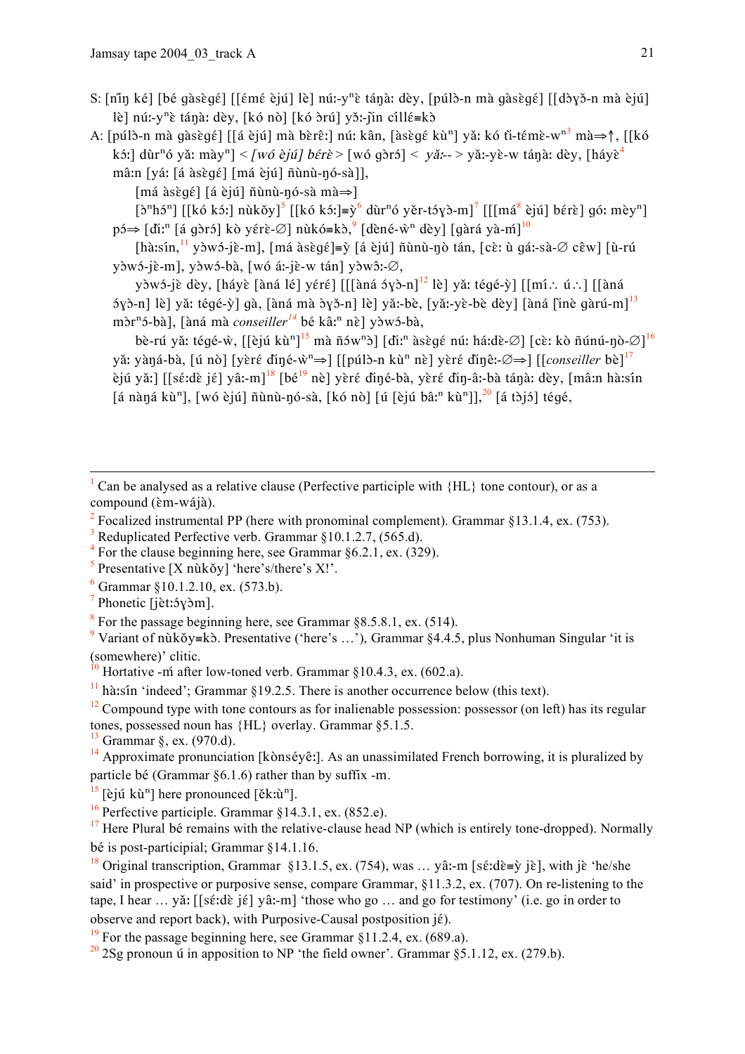S: [ñ̀ĩŋ ké] [bé gàsɛ̀gɛ́] [[ɛ́mɛ́ èjú] lè] nú:-yⁿɛ̀ táŋà: dèy, [púlɔ̀-n mà gàsɛ̀gɛ́] [[dɔ̀ɣɔ̌-n mà èjú] lè] nú:-yⁿɛ̀ táŋà: dèy, [kó nò] [kó ɔ̀rú] yɔ̌:-j̃ìn cíllɛ́≡kɔ̀

A: [púlɔ̀-n mà gàsɛ̀gɛ́] [[á èjú] mà bèrê:] nú: kân, [àsɛ̀gɛ́ kùⁿ] yǎ: kó tì-témɛ̀-wⁿ[3] mà⇒↑, [[kó kɔ́:] dùrⁿó yǎ: mày] < *[wó èjú] bérɛ̀* > [wó gɔ̀rɔ́] < *yǎ:--* > yǎ:-yɛ̀-w táŋà: dèy, [háyɛ̀[4] mâ:n [yá: [á àsɛ̀gɛ́] [má èjú] ñùnù-ŋó-sà]],

[má àsɛ̀gɛ́] [á èjú] ñùnù-ŋó-sà mà⇒]

[ɔ̀ⁿhɔ́ⁿ] [[kó kɔ́:] nùkǒy][5] [[kó kɔ́:]≡ỳ[6] dùrⁿó yěr-tɔ́ɣɔ̀-m][7] [[[má[8] èjú] bérɛ̀] gó: mèyⁿ] pɔ́⇒ [đì:ⁿ [á gɔ̀rɔ́] kò yérɛ̀-∅] nùkó≡kɔ̀,[9] [dèné-ẁⁿ dèy] [gàrá yà-ḿ][10]

[hà:sín,[11] yɔ̀wɔ́-jɛ̀-m], [má àsɛ̀gɛ́]≡ỳ [á èjú] ñùnù-ŋò tán, [cɛ̀: ù gá:-sà-∅ cêw] [ù-rú yɔ̀wɔ́-jɛ̀-m], yɔ̀wɔ́-bà, [wó á:-jɛ̀-w tán] yɔ̀wɔ̂:-∅,

yɔ̀wɔ́-jɛ̀ dèy, [háyɛ̀ [àná lé] yérɛ́] [[[àná ɔ́ɣɔ̀-n][12] lè] yǎ: tégé-ỳ] [[mí∴ ú∴] [[àná ɔ́ɣɔ̀-n] lè] yǎ: tégé-ỳ] gà, [àná mà ɔ̀ɣɔ̌-n] lè] yǎ:-bè, [yǎ:-yɛ̀-bè dèy] [àná [ìnè gàrú-m][13] mɔ̀rⁿɔ́-bà], [àná mà *conseiller*[14] bé kâ:ⁿ nè] yɔ̀wɔ́-bà,

bè-rú yǎ: tégé-ẁ, [[èjú kùⁿ][15] mà ñɔ́wⁿɔ̀] [đì:ⁿ àsɛ̀gɛ́ nú: há:dɛ̀-∅] [cɛ̀: kò ñúnú-ŋɔ̀-∅][16] yǎ: yàŋá-bà, [ú nò] [yèré đìŋé-ẁⁿ⇒] [[púlɔ̀-n kùⁿ nè] yèré đìŋê:-∅⇒] [[*conseiller* bè][17] èjú yǎ:] [[sɛ́:dɛ̀ jɛ́] yâ:-m][18] [bé[19] nè] yèré đìŋé-bà, yèré đìŋ-â:-bà táŋà: dèy, [mâ:n hà:sín [á nàŋá kùⁿ], [wó èjú] ñùnù-ŋó-sà, [kó nò] [ú [èjú bâ:ⁿ kùⁿ]],[20] [á tɔ̀jɔ́] tégé,

---

[1] Can be analysed as a relative clause (Perfective participle with {HL} tone contour), or as a compound (ɛ̀m-wájà).

[2] Focalized instrumental PP (here with pronominal complement). Grammar §13.1.4, ex. (753).

[3] Reduplicated Perfective verb. Grammar §10.1.2.7, (565.d).

[4] For the clause beginning here, see Grammar §6.2.1, ex. (329).

[5] Presentative [X nùkǒy] 'here's/there's X!'.

[6] Grammar §10.1.2.10, ex. (573.b).

[7] Phonetic [jɛ̀t:ɔ́ɣɔm].

[8] For the passage beginning here, see Grammar §8.5.8.1, ex. (514).

[9] Variant of nùkǒy≡kɔ̀. Presentative ('here's …'), Grammar §4.4.5, plus Nonhuman Singular 'it is (somewhere)' clitic.

[10] Hortative -ḿ after low-toned verb. Grammar §10.4.3, ex. (602.a).

[11] hà:sín 'indeed'; Grammar §19.2.5. There is another occurrence below (this text).

[12] Compound type with tone contours as for inalienable possession: possessor (on left) has its regular tones, possessed noun has {HL} overlay. Grammar §5.1.5.

[13] Grammar §, ex. (970.d).

[14] Approximate pronunciation [kònséyê:]. As an unassimilated French borrowing, it is pluralized by particle bé (Grammar §6.1.6) rather than by suffix -m.

[15] [èjú kùⁿ] here pronounced [ěk:ùⁿ].

[16] Perfective participle. Grammar §14.3.1, ex. (852.e).

[17] Here Plural bé remains with the relative-clause head NP (which is entirely tone-dropped). Normally bé is post-participial; Grammar §14.1.16.

[18] Original transcription, Grammar §13.1.5, ex. (754), was … yâ:-m [sɛ́:dɛ̀≡ỳ jɛ̀], with jɛ̀ 'he/she said' in prospective or purposive sense, compare Grammar, §11.3.2, ex. (707). On re-listening to the tape, I hear … yǎ: [[sɛ́:dɛ̀ jɛ́] yâ:-m] 'those who go … and go for testimony' (i.e. go in order to observe and report back), with Purposive-Causal postposition jɛ́).

[19] For the passage beginning here, see Grammar §11.2.4, ex. (689.a).

[20] 2Sg pronoun ú in apposition to NP 'the field owner'. Grammar §5.1.12, ex. (279.b).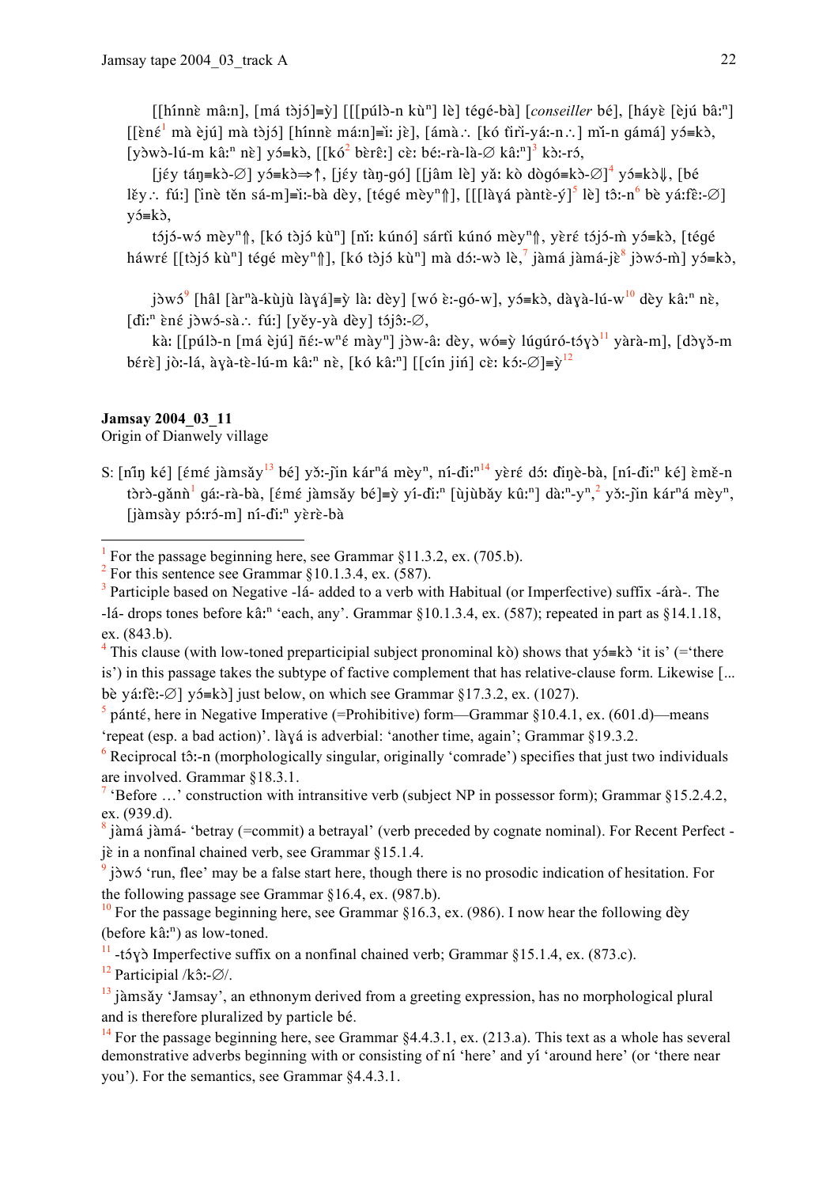[[hínnɛ̀ mâ:n], [má tɔ̀jɔ́]≡ỳ] [[[púlɔ̀-n kù$^n$] lɛ̀] tégé-bà] [*conseiller* bé], [háyɛ̀ [ɛ̀jú bâ:$^n$] [[ɛ̀nɛ́[1] mà ɛ̀jú] mà tɔ̀jɔ́] [hínnɛ̀ má:n]≡ı̀: jɛ̀], [ámà∴ [kó tı̀rı̀-yá:-n∴] mı̌-n gámá] yɔ́≡kɔ̀, [yɔ̀wɔ̀-lú-m kâ:$^n$ nɛ̀] yɔ́≡kɔ̀, [[kó[2] bɛ̀rɛ̂:] cɛ̀: bé:-rà-là-∅ kâ:$^n$][3] kɔ̀:-rɔ́,

[jɛ́y táŋ≡kɔ̀-∅] yɔ́≡kɔ̀⇒↑, [jɛ́y tàŋ-gó] [[jâm lɛ̀] yǎ: kò dɔ̀gó≡kɔ̀-∅][4] yɔ́≡kɔ̀⇓, [bé lɛ̌y∴ fú:] [ìnè těn sá-m]≡ı̀:-bà dɛ̀y, [tégé mɛ̀y$^n$⇑], [[[làɣá pàntɛ̀-ý][5] lɛ̀] tɔ̂:-n[6] bɛ̀ yá:fɛ̂:-∅] yɔ́≡kɔ̀,

tɔ́jɔ́-wɔ́ mɛ̀y$^n$⇑, [kó tɔ̀jɔ́ kù$^n$] [nı̌: kúnó] sártı̀ kúnó mɛ̀y$^n$⇑, yɛ̀rɛ́ tɔ́jɔ́-m̀ yɔ́≡kɔ̀, [tégé háwrɛ́ [[tɔ̀jɔ́ kù$^n$] tégé mɛ̀y$^n$⇑], [kó tɔ̀jɔ́ kù$^n$] mà dɔ́:-wɔ̀ lɛ̀,[7] jàmá jàmá-jɛ̀[8] jɔ̀wɔ́-m̀] yɔ́≡kɔ̀,

jɔ̀wɔ́[9] [hâl [àr$^n$à-kùjù làɣá]≡ỳ là: dɛ̀y] [wó ɛ̀:-gó-w], yɔ́≡kɔ̀, dàɣà-lú-w[10] dɛ̀y kâ:$^n$ nɛ̀, [đı̀:$^n$ ɛ̀nɛ́ jɔ̀wɔ́-sà∴ fú:] [yɛ̌y-yà dɛ̀y] tɔ́jɔ̂:-∅,

kà: [[púlɔ̀-n [má ɛ̀jú] ñɛ́:-w$^n$ɛ́ mày$^n$] jɔ̀w-â: dɛ̀y, wó≡ỳ lúgúró-tɔ́ɣɔ̀[11] yàrà-m], [dɔ̀ɣɔ̌-m bɛ́rɛ̀] jɔ̀:-lá, àɣà-tɛ̀-lú-m kâ:$^n$ nɛ̀, [kó kâ:$^n$] [[cín jiń] cɛ̀: kɔ́:-∅]≡ỳ[12]

**Jamsay 2004_03_11**
Origin of Dianwely village

S: [ñı̌ŋ kɛ́] [ɛ́mɛ́ jàmsǎy[13] bé] yɔ̌:-jìn kár$^n$á mɛ̀y$^n$, ní-đı̀:$^n$[14] yɛ̀rɛ́ dɔ́: đìŋɛ̀-bà, [ní-đı̀:$^n$ kɛ́] ɛ̀mɛ̌-n tɔ̀rɔ̀-gǎnǹ[1] gá:-rà-bà, [ɛ́mɛ́ jàmsǎy bé]≡ỳ yí-đı̀:$^n$ [ùjùbǎy kû:$^n$] dà:$^n$-y$^n$,[2] yɔ̌:-jìn kár$^n$á mɛ̀y$^n$, [jàmsày pɔ́:rɔ́-m] ní-đı̀:$^n$ yɛ̀rɛ̀-bà

---

[1] For the passage beginning here, see Grammar §11.3.2, ex. (705.b).

[2] For this sentence see Grammar §10.1.3.4, ex. (587).

[3] Participle based on Negative -lá- added to a verb with Habitual (or Imperfective) suffix -árà-. The -lá- drops tones before kâ:$^n$ 'each, any'. Grammar §10.1.3.4, ex. (587); repeated in part as §14.1.18, ex. (843.b).

[4] This clause (with low-toned preparticipial subject pronominal kò) shows that yɔ́≡kɔ̀ 'it is' (='there is') in this passage takes the subtype of factive complement that has relative-clause form. Likewise [... bɛ̀ yá:fɛ̂:-∅] yɔ́≡kɔ̀] just below, on which see Grammar §17.3.2, ex. (1027).

[5] pánté, here in Negative Imperative (=Prohibitive) form—Grammar §10.4.1, ex. (601.d)—means 'repeat (esp. a bad action)'. làɣá is adverbial: 'another time, again'; Grammar §19.3.2.

[6] Reciprocal tɔ̂:-n (morphologically singular, originally 'comrade') specifies that just two individuals are involved. Grammar §18.3.1.

[7] 'Before …' construction with intransitive verb (subject NP in possessor form); Grammar §15.2.4.2, ex. (939.d).

[8] jàmá jàmá- 'betray (=commit) a betrayal' (verb preceded by cognate nominal). For Recent Perfect -jɛ̀ in a nonfinal chained verb, see Grammar §15.1.4.

[9] jɔ̀wɔ́ 'run, flee' may be a false start here, though there is no prosodic indication of hesitation. For the following passage see Grammar §16.4, ex. (987.b).

[10] For the passage beginning here, see Grammar §16.3, ex. (986). I now hear the following dɛ̀y (before kâ:$^n$) as low-toned.

[11] -tɔ́ɣɔ̀ Imperfective suffix on a nonfinal chained verb; Grammar §15.1.4, ex. (873.c).

[12] Participial /kɔ̂:-∅/.

[13] jàmsǎy 'Jamsay', an ethnonym derived from a greeting expression, has no morphological plural and is therefore pluralized by particle bé.

[14] For the passage beginning here, see Grammar §4.4.3.1, ex. (213.a). This text as a whole has several demonstrative adverbs beginning with or consisting of ní 'here' and yí 'around here' (or 'there near you'). For the semantics, see Grammar §4.4.3.1.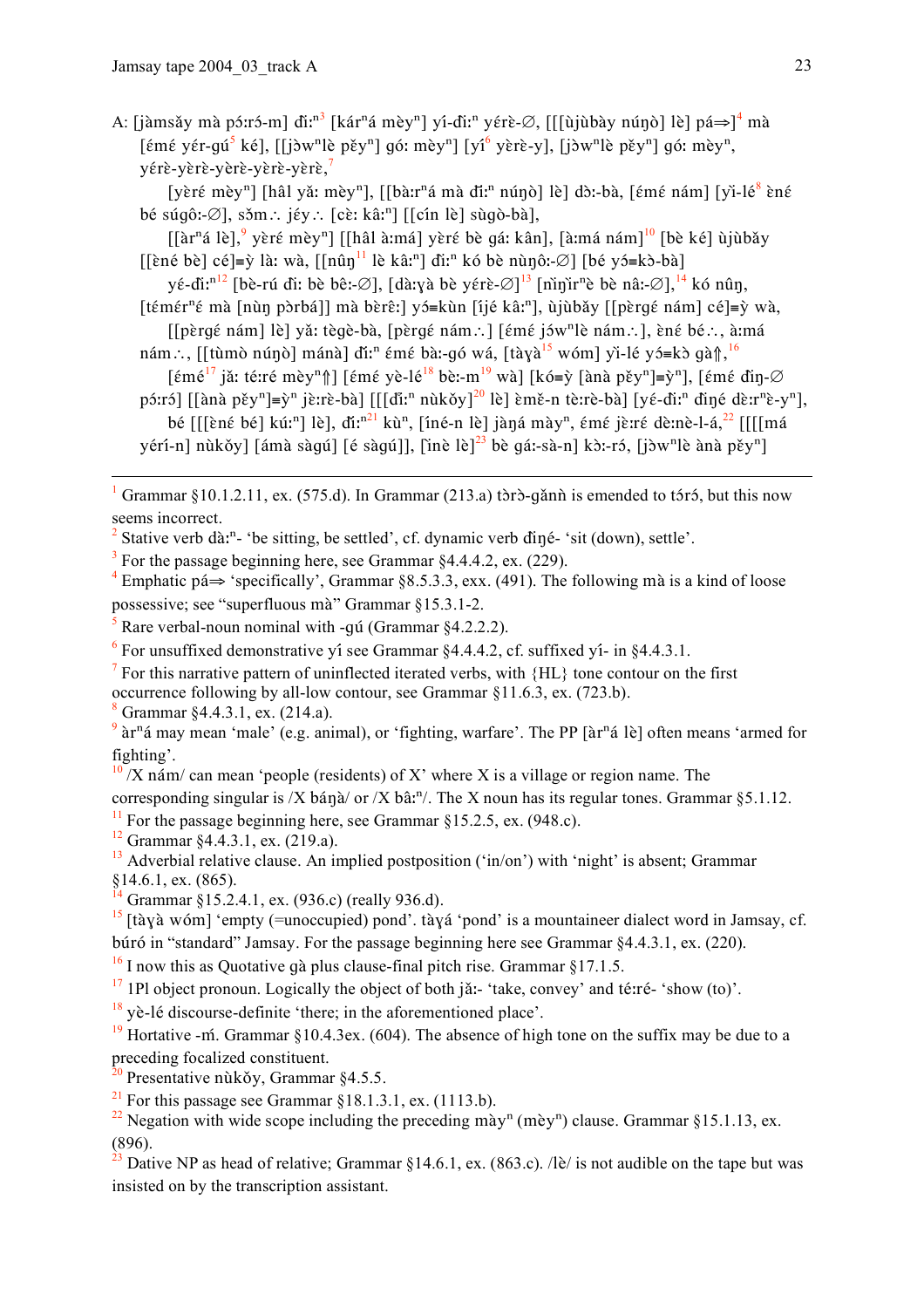A: [jàmsǎy mà pɔ́:rɔ́-m] đì:ⁿ[3] [kár'ⁿá mèyⁿ] yí-đì:ⁿ yérè-∅, [[[ùjùbày núŋò] lè] pá⇒][4] mà [ɛ́mɛ́ yér-gú[5] ké], [[jɔ̀wⁿlè pěyⁿ] gó: mèyⁿ] [yí[6] yèrè-y], [jɔ̀wⁿlè pěyⁿ] gó: mèyⁿ, yérè-yèrè-yèrè-yèrè-yèrè,[7]

[yèrɛ́ mèyⁿ] [hâl yǎ: mèyⁿ], [[bà:rⁿá mà đì:ⁿ núŋò] lè] dɔ̀:-bà, [ɛ́mɛ́ nám] [yì-lé[8] ɛ̀nɛ́ bé súgô:-∅], sɔ̌m∴ jéy∴ [cɛ̀: kâ:ⁿ] [[cín lè] sùgò-bà],

[[àrⁿá lè],[9] yèrɛ́ mèyⁿ] [[hâl à:má] yèrɛ́ bè gá: kân], [à:má nám][10] [bè ké] ùjùbǎy [[ɛ̀nɛ́ bè] cé]≡ỳ là: wà, [[nûŋ[11] lè kâ:ⁿ] đì:ⁿ kó bè nùŋô:-∅] [bé yɔ́≡kɔ̀-bà]

yé-đì:ⁿ[12] [bè-rú đì: bè bê:-∅], [dà:ɣà bè yérè-∅][13] [nìŋìrⁿè bè nâ:-∅],[14] kó nûŋ, [témérⁿɛ́ mà [nùŋ pɔ̀rbá]] mà bèrê:] yɔ́≡kùn [íjé kâ:ⁿ], ùjùbǎy [[pɛ̀rgɛ́ nám] cé]≡ỳ wà,

[[pɛ̀rgɛ́ nám] lè] yǎ: tègè-bà, [pɛ̀rgɛ́ nám∴] [ɛ́mɛ́ jɔ́wⁿlè nám∴], ɛ̀nɛ́ bé∴, à:má nám∴, [[tùmò núŋò] mánà] đì:ⁿ ɛ́mɛ́ bà:-gó wá, [tàɣà[15] wóm] yì-lé yɔ́≡kɔ̀ gà⇑,[16]

[ɛ́mɛ́[17] jǎ: té:ré mèyⁿ⇑] [ɛ́mɛ́ yè-lé[18] bè:-m[19] wà] [kó≡ỳ [ànà pěyⁿ]≡ỳⁿ], [ɛ́mɛ́ đìŋ-∅ pɔ́:rɔ́] [[ànà pěyⁿ]≡ỳⁿ jè:rè-bà] [[[đì:ⁿ nùkǒy][20] lè] ɛ̀mě-n tè:rè-bà] [yé-đì:ⁿ đìŋé dè:rⁿè-yⁿ],

bé [[[ɛ̀nɛ́ bé] kú:ⁿ] lè], đì:ⁿ[21] kùⁿ, [íné-n lè] jàŋá màyⁿ, ɛ́mɛ́ jè:ré dè:nè-l-á,[22] [[[[má yérí-n] nùkǒy] [àmà sàgú] [é sàgú]], [ìnè lè][23] bè gá:-sà-n] kɔ̀-rɔ́, [jɔ̀wⁿlè ànà pěyⁿ]

---

[1] Grammar §10.1.2.11, ex. (575.d). In Grammar (213.a) tɔ̀rɔ̀-gǎnǹ is emended to tɔ́rɔ́, but this now seems incorrect.

[2] Stative verb dà:ⁿ- 'be sitting, be settled', cf. dynamic verb đìŋé- 'sit (down), settle'.

[3] For the passage beginning here, see Grammar §4.4.4.2, ex. (229).

[4] Emphatic pá⇒ 'specifically', Grammar §8.5.3.3, exx. (491). The following mà is a kind of loose possessive; see "superfluous mà" Grammar §15.3.1-2.

[5] Rare verbal-noun nominal with -gú (Grammar §4.2.2.2).

[6] For unsuffixed demonstrative yí see Grammar §4.4.4.2, cf. suffixed yí- in §4.4.3.1.

[7] For this narrative pattern of uninflected iterated verbs, with {HL} tone contour on the first occurrence following by all-low contour, see Grammar §11.6.3, ex. (723.b).

[8] Grammar §4.4.3.1, ex. (214.a).

[9] àrⁿá may mean 'male' (e.g. animal), or 'fighting, warfare'. The PP [àrⁿá lè] often means 'armed for fighting'.

[10] /X nám/ can mean 'people (residents) of X' where X is a village or region name. The corresponding singular is /X báŋà/ or /X bâ:ⁿ/. The X noun has its regular tones. Grammar §5.1.12.

[11] For the passage beginning here, see Grammar §15.2.5, ex. (948.c).

[12] Grammar §4.4.3.1, ex. (219.a).

[13] Adverbial relative clause. An implied postposition ('in/on') with 'night' is absent; Grammar §14.6.1, ex. (865).

[14] Grammar §15.2.4.1, ex. (936.c) (really 936.d).

[15] [tàɣà wóm] 'empty (=unoccupied) pond'. tàɣá 'pond' is a mountaineer dialect word in Jamsay, cf. búró in "standard" Jamsay. For the passage beginning here see Grammar §4.4.3.1, ex. (220).

[16] I now this as Quotative gà plus clause-final pitch rise. Grammar §17.1.5.

[17] 1Pl object pronoun. Logically the object of both jǎ:- 'take, convey' and té:ré- 'show (to)'.

[18] yè-lé discourse-definite 'there; in the aforementioned place'.

[19] Hortative -ḿ. Grammar §10.4.3ex. (604). The absence of high tone on the suffix may be due to a preceding focalized constituent.

[20] Presentative nùkǒy, Grammar §4.5.5.

[21] For this passage see Grammar §18.1.3.1, ex. (1113.b).

[22] Negation with wide scope including the preceding màyⁿ (mèyⁿ) clause. Grammar §15.1.13, ex. (896).

[23] Dative NP as head of relative; Grammar §14.6.1, ex. (863.c). /lè/ is not audible on the tape but was insisted on by the transcription assistant.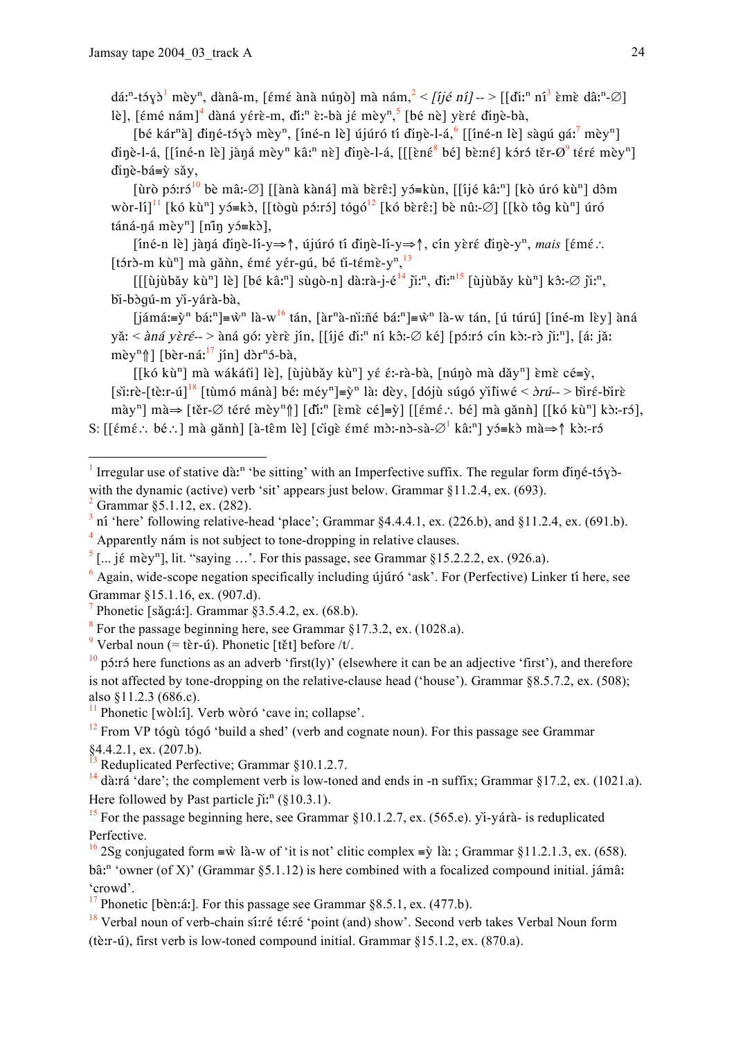dáːⁿ-tɔ́ɣɔ̀[1] mèyⁿ, dànâ-m, [ɛ́mɛ́ ànà núŋɔ̀] mà nám,[2] < *[íjé ní] --* > [[ďiːⁿ ní[3] ɛ̀mɛ̀ dâːⁿ-∅] lè], [ɛ́mé nám][4] dàná yɛ́rè-m, ďiːⁿ ɛ̀ː-bà jɛ́ mèyⁿ,[5] [bé nè] yɛ̀rɛ́ ďiŋè-bà,

[bé kárⁿà] ďiŋé-tɔ́ɣɔ̀ mèyⁿ, [íné-n lè] újúró tí ďiŋè-l-á,[6] [[íné-n lè] sàgú gáː[7] mèyⁿ] ďiŋè-l-á, [[íné-n lè] jàŋá mèyⁿ kâːⁿ nè] ďiŋè-l-á, [[[ɛ̀nɛ́[8] bé] bɛ̀ːnɛ́] kɔ́rɔ́ tɛ̌r-Ø[9] tɛ́rɛ́ mèyⁿ] ďiŋè-bá≡ỳ sǎy,

[ùrò pɔ́ːrɔ́[10] bè mâː-∅] [[ànà kàná] mà bɛ̀rɛ̂ː] yɔ́≡kùn, [[íjé kâːⁿ] [kò úró kùⁿ] dɔ̂m wɔ̀r-lí][11] [kó kùⁿ] yɔ́≡kɔ̀, [[tɔ̀gù pɔ́ːrɔ́] tɔ́gɔ́[12] [kó bɛ̀rɛ̂ː] bè nûː-∅] [[kò tɔ̂g kùⁿ] úró táná-ŋá mèyⁿ] [ñîŋ yɔ́≡kɔ̀],

[íné-n lè] jàŋá ďiŋè-lí-y⇒↑, újúró tí ďiŋè-lí-y⇒↑, cín yɛ̀rɛ́ ďiŋè-yⁿ, *mais* [ɛ́mɛ́∴ [tɔ́rɔ̀-m kùⁿ] mà gǎǹn, ɛ́mɛ́ yɛ́r-gú, bé tì-tɛ́mɛ̀-yⁿ,[13]

[[[ùjùbǎy kùⁿ] lè] [bé kâːⁿ] sùgɔ̀-n] dàːrà-j-é[14] ǰìːⁿ, ďiːⁿ[15] [ùjùbǎy kùⁿ] kɔ̂ː-∅ ǰìːⁿ, bì-bɔ̀gú-m yì-yárà-bà,

[jámáː≡ỳⁿ báːⁿ]≡ẁⁿ là-w[16] tán, [àrⁿà-nìːñé báːⁿ]≡ẁⁿ là-w tán, [ú túrú] [íné-m lèy] àná yǎː < *àná yɛ̀rɛ́--* > àná gó: yɛ̀rɛ̀ jín, [[íjé ďiːⁿ ní kɔ̂ː-∅ kɛ́] [pɔ́ːrɔ́ cín kɔ̀ː-rɔ̀ ǰìːⁿ], [áː jǎː mèyⁿ⇑] [bɛ̀r-náː[17] jín] dɔ̀rⁿɔ́-bà,

[[kó kùⁿ] mà wákáťì] lè], [ùjùbǎy kùⁿ] yé ɛ́ː-rà-bà, [núŋɔ̀ mà dǎyⁿ] ɛ̀mɛ̀ cé≡ỳ, [sì̀ːrè-[tɛ̀ːr-ú][18] [tùmó mánà] béː méyⁿ]≡ỳⁿ làː dɛ̀y, [dójù súgó yìľíwé < *ɔ̀rú--* > bìrɛ́-bìrɛ̀ mèyⁿ] mà⇒ [tɛ̌r-∅ tɛ́rɛ́ mèyⁿ⇑] [ďiːⁿ [ɛ̀mɛ̀ cé]≡ỳ] [[ɛ́mɛ́∴ bé] mà gǎǹn] [[kó kùⁿ] kɔ̀ː-rɔ́],

S: [[ɛ́mɛ́∴ bɛ́∴] mà gǎǹn] [à-têm lè] [cìgɛ̀ ɛ́mɛ́ mɔ̀ː-nɔ̀-sà-∅[1] kâːⁿ] yɔ́≡kɔ̀ mà⇒↑ kɔ̀ː-rɔ́

---

[1] Irregular use of stative dàːⁿ 'be sitting' with an Imperfective suffix. The regular form ďiŋé-tɔ́ɣɔ̀- with the dynamic (active) verb 'sit' appears just below. Grammar §11.2.4, ex. (693).

[2] Grammar §5.1.12, ex. (282).

[3] ní 'here' following relative-head 'place'; Grammar §4.4.4.1, ex. (226.b), and §11.2.4, ex. (691.b).

[4] Apparently nám is not subject to tone-dropping in relative clauses.

[5] [... jɛ́ mèyⁿ], lit. "saying …". For this passage, see Grammar §15.2.2.2, ex. (926.a).

[6] Again, wide-scope negation specifically including újúró 'ask'. For (Perfective) Linker tí here, see Grammar §15.1.16, ex. (907.d).

[7] Phonetic [sǎgːáː]. Grammar §3.5.4.2, ex. (68.b).

[8] For the passage beginning here, see Grammar §17.3.2, ex. (1028.a).

[9] Verbal noun (= tɛ̀r-ú). Phonetic [tɛ̌t] before /t/.

[10] pɔ́ːrɔ́ here functions as an adverb 'first(ly)' (elsewhere it can be an adjective 'first'), and therefore is not affected by tone-dropping on the relative-clause head ('house'). Grammar §8.5.7.2, ex. (508); also §11.2.3 (686.c).

[11] Phonetic [wɔ̀lːí]. Verb wɔ̀ró 'cave in; collapse'.

[12] From VP tɔ́gù tɔ́gɔ́ 'build a shed' (verb and cognate noun). For this passage see Grammar §4.4.2.1, ex. (207.b).

[13] Reduplicated Perfective; Grammar §10.1.2.7.

[14] dàːrá 'dare'; the complement verb is low-toned and ends in -n suffix; Grammar §17.2, ex. (1021.a). Here followed by Past particle ǰìːⁿ (§10.3.1).

[15] For the passage beginning here, see Grammar §10.1.2.7, ex. (565.e). yì-yárà- is reduplicated Perfective.

[16] 2Sg conjugated form ≡ẁ là-w of 'it is not' clitic complex ≡ỳ làː ; Grammar §11.2.1.3, ex. (658). bâːⁿ 'owner (of X)' (Grammar §5.1.12) is here combined with a focalized compound initial. jámâː 'crowd'.

[17] Phonetic [bɛ̀nːáː]. For this passage see Grammar §8.5.1, ex. (477.b).

[18] Verbal noun of verb-chain síːré tɛ́ːré 'point (and) show'. Second verb takes Verbal Noun form (tɛ̀ːr-ú), first verb is low-toned compound initial. Grammar §15.1.2, ex. (870.a).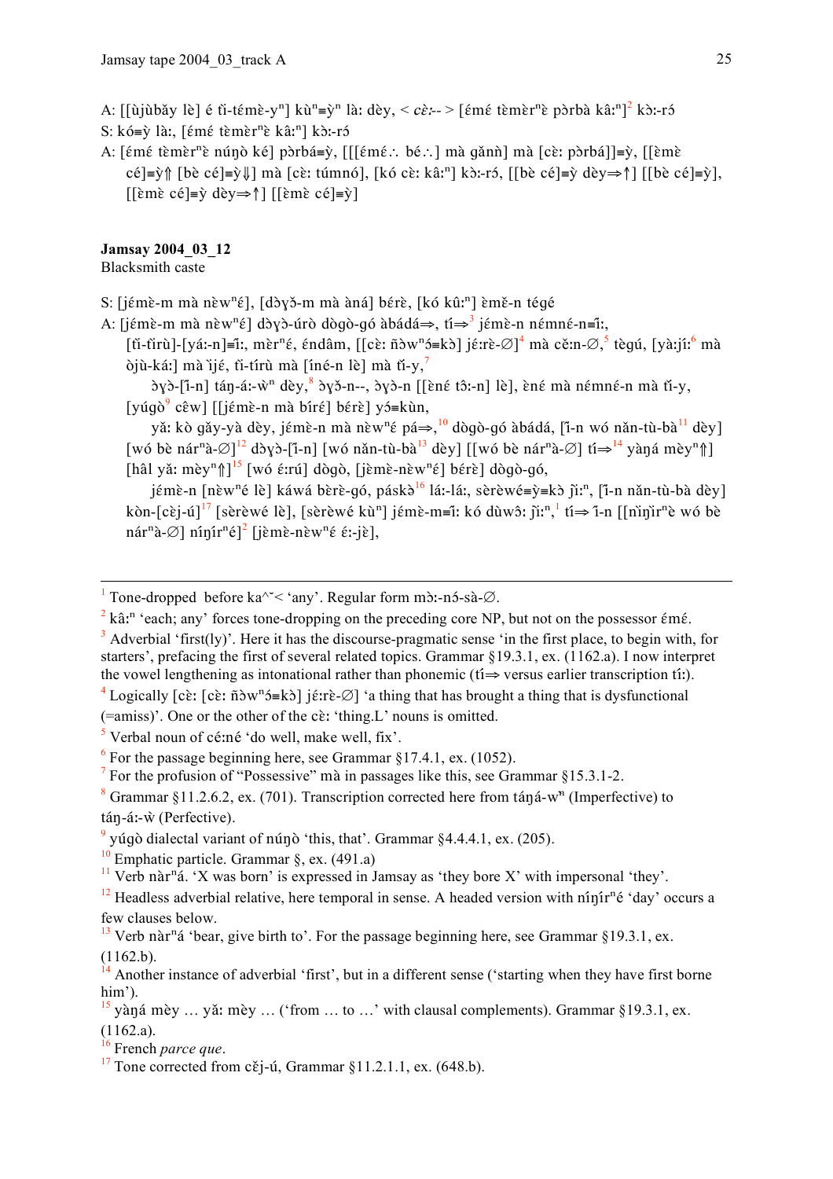A: [[ùjùbǎy lɛ̀] é tǐ-tɛ́mɛ̀-yⁿ] kùⁿ=ỳⁿ là: dèy, < cɛ̀:-- > [ɛ́mɛ́ tɛ̀mɛ̀rⁿɛ̀ pɔ̀rbà kâ:ⁿ][2] kɔ̀:-rɔ́

S: kó=ỳ là:, [ɛ́mɛ́ tɛ̀mɛ̀rⁿɛ̀ kâ:ⁿ] kɔ̀:-rɔ́

A: [ɛ́mɛ́ tɛ̀mɛ̀rⁿɛ̀ núŋɔ̀ ké] pɔ̀rbá=ỳ, [[[ɛ́mɛ́∴ bé∴] mà gǎnǹ] mà [cɛ̀: pɔ̀rbá]]=ỳ, [[ɛ̀mɛ̀ cé]=ỳ⇑ [bè cé]=ỳ⇓] mà [cɛ̀: túmnó], [kó cɛ̀: kâ:ⁿ] kɔ̀:-rɔ́, [[bè cé]=ỳ dèy⇒↑] [[bè cé]=ỳ], [[ɛ̀mɛ̀ cé]=ỳ dèy⇒↑] [[ɛ̀mɛ̀ cé]=ỳ]

**Jamsay 2004_03_12**

Blacksmith caste

S: [jɛ́mɛ̀-m mà nɛ̀wⁿɛ́], [dɔ̀ɣɔ̌-m mà àná] bɛ́rɛ̀, [kó kû:ⁿ] ɛ̀mɛ̌-n tégé

A: [jɛ́mɛ̀-m mà nɛ̀wⁿɛ́] dɔ̀ɣɔ̀-úrò dògò-gó àbádá⇒, tí⇒[3] jɛ́mɛ̀-n nɛ́mnɛ́-n=ǐ:, [tǐ-tǐrù]-[yá:-n]=ǐ:, mɛ̀rⁿɛ́, ɛ́ndâm, [[cɛ̀: ñɔ̀wⁿɔ́=kɔ̀] jɛ́:rɛ̀-∅][4] mà cɛ̌:n-∅,[5] tègú, [yà:jí:[6] mà òjù-ká:] mà ìjɛ́, tǐ-tírù mà [íné-n lɛ̀] mà tǐ-y,[7]

ɔ̀ɣɔ̀-[ǐ-n] táŋ-á:-ẁⁿ dèy,[8] ɔ̀ɣɔ̌-n--, ɔ̀ɣɔ̀-n [[ɛ̀nɛ́ tɔ̂:-n] lɛ̀], ɛ̀nɛ́ mà nɛ́mnɛ́-n mà tǐ-y, [yúgò[9] cɛ̂w] [[jɛ́mɛ̀-n mà bíré] bɛ́rɛ̀] yɔ́=kùn,

yǎ: kò gǎy-yà dèy, jɛ́mɛ̀-n mà nɛ̀wⁿɛ́ pá⇒,[10] dògò-gó àbádá, [ǐ-n wó nǎn-tù-bà[11] dèy] [wó bè nárⁿà-∅][12] dɔ̀ɣɔ̀-[ǐ-n] [wó nǎn-tù-bà[13] dèy] [[wó bè nárⁿà-∅] tí⇒[14] yàŋá mèyⁿ⇑] [hâl yǎ: mèyⁿ⇑][15] [wó ɛ́:rú] dògò, [jɛ̀mɛ̀-nɛ̀wⁿɛ́] bɛ́rɛ̀] dògò-gó,

jɛ́mɛ̀-n [nɛ̀wⁿɛ́ lɛ̀] káwá bèrɛ̀-gó, páskɔ̀[16] lá:-lá:, sɛ̀rɛ̀wɛ́=ỳ=kɔ̀ jǐ:ⁿ, [ǐ-n nǎn-tù-bà dèy] kòn-[cɛ̀j-ú][17] [sɛ̀rɛ̀wɛ́ lɛ̀], [sɛ̀rɛ̀wɛ́ kùⁿ] jɛ́mɛ̀-m=ǐ: kó dùwɔ̀: jǐ:ⁿ,[1] tí⇒ ǐ-n [[nǐŋìrⁿɛ̀ wó bè nárⁿà-∅] níŋírⁿé][2] [jɛ̀mɛ̀-nɛ̀wⁿɛ́ ɛ́:-jɛ̀],

---

[1] Tone-dropped before ka^ˇ< 'any'. Regular form mɔ̀:-nɔ́-sà-∅.

[2] kâ:ⁿ 'each; any' forces tone-dropping on the preceding core NP, but not on the possessor ɛ́mɛ́.

[3] Adverbial 'first(ly)'. Here it has the discourse-pragmatic sense 'in the first place, to begin with, for starters', prefacing the first of several related topics. Grammar §19.3.1, ex. (1162.a). I now interpret the vowel lengthening as intonational rather than phonemic (tí⇒ versus earlier transcription tí:).

[4] Logically [cɛ̀: [cɛ̀: ñɔ̀wⁿɔ́=kɔ̀] jɛ́:rɛ̀-∅] 'a thing that has brought a thing that is dysfunctional (=amiss)'. One or the other of the cɛ̀: 'thing.L' nouns is omitted.

[5] Verbal noun of cɛ́:nɛ́ 'do well, make well, fix'.

[6] For the passage beginning here, see Grammar §17.4.1, ex. (1052).

[7] For the profusion of "Possessive" mà in passages like this, see Grammar §15.3.1-2.

[8] Grammar §11.2.6.2, ex. (701). Transcription corrected here from táŋá-wⁿ (Imperfective) to táŋ-á:-ẁ (Perfective).

[9] yúgò dialectal variant of núŋɔ̀ 'this, that'. Grammar §4.4.4.1, ex. (205).

[10] Emphatic particle. Grammar §, ex. (491.a)

[11] Verb nàrⁿá. 'X was born' is expressed in Jamsay as 'they bore X' with impersonal 'they'.

[12] Headless adverbial relative, here temporal in sense. A headed version with níŋírⁿé 'day' occurs a few clauses below.

[13] Verb nàrⁿá 'bear, give birth to'. For the passage beginning here, see Grammar §19.3.1, ex. (1162.b).

[14] Another instance of adverbial 'first', but in a different sense ('starting when they have first borne him').

[15] yàŋá mèy … yǎ: mèy … ('from … to …' with clausal complements). Grammar §19.3.1, ex. (1162.a).

[16] French *parce que*.

[17] Tone corrected from cɛ̌j-ú, Grammar §11.2.1.1, ex. (648.b).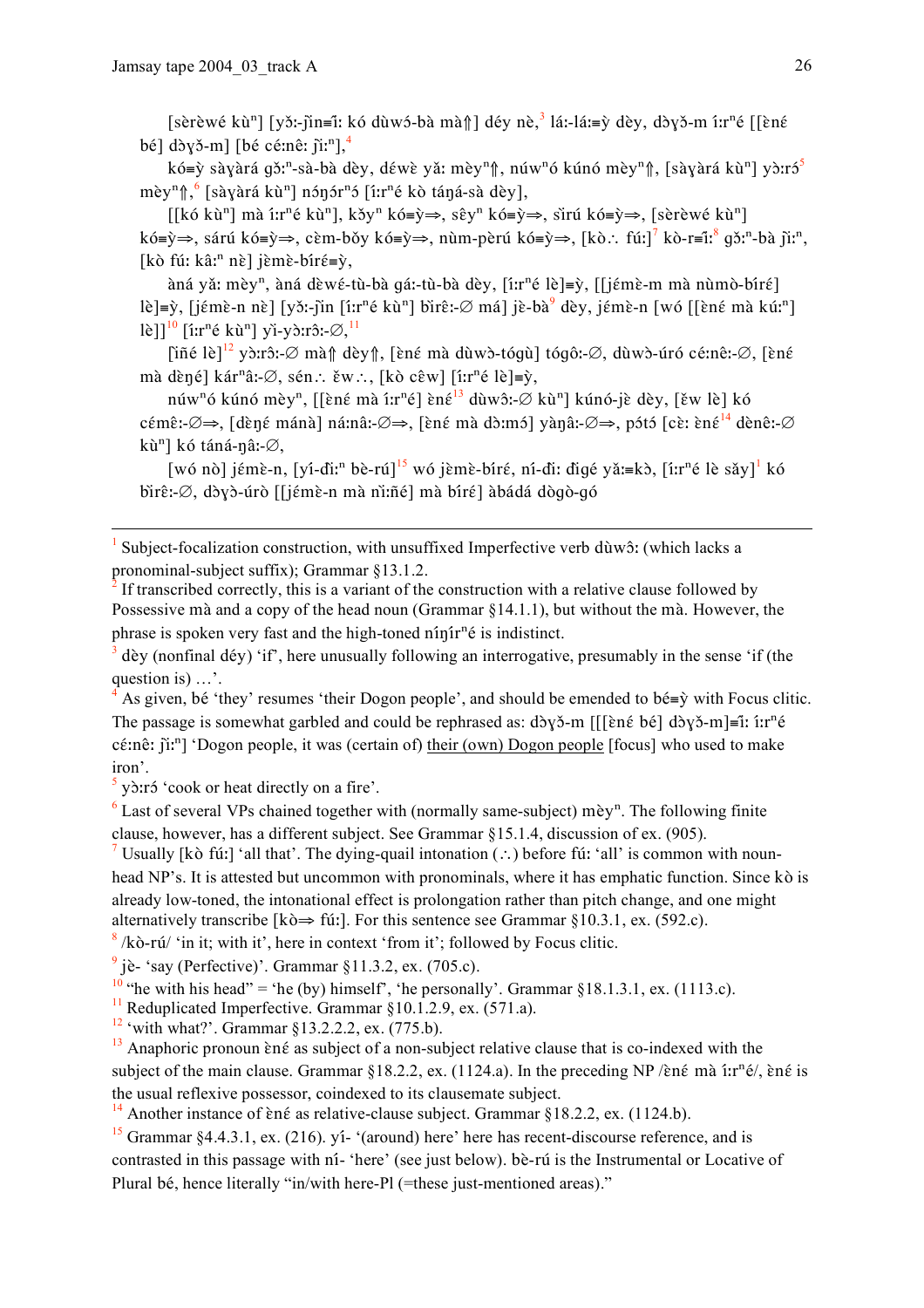[sèrèwé kùⁿ] [yɔ̌:-ji ̀n≡i ̀: kó dùwɔ́-bà mà⇑] déy nè,[3] lá:-lá:≡ỳ dèy, dɔ̀ɣɔ̌-m í:rⁿé [[ɛ̀né bé] dɔ̀ɣɔ̌-m] [bé cé:nê: jì:ⁿ],[4]

kó≡ỳ sàɣàrá gɔ̌:ⁿ-sà-bà dèy, déwè yǎ: mèyⁿ⇑, núwⁿó kúnó mèyⁿ⇑, [sàɣàrá kùⁿ] yɔ̀:rɔ́[5] mèyⁿ⇑,[6] [sàɣàrá kùⁿ] nóŋɔ́rⁿɔ́ [í:rⁿé kò táŋá-sà dèy],

[[kó kùⁿ] mà í:rⁿé kùⁿ], kǒyⁿ kó≡ỳ⇒, sêyⁿ kó≡ỳ⇒, sìrú kó≡ỳ⇒, [sèrèwé kùⁿ] kó≡ỳ⇒, sárú kó≡ỳ⇒, cɛ̀m-bǒy kó≡ỳ⇒, nùm-pèrú kó≡ỳ⇒, [kò∴ fú:][7] kò-r≡ì:[8] gɔ̌:ⁿ-bà jì:ⁿ, [kò fú: kâ:ⁿ nè] jɛ̀mɛ̀-bíré≡ỳ,

àná yǎ: mèyⁿ, àná dèwé-tù-bà gá:-tù-bà dèy, [í:rⁿé lè]≡ỳ, [[jémɛ̀-m mà nùmɔ̀-bíré] lè]≡ỳ, [jémɛ̀-n nè] [yɔ̌:-jìn [í:rⁿé kùⁿ] bìrɛ̂:-∅ má] jɛ̀-bà[9] dèy, jémɛ̀-n [wó [[ɛ̀né mà kú:ⁿ] lè]][10] [í:rⁿé kùⁿ] yì-yɔ̀:rɔ̂:-∅,[11]

[ìñé lè][12] yɔ̀:rɔ̂:-∅ mà⇑ dèy⇑, [ɛ̀né mà dùwɔ̀-tógù] tógô:-∅, dùwɔ̀-úró cé:nê:-∅, [ɛ̀né mà dɛ̀ŋé] kárⁿâ:-∅, sén∴ ɛ̌w∴, [kò cɛ̂w] [í:rⁿé lè]≡ỳ,

núwⁿó kúnó mèyⁿ, [[ɛ̀né mà í:rⁿé] ɛ̀né[13] dùwɔ̂:-∅ kùⁿ] kúnó-jɛ̀ dèy, [ɛ̌w lè] kó cémɛ̂:-∅⇒, [dɛ̀ŋé mánà] ná:nâ:-∅⇒, [ɛ̀né mà dɔ̀:mɔ́] yàŋâ:-∅⇒, pɔ́tɔ́ [cɛ̀: ɛ̀né[14] dènê:-∅ kùⁿ] kó tánà-ŋâ:-∅,

[wó nò] jémɛ̀-n, [yí-ɗì:ⁿ bè-rú][15] wó jɛ̀mɛ̀-bíré, ní-ɗì: ɗigé yǎ:≡kò, [í:rⁿé lè sǎy][1] kó bìrɛ̂:-∅, dɔ̀ɣɔ̀-úrò [[jémɛ̀-n mà nì:ñé] mà bíré] àbádá dògò-gó

---

[1] Subject-focalization construction, with unsuffixed Imperfective verb dùwɔ̂: (which lacks a pronominal-subject suffix); Grammar §13.1.2.

[2] If transcribed correctly, this is a variant of the construction with a relative clause followed by Possessive mà and a copy of the head noun (Grammar §14.1.1), but without the mà. However, the phrase is spoken very fast and the high-toned níŋírⁿé is indistinct.

[3] dèy (nonfinal déy) 'if', here unusually following an interrogative, presumably in the sense 'if (the question is) …'.

[4] As given, bé 'they' resumes 'their Dogon people', and should be emended to bé≡ỳ with Focus clitic. The passage is somewhat garbled and could be rephrased as: dɔ̀ɣɔ̌-m [[[ɛ̀né bé] dɔ̀ɣɔ̌-m]≡ì: í:rⁿé cé:nê: jì:ⁿ] 'Dogon people, it was (certain of) <u>their (own) Dogon people</u> [focus] who used to make iron'.

[5] yɔ̀:rɔ́ 'cook or heat directly on a fire'.

[6] Last of several VPs chained together with (normally same-subject) mèyⁿ. The following finite clause, however, has a different subject. See Grammar §15.1.4, discussion of ex. (905).

[7] Usually [kò fú:] 'all that'. The dying-quail intonation (∴) before fú: 'all' is common with noun-head NP's. It is attested but uncommon with pronominals, where it has emphatic function. Since kò is already low-toned, the intonational effect is prolongation rather than pitch change, and one might alternatively transcribe [kò⇒ fú:]. For this sentence see Grammar §10.3.1, ex. (592.c).

[8] /kò-rú/ 'in it; with it', here in context 'from it'; followed by Focus clitic.

[9] jɛ̀- 'say (Perfective)'. Grammar §11.3.2, ex. (705.c).

[10] "he with his head" = 'he (by) himself', 'he personally'. Grammar §18.1.3.1, ex. (1113.c).

[11] Reduplicated Imperfective. Grammar §10.1.2.9, ex. (571.a).

[12] 'with what?'. Grammar §13.2.2.2, ex. (775.b).

[13] Anaphoric pronoun ɛ̀né as subject of a non-subject relative clause that is co-indexed with the subject of the main clause. Grammar §18.2.2, ex. (1124.a). In the preceding NP /ɛ̀né mà í:rⁿé/, ɛ̀né is the usual reflexive possessor, coindexed to its clausemate subject.

[14] Another instance of ɛ̀né as relative-clause subject. Grammar §18.2.2, ex. (1124.b).

[15] Grammar §4.4.3.1, ex. (216). yí- '(around) here' here has recent-discourse reference, and is contrasted in this passage with ní- 'here' (see just below). bè-rú is the Instrumental or Locative of Plural bé, hence literally "in/with here-Pl (=these just-mentioned areas)."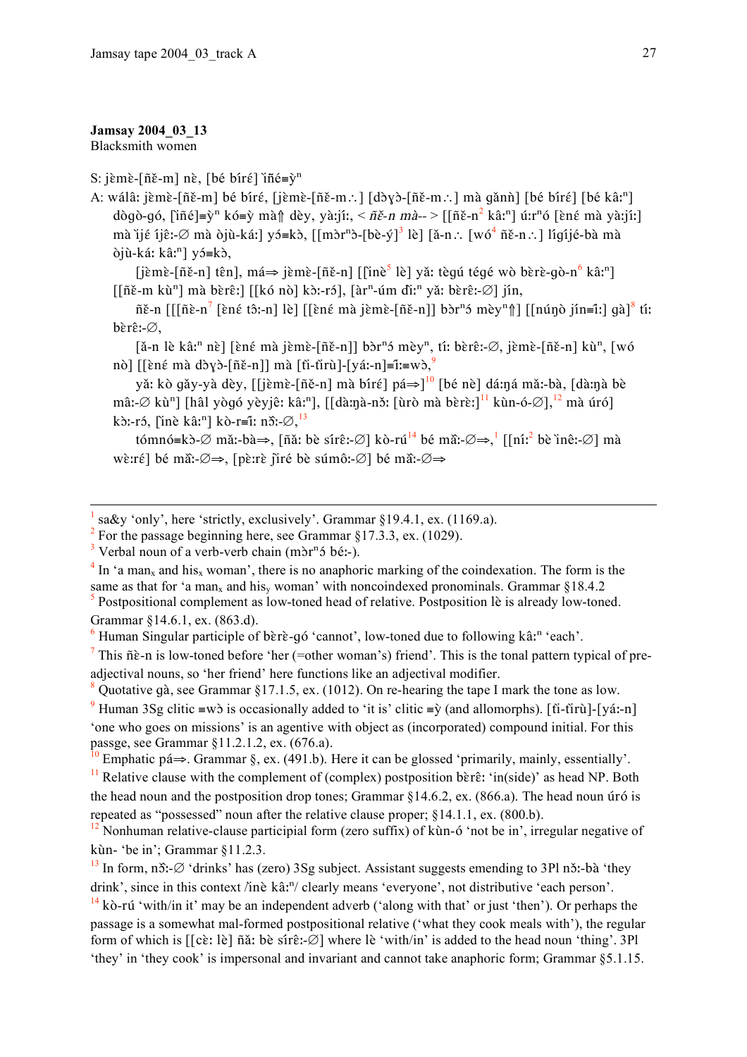**Jamsay 2004_03_13**
Blacksmith women

S: jɛ̀mɛ̀-[ñɛ̌-m] nɛ̀, [bé bíré] ǹñé≡ỳⁿ

A: wálâ: jɛ̀mɛ̀-[ñɛ̌-m] bé bíré, [jɛ̀mɛ̀-[ñɛ̌-m.∴] [dɔ̀ɣɔ̀-[ñɛ̌-m.∴] mà gǎnǹ] [bé bíré] [bé kâ:ⁿ] dògò-gó, [ǹñé]≡ỳⁿ kó≡ỳ mà⇑ dèy, yà:jí:, < *ñɛ̌-n mà--* > [[ñɛ̌-n[2] kâ:ⁿ] ú:rⁿó [ɛ̀nɛ́ mà yà:jí:] mà ǹjé íjê:-∅ mà òjù-ká:] yɔ́≡kɔ̀, [[mɔ̀rⁿɔ̀-[bè-ý][3] lè] [ǎ-n.∴ [wó[4] ñɛ̌-n.∴] lígíjé-bà mà òjù-ká: kâ:ⁿ] yɔ́≡kɔ̀,

[jɛ̀mɛ̀-[ñɛ̌-n] tên], má⇒ jɛ̀mɛ̀-[ñɛ̌-n] [[ǹnè[5] lè] yǎ: tègú tégé wò bɛ̀rɛ̀-gò-n[6] kâ:ⁿ] [[ñɛ̌-m kùⁿ] mà bɛ̀rɛ̂:] [[kó nò] kɔ̀:-rɔ́], [àrⁿ-úm ɗí:ⁿ yǎ: bɛ̀rɛ̂:-∅] jín,

ñɛ̌-n [[[ñɛ̀-n[7] [ɛ̀nɛ́ tɔ̂:-n] lè] [[ɛ̀nɛ́ mà jɛ̀mɛ̀-[ñɛ̌-n]] bɔ̀rⁿɔ́ mèyⁿ⇑] [[núŋò jín≡í:] gà][8] tí: bɛ̀rɛ̂:-∅,

[ǎ-n lè kâ:ⁿ nɛ̀] [ɛ̀nɛ́ mà jɛ̀mɛ̀-[ñɛ̌-n]] bɔ̀rⁿɔ́ mèyⁿ, tí: bɛ̀rɛ̂:-∅, jɛ̀mɛ̀-[ñɛ̌-n] kùⁿ, [wó nò] [[ɛ̀nɛ́ mà dɔ̀ɣɔ̀-[ñɛ̌-n]] mà [tì-tìrù]-[yá:-n]≡í:≡wɔ̀,[9]

yǎ: kò gǎy-yà dèy, [[jɛ̀mɛ̀-[ñɛ̌-n] mà bíré] pá⇒][10] [bé nɛ̀] dá:ŋá mǎ:-bà, [dà:ŋà bè mâ:-∅ kùⁿ] [hâl yògó yèyjê: kâ:ⁿ], [[dà:ŋà-nɔ̌: [ùrò mà bɛ̀rɛ̂:][11] kùn-ó-∅],[12] mà úró] kɔ̀:-rɔ́, [ǹnè kâ:ⁿ] kò-r≡í: nɔ̂:-∅,[13]

tómnó≡kɔ̀-∅ mǎ:-bà⇒, [ñǎ: bè sírê:-∅] kò-rú[14] bé mâ:-∅⇒,[1] [[ní:[2] bè ǹnê:-∅] mà wɛ̀:ré] bé mâ:-∅⇒, [pɛ̀:rɛ̀ j̀ìré bè súmô:-∅] bé mâ:-∅⇒

---

[1] sa&y 'only', here 'strictly, exclusively'. Grammar §19.4.1, ex. (1169.a).

[2] For the passage beginning here, see Grammar §17.3.3, ex. (1029).

[3] Verbal noun of a verb-verb chain (mɔ̀rⁿɔ́ bé:-).

[4] In 'a $man_x$ and $his_x$ woman', there is no anaphoric marking of the coindexation. The form is the same as that for 'a $man_x$ and $his_y$ woman' with noncoindexed pronominals. Grammar §18.4.2

[5] Postpositional complement as low-toned head of relative. Postposition lè is already low-toned. Grammar §14.6.1, ex. (863.d).

[6] Human Singular participle of bɛ̀rɛ̀-gó 'cannot', low-toned due to following kâ:ⁿ 'each'.

[7] This ñɛ̀-n is low-toned before 'her (=other woman's) friend'. This is the tonal pattern typical of pre-adjectival nouns, so 'her friend' here functions like an adjectival modifier.

[8] Quotative gà, see Grammar §17.1.5, ex. (1012). On re-hearing the tape I mark the tone as low.

[9] Human 3Sg clitic ≡wɔ̀ is occasionally added to 'it is' clitic ≡ỳ (and allomorphs). [tì-tìrù]-[yá:-n] 'one who goes on missions' is an agentive with object as (incorporated) compound initial. For this passge, see Grammar §11.2.1.2, ex. (676.a).

[10] Emphatic pá⇒. Grammar §, ex. (491.b). Here it can be glossed 'primarily, mainly, essentially'.

[11] Relative clause with the complement of (complex) postposition bɛ̀rɛ̂: 'in(side)' as head NP. Both the head noun and the postposition drop tones; Grammar §14.6.2, ex. (866.a). The head noun úró is repeated as "possessed" noun after the relative clause proper; §14.1.1, ex. (800.b).

[12] Nonhuman relative-clause participial form (zero suffix) of kùn-ó 'not be in', irregular negative of kùn- 'be in'; Grammar §11.2.3.

[13] In form, nɔ̂:-∅ 'drinks' has (zero) 3Sg subject. Assistant suggests emending to 3Pl nɔ̂:-bà 'they drink', since in this context /ìnè kâ:ⁿ/ clearly means 'everyone', not distributive 'each person'.

[14] kò-rú 'with/in it' may be an independent adverb ('along with that' or just 'then'). Or perhaps the passage is a somewhat mal-formed postpositional relative ('what they cook meals with'), the regular form of which is [[cɛ̀: lè] ñǎ: bè sírê:-∅] where lè 'with/in' is added to the head noun 'thing'. 3Pl 'they' in 'they cook' is impersonal and invariant and cannot take anaphoric form; Grammar §5.1.15.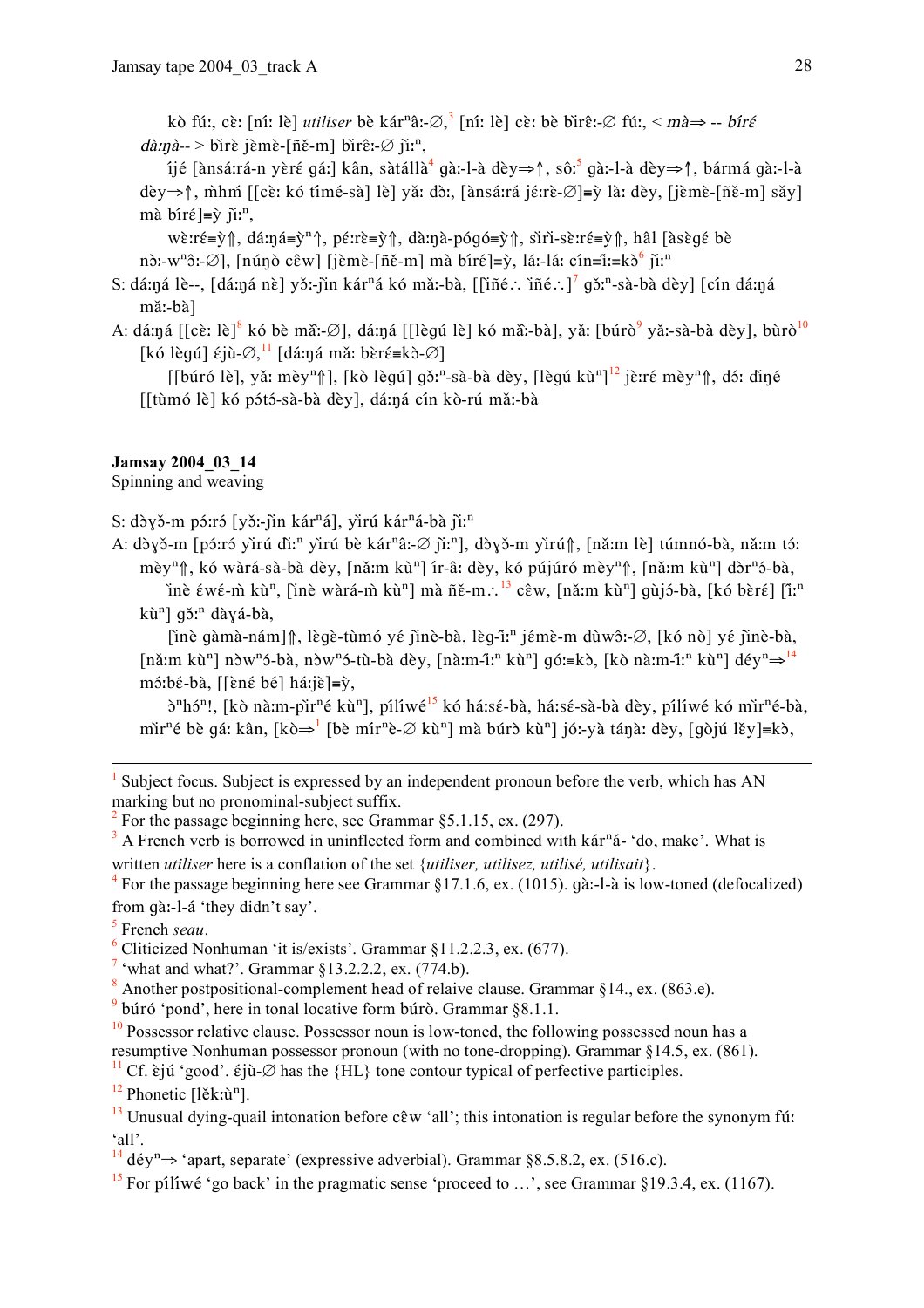kò fú:, cɛ̀: [ní: lè] *utiliser* bè kárⁿâ:-∅,[3] [ní: lè] cɛ̀: bè bìrɛ̂:-∅ fú:, < *mà*⇒ -- *bíré dà:ŋà*-- > bìrɛ̀ jɛ̀mɛ̀-[ñɛ̌-m] bìrɛ̂:-∅ jì:ⁿ,

íjé [ànsá:rá-n yɛ̀ré gá:] kân, sàtállà[4] gà:-l-à dèy⇒↑, sô:[5] gà:-l-à dèy⇒↑, bármá gà:-l-à dèy⇒↑, m̀hḿ [[cɛ̀: kó tímé-sà] lè] yǎ: dɔ̀:, [ànsá:rá jɛ́:rɛ̀-∅]≡ỳ là: dèy, [jɛ̀mɛ̀-[ñɛ̌-m] sǎy] mà bíré]≡ỳ jì:ⁿ,

wɛ̀:rɛ́≡ỳ⇑, dá:ŋá≡ỳⁿ⇑, pɛ́:rɛ̀≡ỳ⇑, dà:ŋà-pógó≡ỳ⇑, sìrì-sɛ̀:rɛ́≡ỳ⇑, hâl [àsɛ̀gɛ́ bè nɔ̀:-wⁿɔ̂:-∅], [núŋò cɛ̂w] [jɛ̀mɛ̀-[ñɛ̌-m] mà bíré]≡ỳ, lá:-lá: cín≡í:≡kɔ̀[6] jì:ⁿ

S: dá:ŋá lè--, [dá:ŋá nè] yɔ̌:-jìn kárⁿá kó mǎ:-bà, [[ìñé∴ ìñé∴][7] gɔ̌:ⁿ-sà-bà dèy] [cín dá:ŋá mǎ:-bà]

A: dá:ŋá [[cɛ̀: lè][8] kó bè mǎ:-∅], dá:ŋá [[lɛ̀gú lè] kó mǎ:-bà], yǎ: [búrò[9] yǎ:-sà-bà dèy], bùrò[10] [kó lɛ̀gú] ɛ́jù-∅,[11] [dá:ŋá mǎ: bɛ̀rɛ́≡kɔ̀-∅]

[[búró lè], yǎ: mèyⁿ⇑], [kò lɛ̀gú] gɔ̌:ⁿ-sà-bà dèy, [lɛ̀gú kùⁿ][12] jɛ̀:rɛ́ mèyⁿ⇑, dɔ́: đìŋé [[tùmó lè] kó pɔ́tɔ́-sà-bà dèy], dá:ŋá cín kò-rú mǎ:-bà

**Jamsay 2004_03_14**
Spinning and weaving

S: dɔ̀ɣɔ̌-m pɔ́:rɔ́ [yɔ̌:-jìn kárⁿá], yìrú kárⁿá-bà jì:ⁿ

A: dɔ̀ɣɔ̌-m [pɔ́:rɔ́ yìrú đì:ⁿ yìrú bè kárⁿâ:-∅ jì:ⁿ], dɔ̀ɣɔ̌-m yìrú⇑, [nǎ:m lè] túmnó-bà, nǎ:m tɔ́: mèyⁿ⇑, kó wàrá-sà-bà dèy, [nǎ:m kùⁿ] ír-â: dèy, kó pújúró mèyⁿ⇑, [nǎ:m kùⁿ] dɔ̀rⁿɔ́-bà,

ìnè ɛ́wɛ́-m̀ kùⁿ, [ìnè wàrá-m̀ kùⁿ] mà ñɛ̌-m∴[13] cɛ̂w, [nǎ:m kùⁿ] gùjɔ́-bà, [kó bɛ̀rɛ́] [í:ⁿ kùⁿ] gɔ̌:ⁿ dàɣá-bà,

[ìnè gàmà-nám]⇑, lɛ̀gɛ̀-tùmó yé jìnè-bà, lɛ̀g-í:ⁿ jɛ́mɛ̀-m dùwɔ̂:-∅, [kó nò] yé jìnè-bà, [nǎ:m kùⁿ] nɔ̀wⁿɔ́-bà, nɔ̀wⁿɔ́-tù-bà dèy, [nà:m-í:ⁿ kùⁿ] gó:≡kɔ̀, [kò nà:m-í:ⁿ kùⁿ] déyⁿ⇒[14] mɔ́:bɛ́-bà, [[ɛ̀nɛ́ bé] há:jɛ̀]≡ỳ,

ɔ̀ⁿhɔ́ⁿ!, [kò nà:m-pìrⁿé kùⁿ], pílíwé[15] kó há:sɛ́-bà, há:sɛ́-sà-bà dèy, pílíwé kó mìrⁿé-bà, mìrⁿé bè gá: kân, [kò⇒[1] [bè mírⁿè-∅ kùⁿ] mà búrɔ̀ kùⁿ] jó:-yà táŋà: dèy, [gòjú lɛ̌y]≡kɔ̀,

---

[1] Subject focus. Subject is expressed by an independent pronoun before the verb, which has AN marking but no pronominal-subject suffix.
[2] For the passage beginning here, see Grammar §5.1.15, ex. (297).
[3] A French verb is borrowed in uninflected form and combined with kárⁿá- 'do, make'. What is written *utiliser* here is a conflation of the set {*utiliser, utilisez, utilisé, utilisait*}.
[4] For the passage beginning here see Grammar §17.1.6, ex. (1015). gà:-l-à is low-toned (defocalized) from gà:-l-á 'they didn't say'.
[5] French *seau*.
[6] Cliticized Nonhuman 'it is/exists'. Grammar §11.2.2.3, ex. (677).
[7] 'what and what?'. Grammar §13.2.2.2, ex. (774.b).
[8] Another postpositional-complement head of relaive clause. Grammar §14., ex. (863.e).
[9] búró 'pond', here in tonal locative form búrò. Grammar §8.1.1.
[10] Possessor relative clause. Possessor noun is low-toned, the following possessed noun has a resumptive Nonhuman possessor pronoun (with no tone-dropping). Grammar §14.5, ex. (861).
[11] Cf. ɛ̀jú 'good'. ɛ́jù-∅ has the {HL} tone contour typical of perfective participles.
[12] Phonetic [lɛ̌k:ùⁿ].
[13] Unusual dying-quail intonation before cɛ̂w 'all'; this intonation is regular before the synonym fú: 'all'.
[14] déyⁿ⇒ 'apart, separate' (expressive adverbial). Grammar §8.5.8.2, ex. (516.c).
[15] For pílíwé 'go back' in the pragmatic sense 'proceed to …', see Grammar §19.3.4, ex. (1167).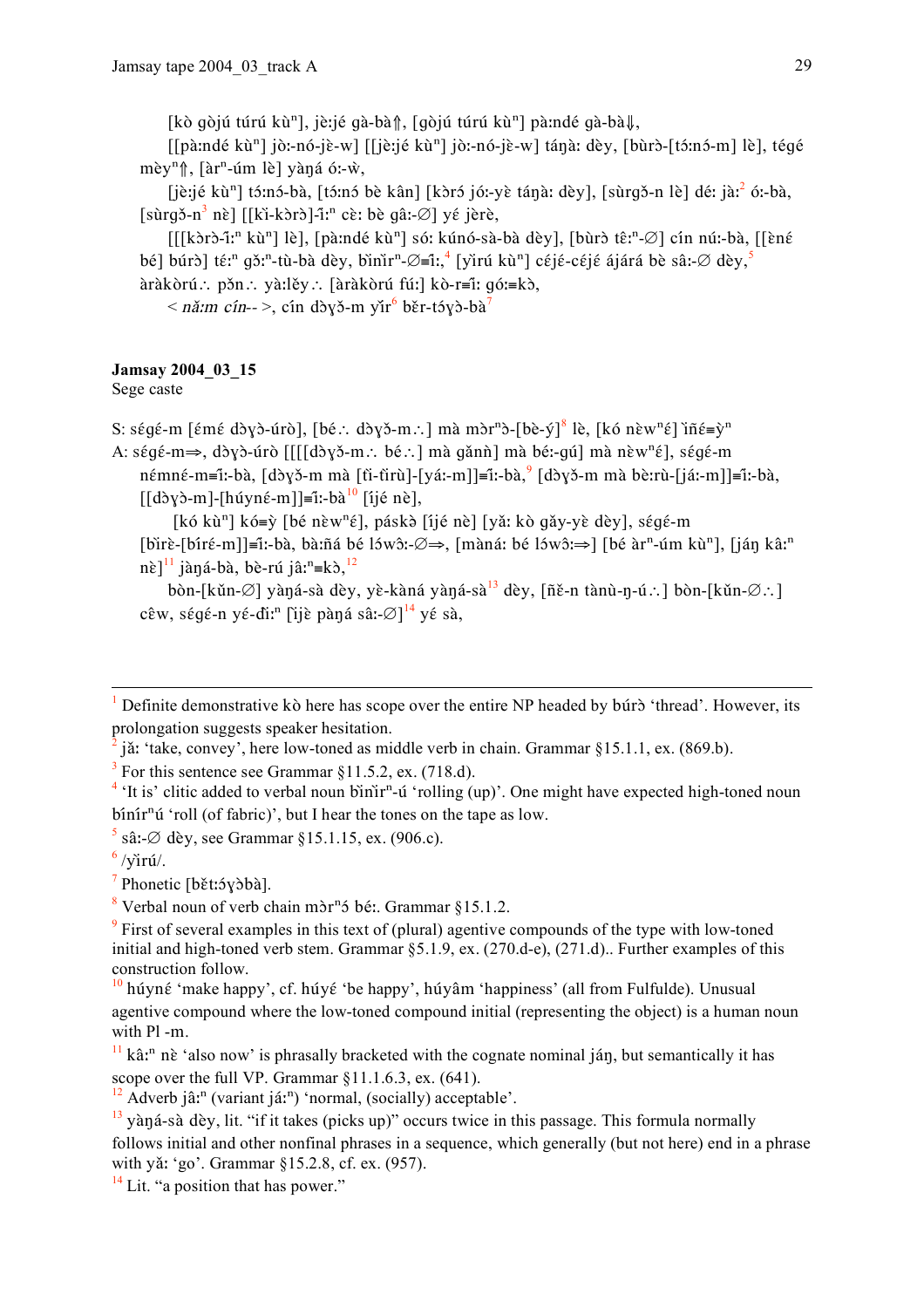[kò gòjú túrú kùⁿ], jè:jé gà-bà⇑, [gòjú túrú kùⁿ] pà:ndé gà-bà⇓,

[[pà:ndé kùⁿ] jò:-nó-jè-w] [[jè:jé kùⁿ] jò:-nó-jè-w] táŋà: dèy, [bùrɔ̀-[tɔ́:nɔ́-m] lè], tégé mèyⁿ⇑, [àrⁿ-úm lè] yàŋá ó:-ẁ,

[jè:jé kùⁿ] tɔ́:nɔ́-bà, [tɔ́:nɔ́ bè kân] [kɔ̀rɔ́ jó:-yɛ̀ táŋà: dèy], [sùrgɔ̌-n lè] dé: jà:[2] ó:-bà, [sùrgɔ̌-n[3] nè] [[kì-kɔ̀rɔ̀]-ǐ:ⁿ cè: bè gâ:-∅] yé jèrè,

[[[kɔ̀rɔ̀-î:ⁿ kùⁿ] lè], [pà:ndé kùⁿ] só: kúnó-sà-bà dèy], [bùrɔ̀ tê:ⁿ-∅] cín nú:-bà, [[ɛ̀né bé] búrɔ̀] té:ⁿ gɔ̌:ⁿ-tù-bà dèy, bìnìrⁿ-∅≡ǐ:,[4] [yìrú kùⁿ] céjé-céjé ájárá bè sâ:-∅ dèy,[5] àràkòrú∴ pɔ̌n∴ yà:lěy∴ [àràkòrú fú:] kò-r≡ǐ: gó:≡kɔ̀,

< *nǎ:m cín*-- >, cín dɔ̀ɣɔ̌-m yìr[6] běr-tɔ́ɣɔ̀-bà[7]

**Jamsay 2004_03_15**

Sege caste

S: ségé-m [ɛ́mɛ́ dɔ̀ɣɔ̀-úrò], [bé∴ dɔ̀ɣɔ̌-m∴] mà mɔ̀rⁿɔ̀-[bè-ý][8] lè, [kó nɛ̀wⁿɛ́] ìñɛ́≡ỳⁿ

A: ségé-m⇒, dɔ̀ɣɔ̀-úrò [[[[dɔ̀ɣɔ̌-m∴ bé∴] mà gǎnǹ] mà bé:-gú] mà nɛ̀wⁿɛ́], ségé-m némné-m≡ǐ:-bà, [dɔ̀ɣɔ̌-m mà [tì-tìrù]-[yá:-m]]≡ǐ:-bà,[9] [dɔ̀ɣɔ̌-m mà bè:rù-[já:-m]]≡ǐ:-bà, [[dɔ̀ɣɔ̀-m]-[húyné-m]]≡ǐ:-bà[10] [ìjé nè],

[kó kùⁿ] kó≡ỳ [bé nɛ̀wⁿɛ́], páskɔ̀ [ìjé nè] [yǎ: kò gǎy-yɛ̀ dèy], ségé-m [bìrè-[bíré-m]]≡ǐ:-bà, bà:ñá bé lɔ́wɔ̂:-∅⇒, [màná: bé lɔ́wɔ̂:⇒] [bé àrⁿ-úm kùⁿ], [jáŋ kâ:ⁿ nè][11] jàŋá-bà, bè-rú jâ:ⁿ≡kɔ̀,[12]

bòn-[kǔn-∅] yàŋá-sà dèy, yɛ̀-kàná yàŋá-sà[13] dèy, [ñě-n tànù-ŋ-ú∴] bòn-[kǔn-∅∴] cêw, ségé-n yé-ďì:ⁿ [ìjè pàŋá sâ:-∅][14] yé sà,

---

[1] Definite demonstrative kò here has scope over the entire NP headed by búrɔ̀ 'thread'. However, its prolongation suggests speaker hesitation.

[2] jǎ: 'take, convey', here low-toned as middle verb in chain. Grammar §15.1.1, ex. (869.b).

[3] For this sentence see Grammar §11.5.2, ex. (718.d).

[4] 'It is' clitic added to verbal noun bìnìrⁿ-ú 'rolling (up)'. One might have expected high-toned noun bínírⁿú 'roll (of fabric)', but I hear the tones on the tape as low.

[5] sâ:-∅ dèy, see Grammar §15.1.15, ex. (906.c).

[6] /yìrú/.

[7] Phonetic [bɛ̌t:ɔ́ɣɔ̀bà].

[8] Verbal noun of verb chain mɔ̀rⁿɔ́ bé:. Grammar §15.1.2.

[9] First of several examples in this text of (plural) agentive compounds of the type with low-toned initial and high-toned verb stem. Grammar §5.1.9, ex. (270.d-e), (271.d).. Further examples of this construction follow.

[10] húyné 'make happy', cf. húyé 'be happy', húyâm 'happiness' (all from Fulfulde). Unusual agentive compound where the low-toned compound initial (representing the object) is a human noun with Pl -m.

[11] kâ:ⁿ nè 'also now' is phrasally bracketed with the cognate nominal jáŋ, but semantically it has scope over the full VP. Grammar §11.1.6.3, ex. (641).

[12] Adverb jâ:ⁿ (variant já:ⁿ) 'normal, (socially) acceptable'.

[13] yàŋá-sà dèy, lit. "if it takes (picks up)" occurs twice in this passage. This formula normally follows initial and other nonfinal phrases in a sequence, which generally (but not here) end in a phrase with yǎ: 'go'. Grammar §15.2.8, cf. ex. (957).

[14] Lit. "a position that has power."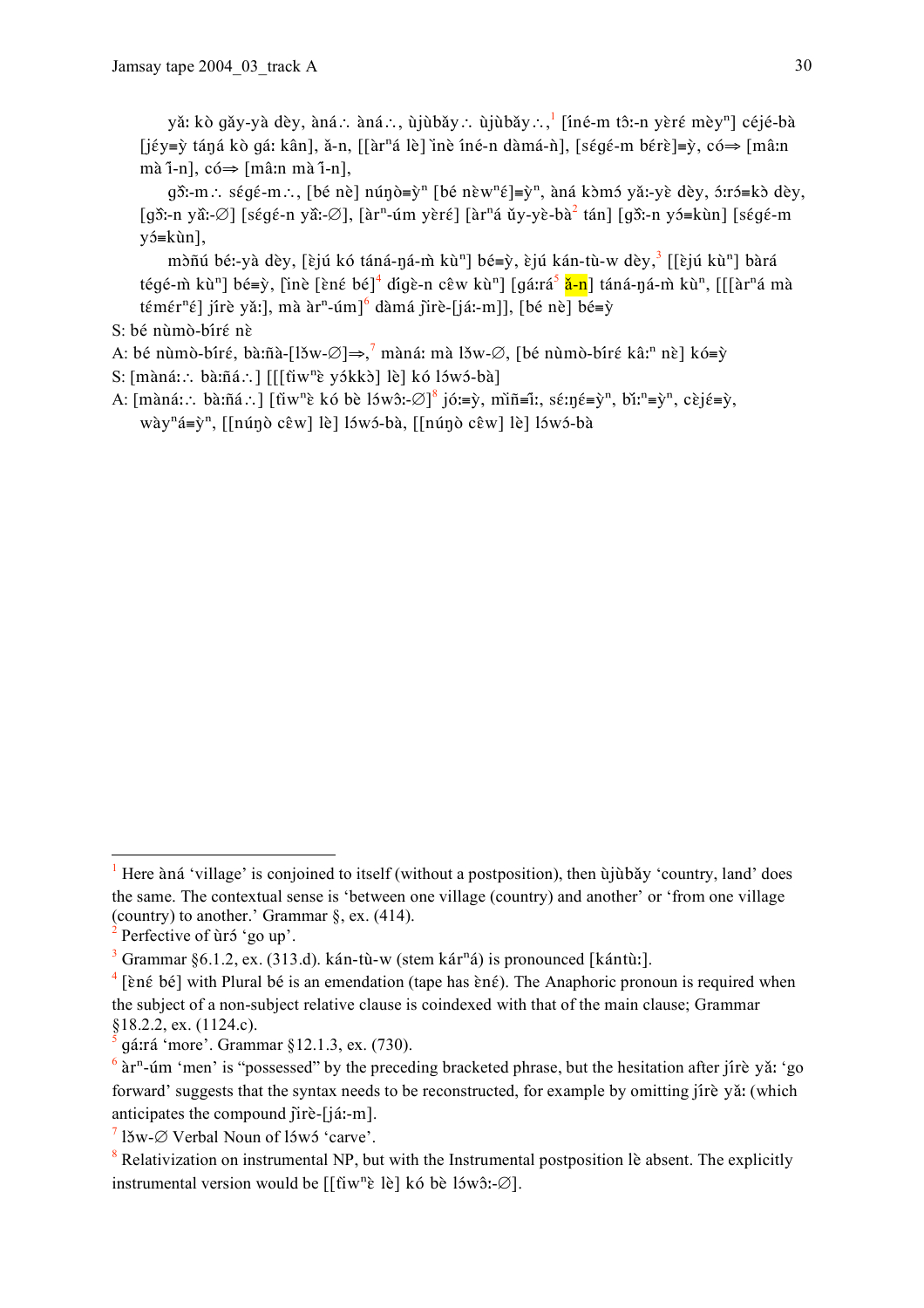yǎ: kò gǎy-yà dèy, àná∴ àná∴, ùjùbǎy∴ ùjùbǎy∴,[1] [íné-m tɔ̂:-n yɛ̀rɛ́ mèyⁿ] céjé-bà [jɛ́y≡ỳ táŋá kò gá: kân], ǎ-n, [[àrⁿá lè] ‵ìnè íné-n dàmá-ǹ], [sɛ́gɛ́-m bɛ́rɛ̀]≡ỳ, có⇒ [mâ:n mà î-n], có⇒ [mâ:n mà î-n],

gɔ̌:-m∴ sɛ́gɛ́-m∴, [bé nè] núŋò≡ỳⁿ [bé nɛ̀wⁿɛ́]≡ỳⁿ, àná kɔ̀mɔ́ yǎ:-yɛ̀ dèy, ɔ́:rɔ́≡kɔ̀ dèy, [gɔ̌:-n yǎ:-∅] [sɛ́gɛ́-n yǎ:-∅], [àrⁿ-úm yɛ̀rɛ́] [àrⁿá ǔy-yɛ̀-bà[2] tán] [gɔ̌:-n yɔ́≡kùn] [sɛ́gɛ́-m yɔ́≡kùn],

mɔ̀ñú bé:-yà dèy, [ɛ̀jú kó táná-ŋá-m̀ kùⁿ] bé≡ỳ, ɛ̀jú kán-tù-w dèy,[3] [[ɛ̀jú kùⁿ] bàrá tégé-m̀ kùⁿ] bé≡ỳ, [ìnè [ɛ̀né bé][4] dígɛ̀-n cɛ̂w kùⁿ] [gá:rá[5] ǎ-n] táná-ŋá-m̀ kùⁿ, [[[àrⁿá mà témérⁿɛ́] jírè yǎ:], mà àrⁿ-úm][6] dàmá jìrè-[já:-m]], [bé nè] bé≡ỳ

S: bé nùmò-bírɛ́ nɛ̀

A: bé nùmò-bírɛ́, bà:ñà-[lɔ̌w-∅]⇒,[7] màná: mà lɔ̌w-∅, [bé nùmò-bírɛ́ kâ:ⁿ nɛ̀] kó≡ỳ

S: [màná:∴ bà:ñá∴] [[[tìwⁿɛ̀ yɔ́kkɔ̀] lè] kó lɔ́wɔ́-bà]

A: [màná:∴ bà:ñá∴] [tìwⁿɛ̀ kó bè lɔ́wɔ̂:-∅][8] jó:≡ỳ, mìñ≡î:, sɛ́:ŋɛ́≡ỳⁿ, bǐ:ⁿ≡ỳⁿ, cɛ̀jɛ́≡ỳ, wàyⁿá≡ỳⁿ, [[núŋò cɛ̂w] lè] lɔ́wɔ́-bà, [[núŋò cɛ̂w] lè] lɔ́wɔ́-bà

---

[1] Here àná 'village' is conjoined to itself (without a postposition), then ùjùbǎy 'country, land' does the same. The contextual sense is 'between one village (country) and another' or 'from one village (country) to another.' Grammar §, ex. (414).

[2] Perfective of ùrɔ́ 'go up'.

[3] Grammar §6.1.2, ex. (313.d). kán-tù-w (stem kárⁿá) is pronounced [kántù:].

[4] [ɛ̀né bé] with Plural bé is an emendation (tape has ɛ̀né). The Anaphoric pronoun is required when the subject of a non-subject relative clause is coindexed with that of the main clause; Grammar §18.2.2, ex. (1124.c).

[5] gá:rá 'more'. Grammar §12.1.3, ex. (730).

[6] àrⁿ-úm 'men' is "possessed" by the preceding bracketed phrase, but the hesitation after jírè yǎ: 'go forward' suggests that the syntax needs to be reconstructed, for example by omitting jírè yǎ: (which anticipates the compound jìrè-[já:-m].

[7] lɔ̌w-∅ Verbal Noun of lɔ́wɔ́ 'carve'.

[8] Relativization on instrumental NP, but with the Instrumental postposition lè absent. The explicitly instrumental version would be [[tìwⁿɛ̀ lè] kó bè lɔ́wɔ̂:-∅].